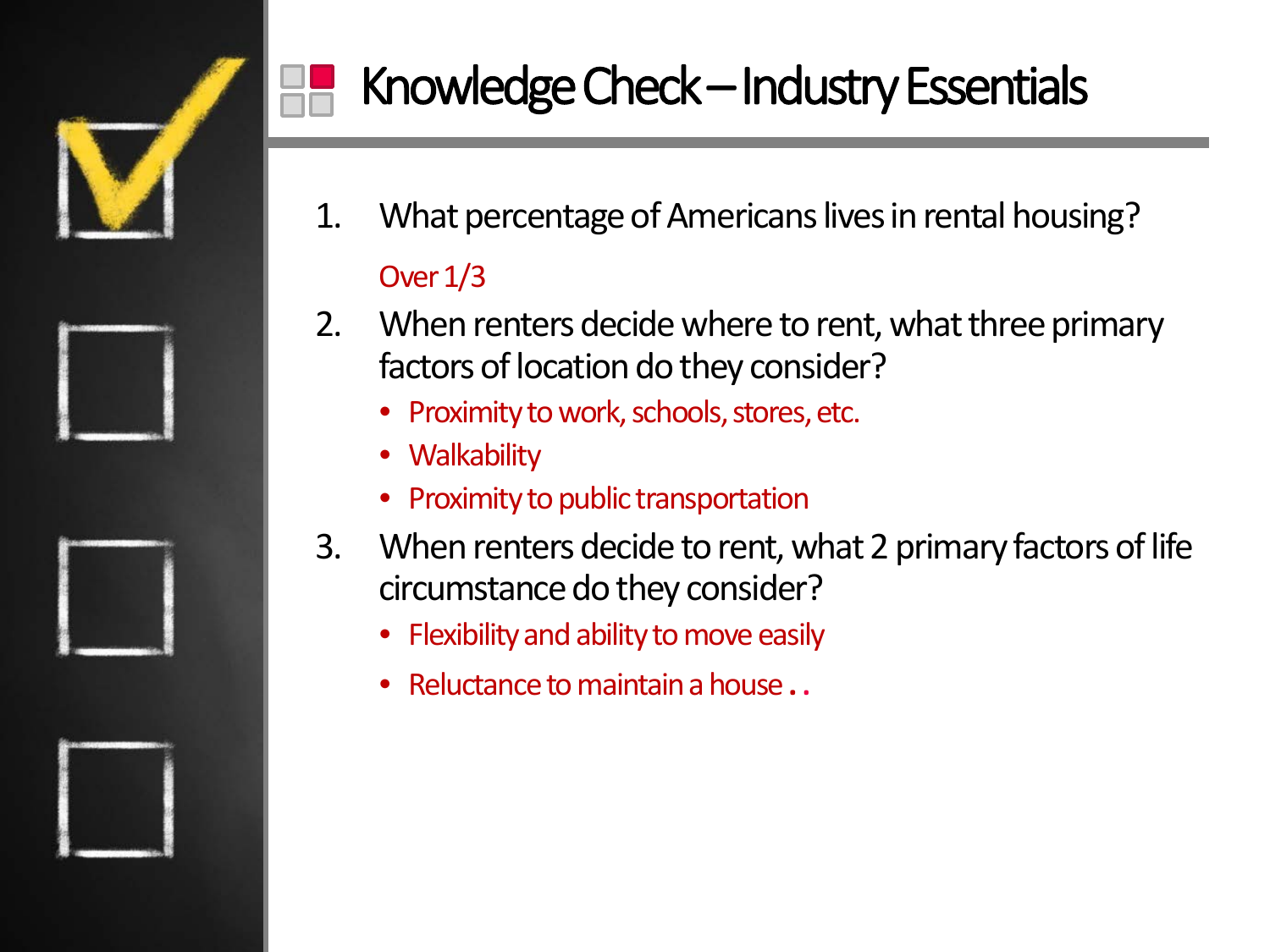# Knowledge Check – Industry Essentials

1. What percentage of Americans lives in rental housing?

   Over 1/3

2. When renters decide where to rent, what three primary factors of location do they consider?
   - Proximity to work, schools, stores, etc.
   - Walkability
   - Proximity to public transportation

3. When renters decide to rent, what 2 primary factors of life circumstance do they consider?
   - Flexibility and ability to move easily
   - Reluctance to maintain a house . .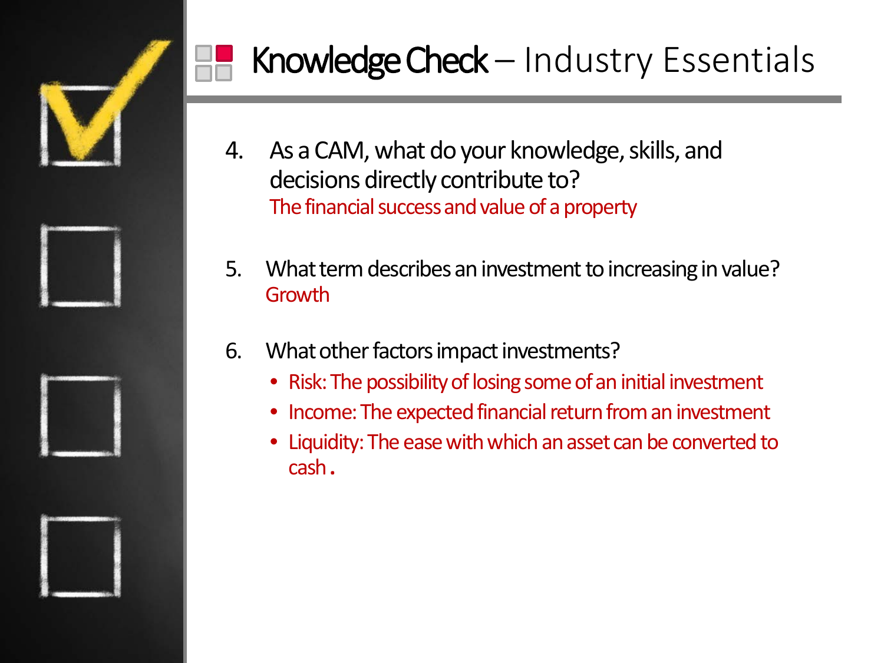# Knowledge Check – Industry Essentials

4. As a CAM, what do your knowledge, skills, and decisions directly contribute to?
   The financial success and value of a property

5. What term describes an investment to increasing in value?
   Growth

6. What other factors impact investments?
   - Risk: The possibility of losing some of an initial investment
   - Income: The expected financial return from an investment
   - Liquidity: The ease with which an asset can be converted to cash.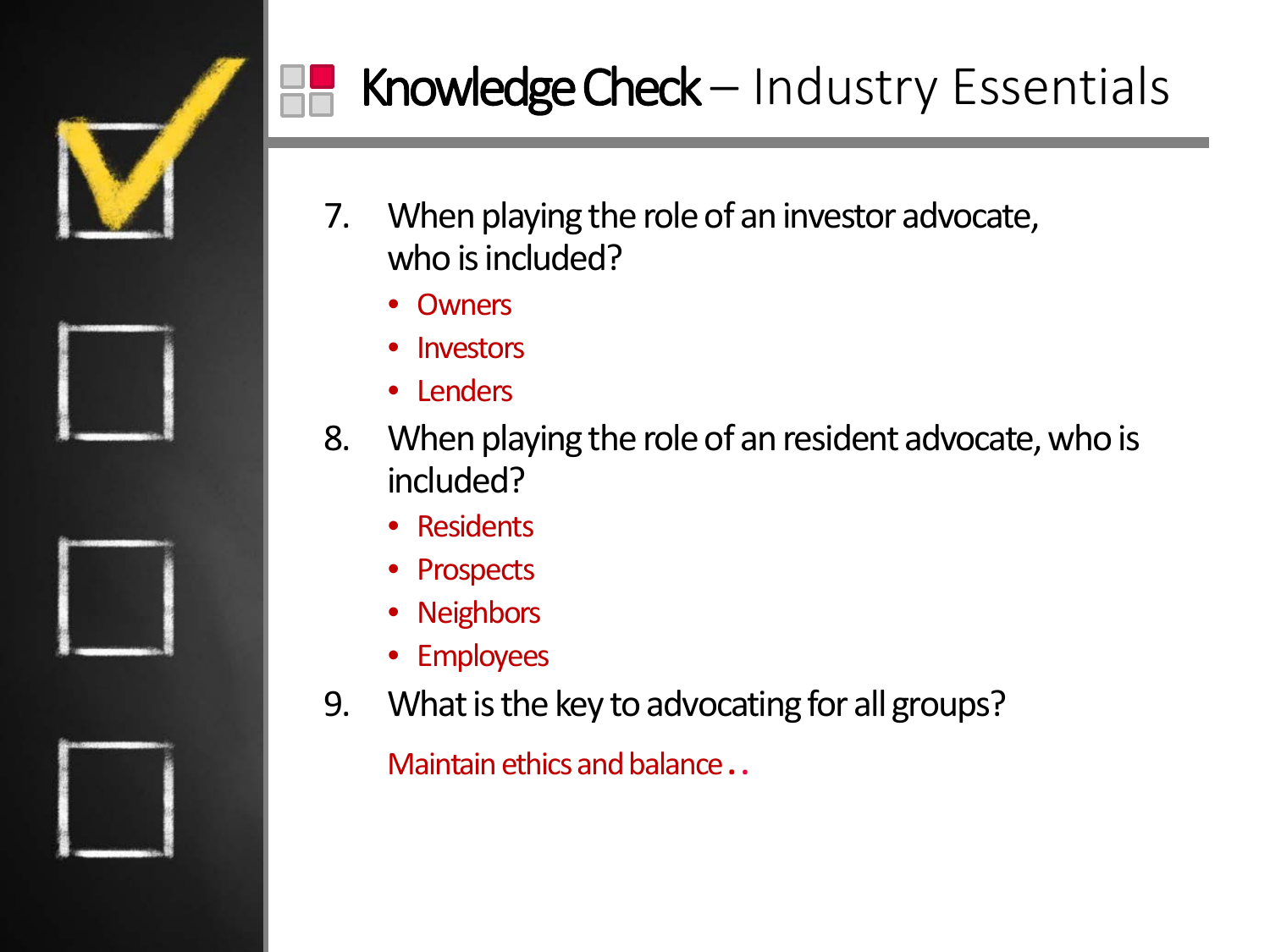# Knowledge Check – Industry Essentials

7. When playing the role of an investor advocate, who is included?
   - Owners
   - Investors
   - Lenders
8. When playing the role of an resident advocate, who is included?
   - Residents
   - Prospects
   - Neighbors
   - Employees
9. What is the key to advocating for all groups?

   Maintain ethics and balance . .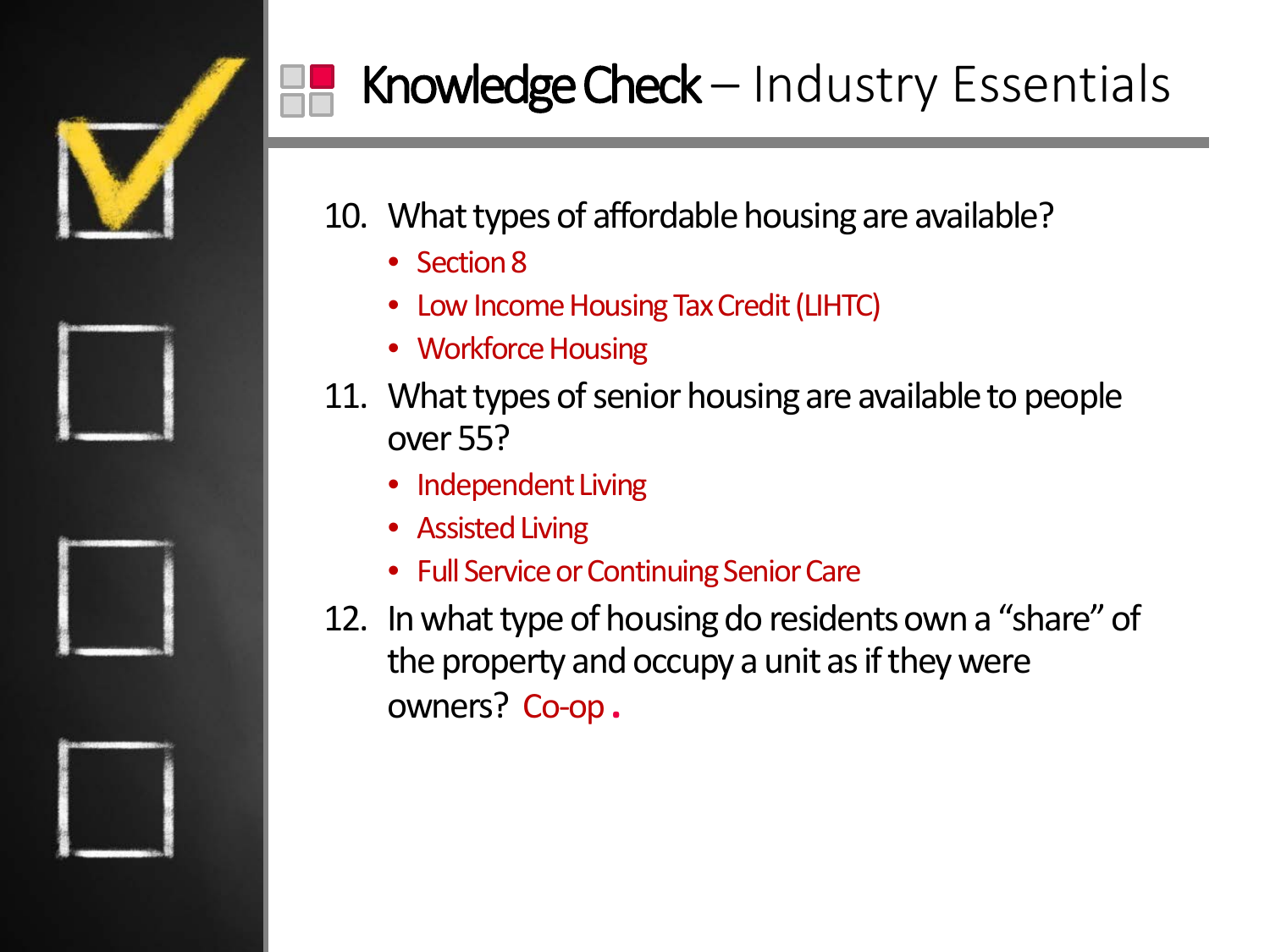# Knowledge Check – Industry Essentials

10. What types of affordable housing are available?
    - Section 8
    - Low Income Housing Tax Credit (LIHTC)
    - Workforce Housing
11. What types of senior housing are available to people over 55?
    - Independent Living
    - Assisted Living
    - Full Service or Continuing Senior Care
12. In what type of housing do residents own a "share" of the property and occupy a unit as if they were owners? Co-op.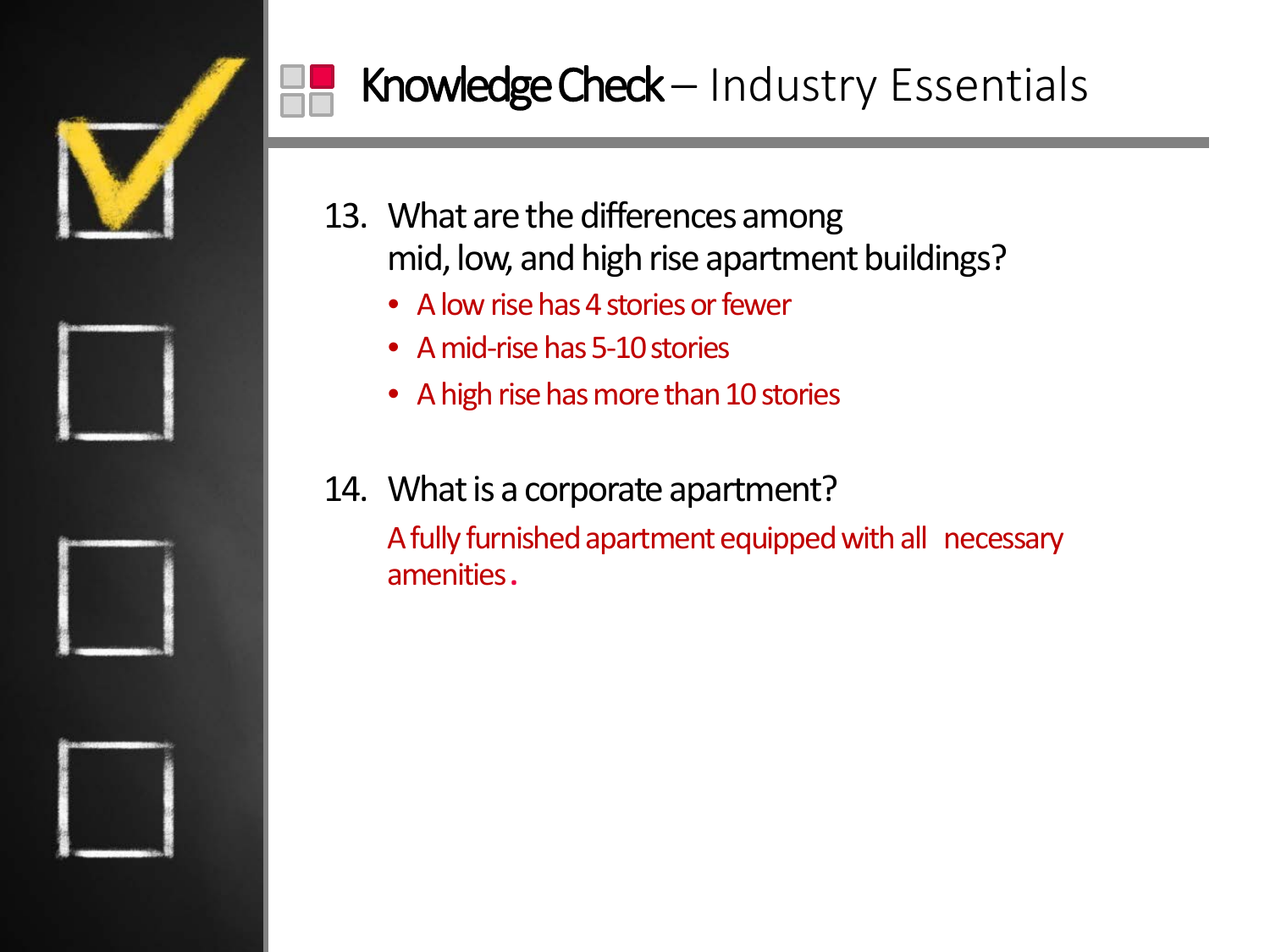# Knowledge Check – Industry Essentials

13. What are the differences among mid, low, and high rise apartment buildings?
    - A low rise has 4 stories or fewer
    - A mid-rise has 5-10 stories
    - A high rise has more than 10 stories

14. What is a corporate apartment?

    A fully furnished apartment equipped with all necessary amenities.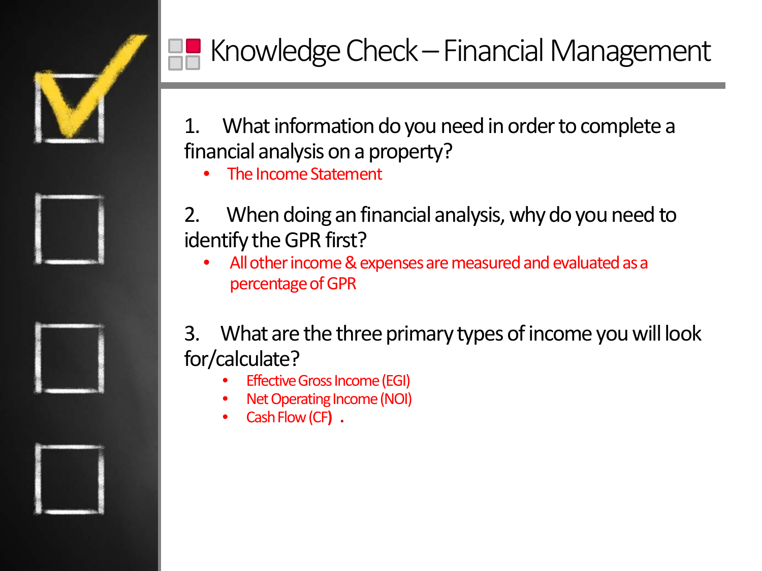# Knowledge Check – Financial Management

1. What information do you need in order to complete a financial analysis on a property?
   - The Income Statement

2. When doing an financial analysis, why do you need to identify the GPR first?
   - All other income & expenses are measured and evaluated as a percentage of GPR

3. What are the three primary types of income you will look for/calculate?
   - Effective Gross Income (EGI)
   - Net Operating Income (NOI)
   - Cash Flow (CF) .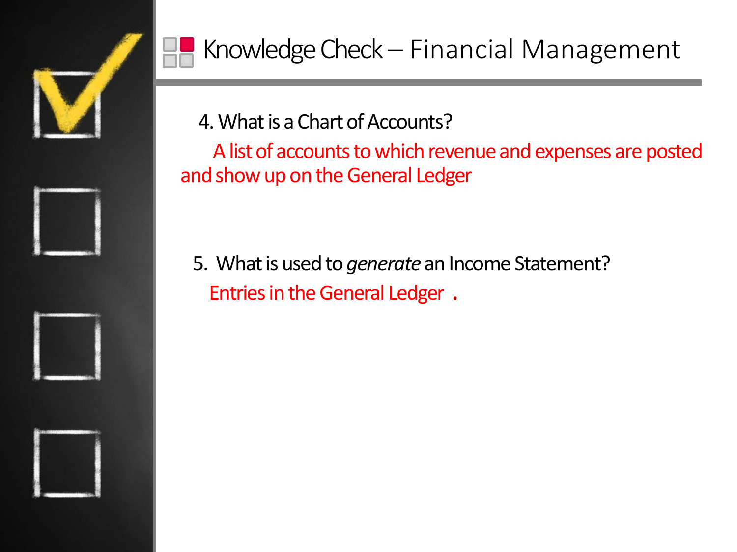# Knowledge Check – Financial Management

4. What is a Chart of Accounts?

   A list of accounts to which revenue and expenses are posted and show up on the General Ledger

5. What is used to *generate* an Income Statement?

   Entries in the General Ledger .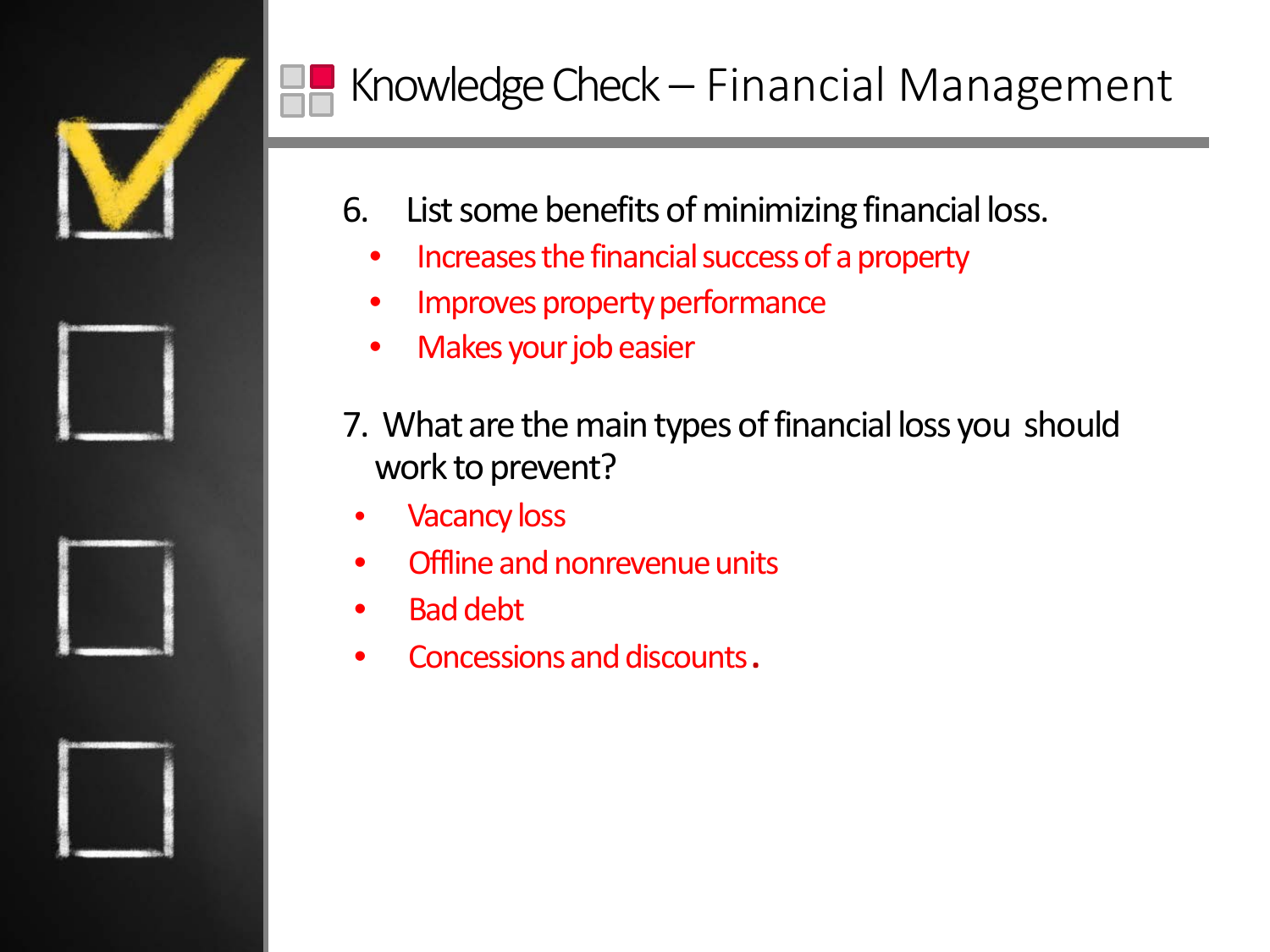# Knowledge Check – Financial Management

6. List some benefits of minimizing financial loss.
   - Increases the financial success of a property
   - Improves property performance
   - Makes your job easier

7. What are the main types of financial loss you should work to prevent?
   - Vacancy loss
   - Offline and nonrevenue units
   - Bad debt
   - Concessions and discounts.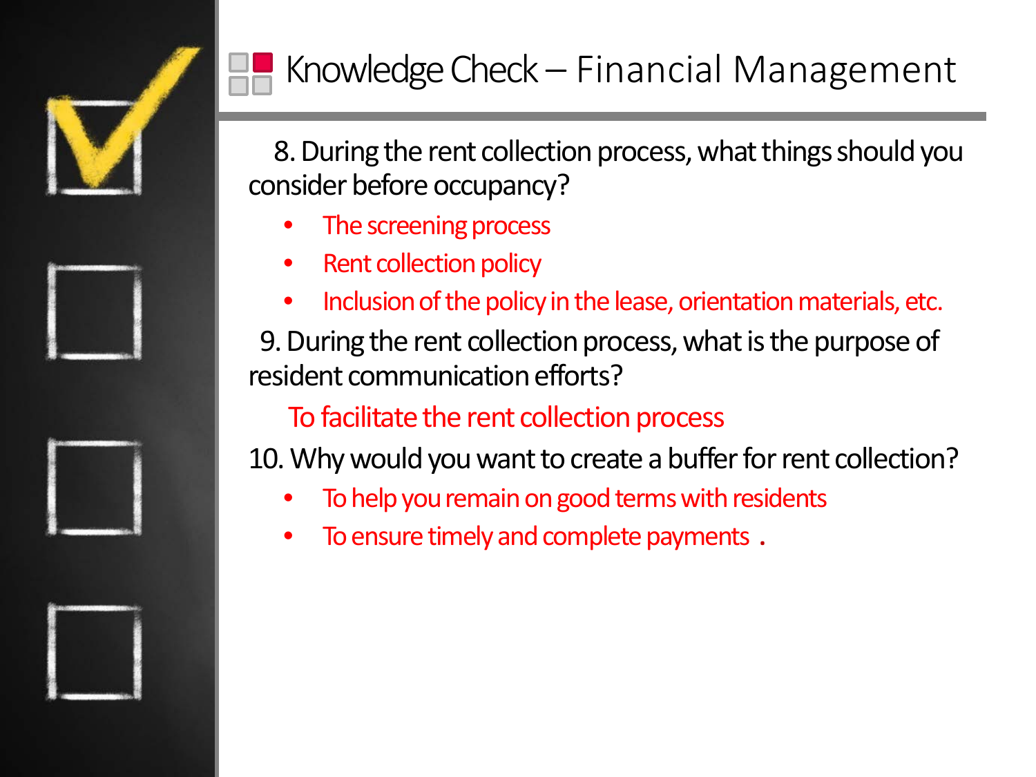# Knowledge Check – Financial Management

8. During the rent collection process, what things should you consider before occupancy?
   - The screening process
   - Rent collection policy
   - Inclusion of the policy in the lease, orientation materials, etc.

9. During the rent collection process, what is the purpose of resident communication efforts?

   To facilitate the rent collection process

10. Why would you want to create a buffer for rent collection?
    - To help you remain on good terms with residents
    - To ensure timely and complete payments .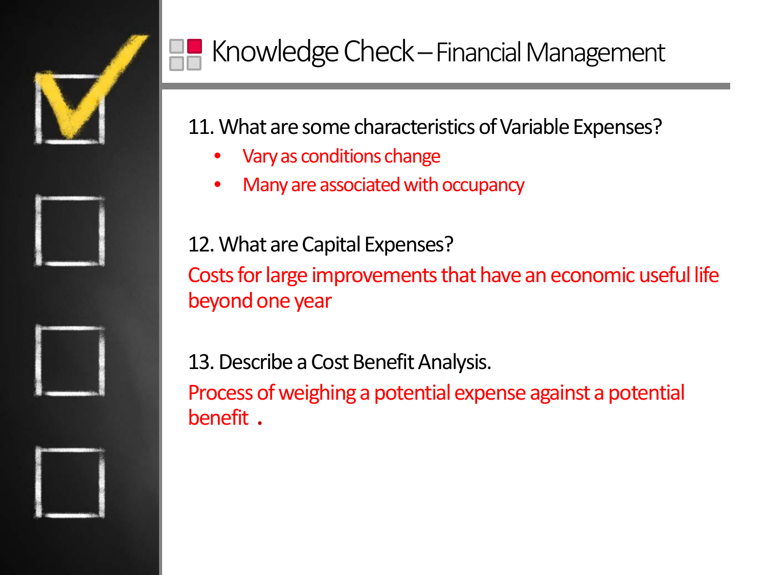# Knowledge Check – Financial Management

11. What are some characteristics of Variable Expenses?

- Vary as conditions change
- Many are associated with occupancy

12. What are Capital Expenses?

Costs for large improvements that have an economic useful life beyond one year

13. Describe a Cost Benefit Analysis.

Process of weighing a potential expense against a potential benefit .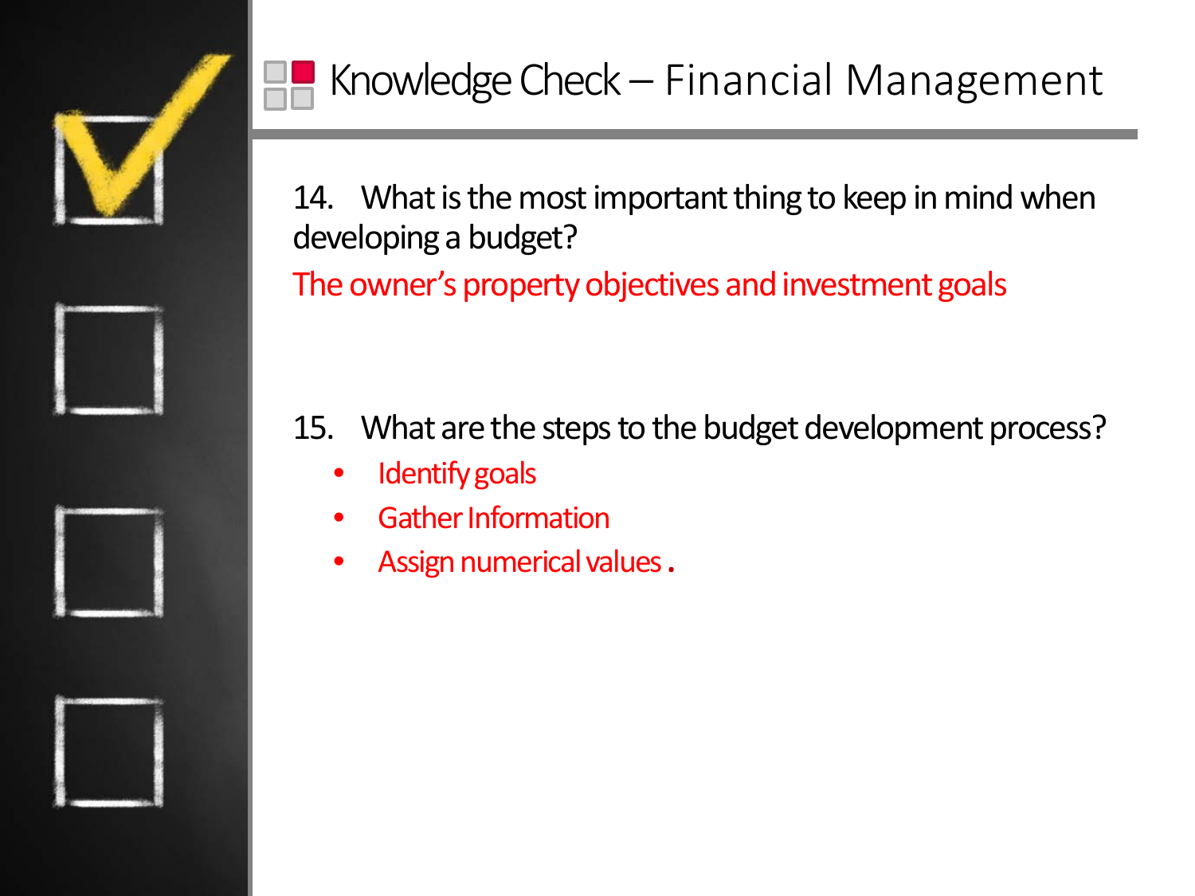# Knowledge Check – Financial Management

14. What is the most important thing to keep in mind when developing a budget?

The owner's property objectives and investment goals

15. What are the steps to the budget development process?

- Identify goals
- Gather Information
- Assign numerical values .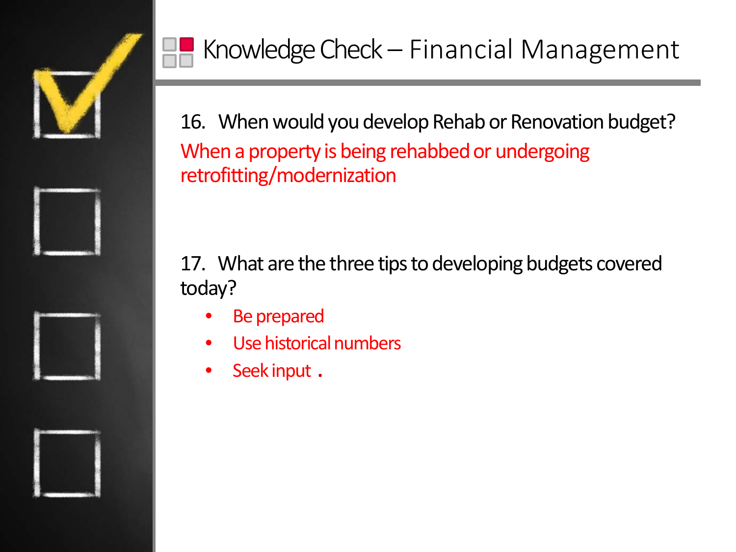# Knowledge Check – Financial Management

16. When would you develop Rehab or Renovation budget?

When a property is being rehabbed or undergoing retrofitting/modernization

17. What are the three tips to developing budgets covered today?

- Be prepared
- Use historical numbers
- Seek input .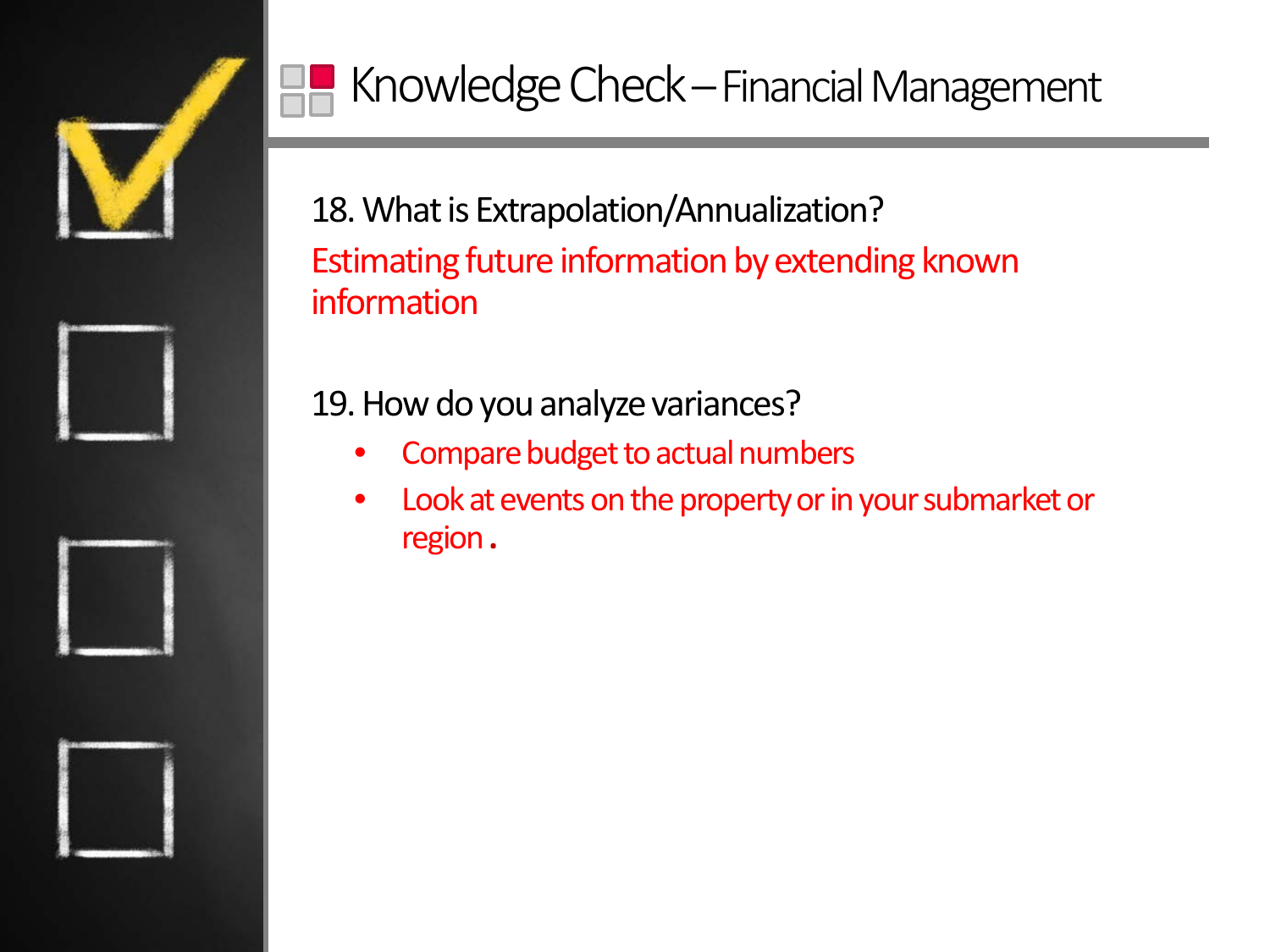# Knowledge Check – Financial Management

18. What is Extrapolation/Annualization?

Estimating future information by extending known information

19. How do you analyze variances?

- Compare budget to actual numbers
- Look at events on the property or in your submarket or region.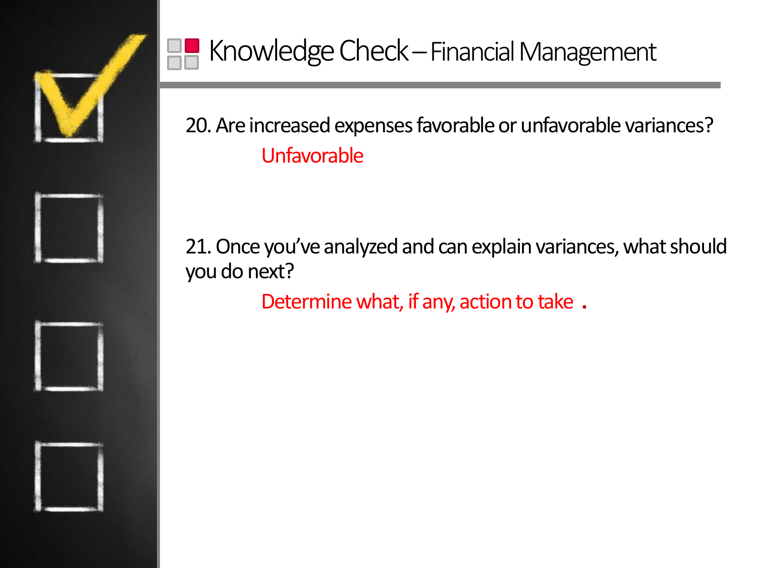# Knowledge Check – Financial Management

20. Are increased expenses favorable or unfavorable variances?

    Unfavorable

21. Once you've analyzed and can explain variances, what should you do next?

    Determine what, if any, action to take .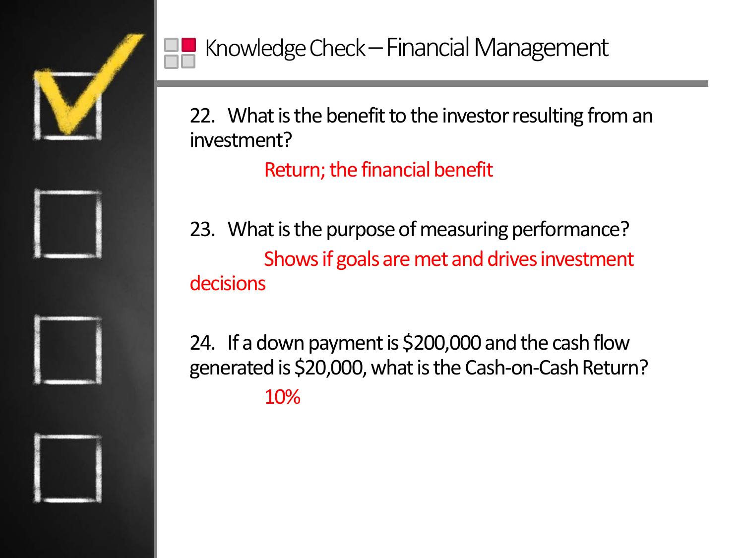# Knowledge Check – Financial Management

22. What is the benefit to the investor resulting from an investment?

    Return; the financial benefit

23. What is the purpose of measuring performance?

    Shows if goals are met and drives investment decisions

24. If a down payment is $200,000 and the cash flow generated is $20,000, what is the Cash-on-Cash Return?

    10%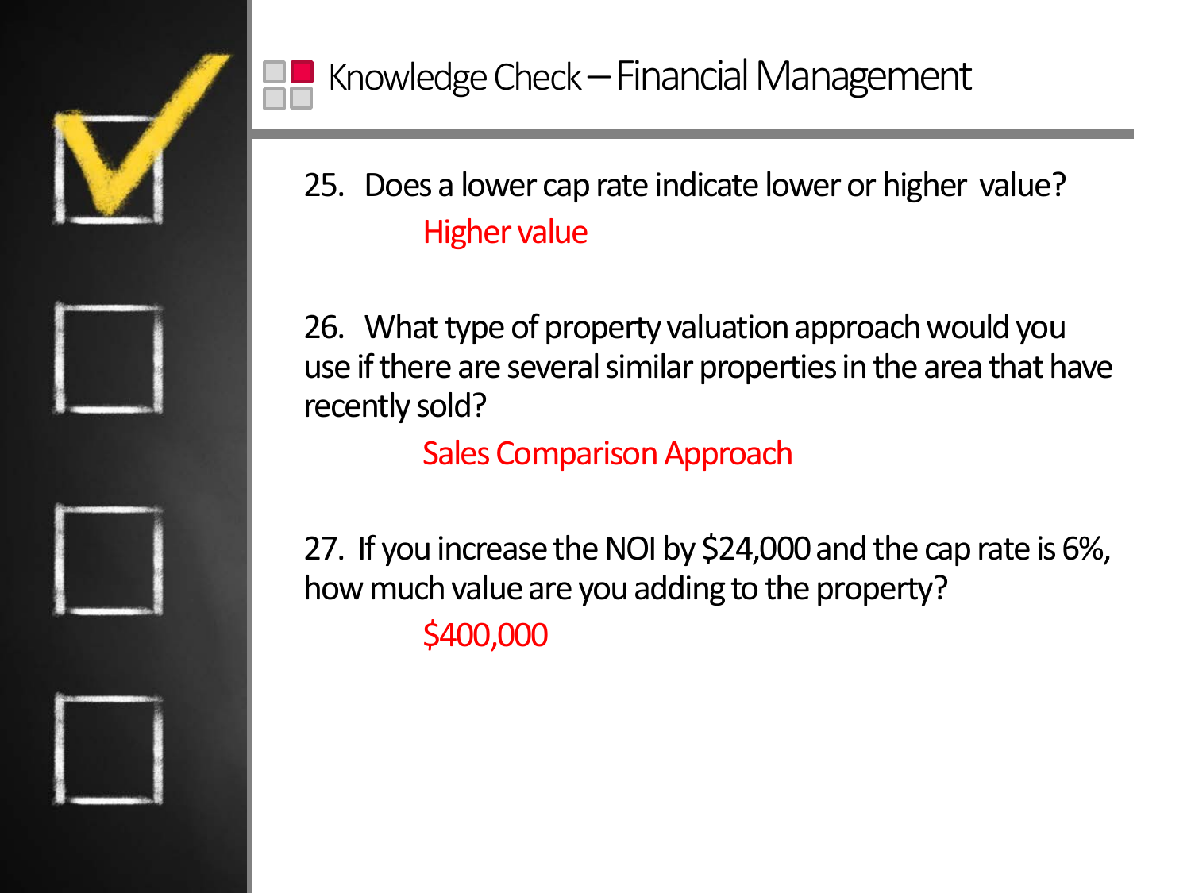# Knowledge Check – Financial Management

25. Does a lower cap rate indicate lower or higher value?

    Higher value

26. What type of property valuation approach would you use if there are several similar properties in the area that have recently sold?

    Sales Comparison Approach

27. If you increase the NOI by $24,000 and the cap rate is 6%, how much value are you adding to the property?

    $400,000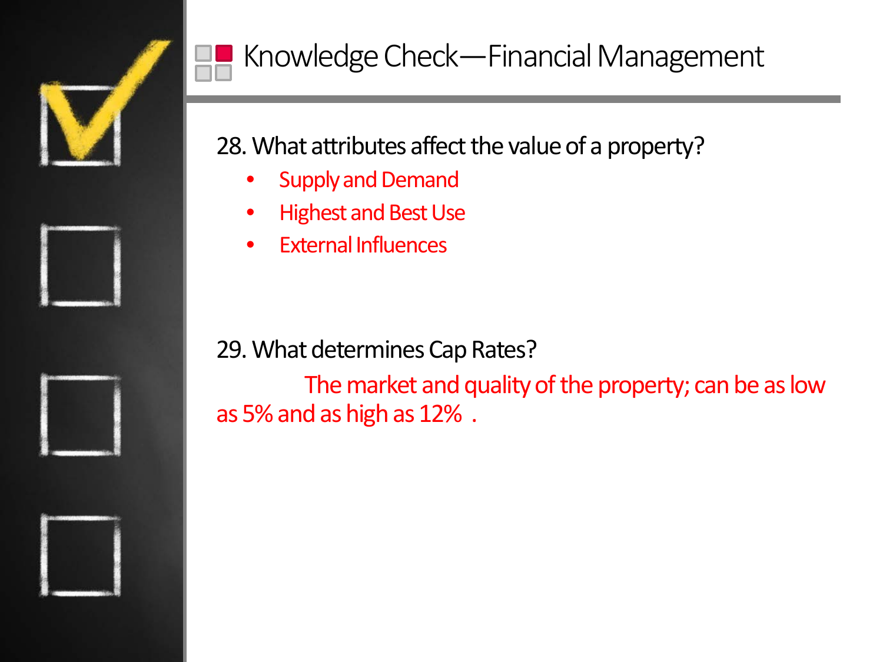# Knowledge Check—Financial Management

28. What attributes affect the value of a property?

- Supply and Demand
- Highest and Best Use
- External Influences

29. What determines Cap Rates?

The market and quality of the property; can be as low as 5% and as high as 12% .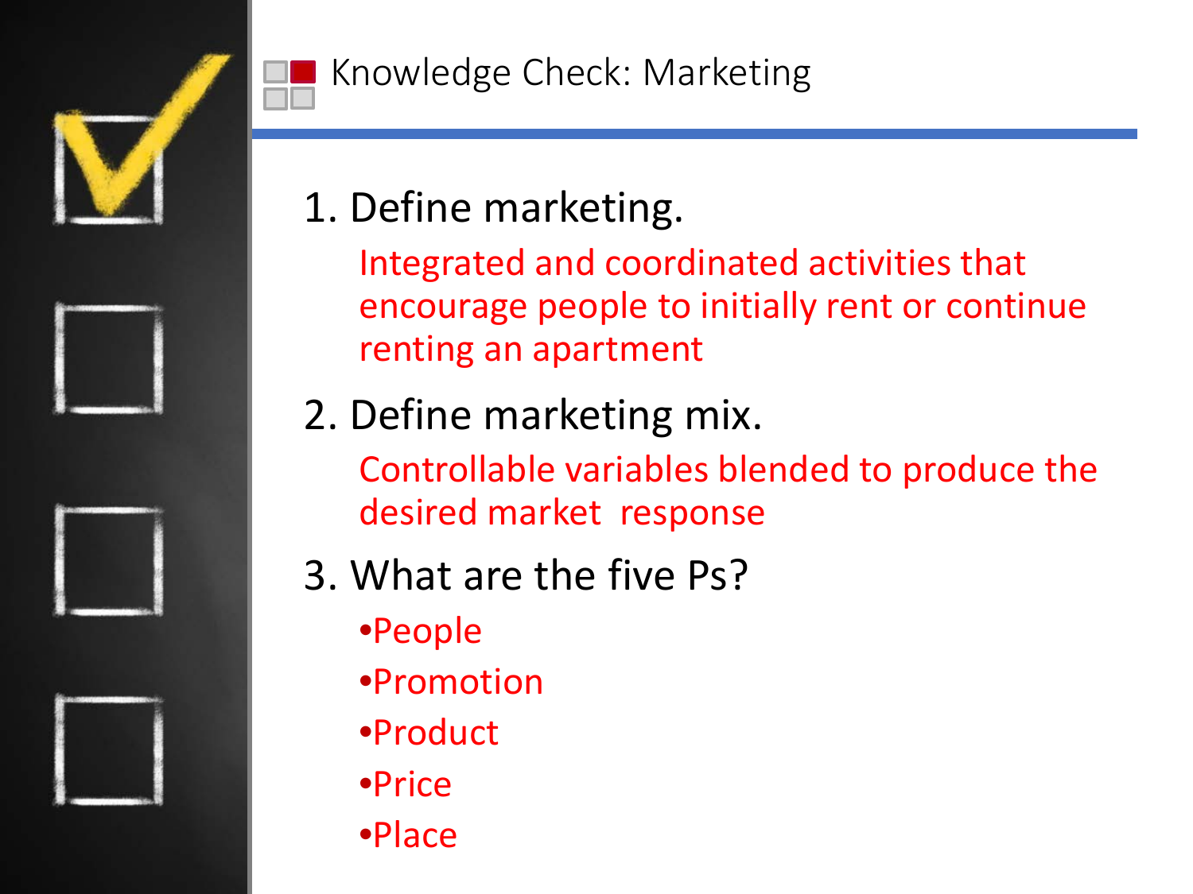# Knowledge Check: Marketing

1. Define marketing.

   Integrated and coordinated activities that encourage people to initially rent or continue renting an apartment

2. Define marketing mix.

   Controllable variables blended to produce the desired market response

3. What are the five Ps?

   - People
   - Promotion
   - Product
   - Price
   - Place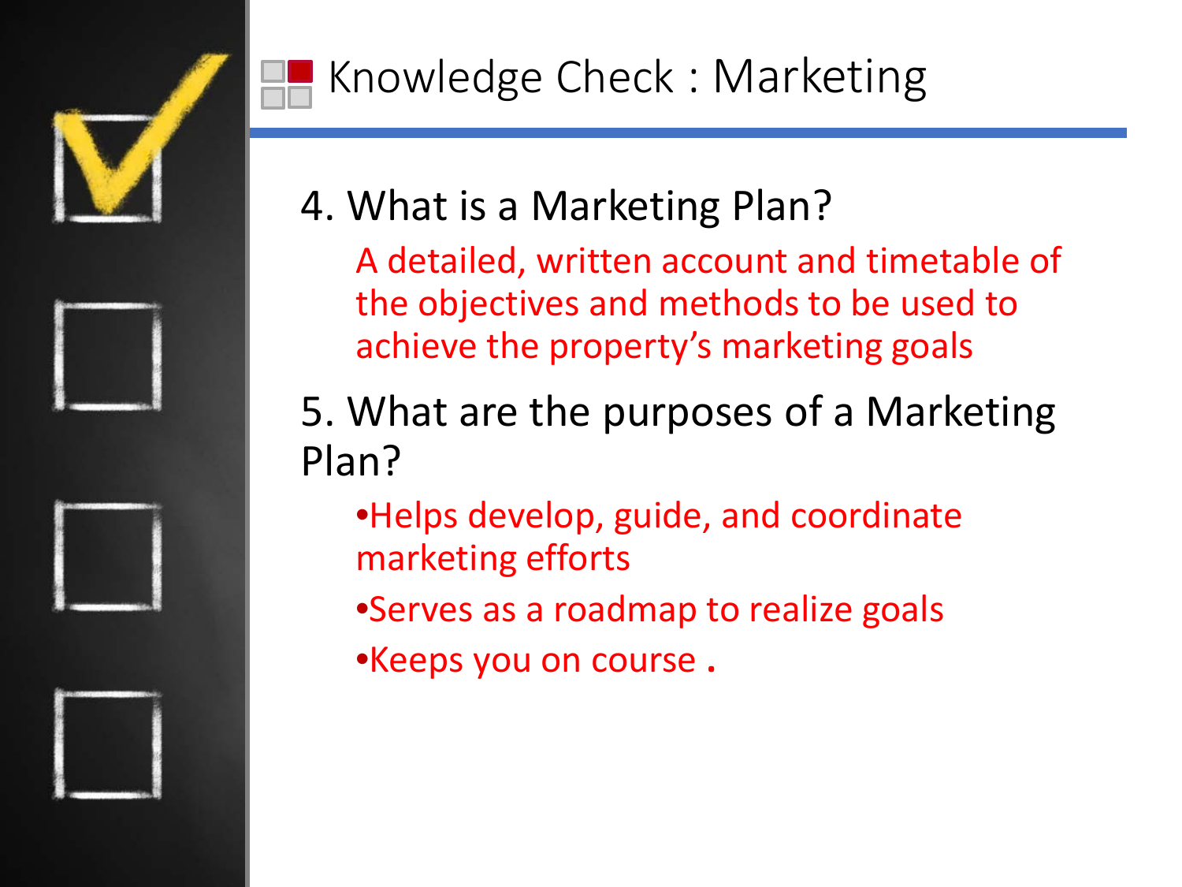# Knowledge Check : Marketing

4. What is a Marketing Plan?

   A detailed, written account and timetable of the objectives and methods to be used to achieve the property's marketing goals

5. What are the purposes of a Marketing Plan?

   - Helps develop, guide, and coordinate marketing efforts
   - Serves as a roadmap to realize goals
   - Keeps you on course .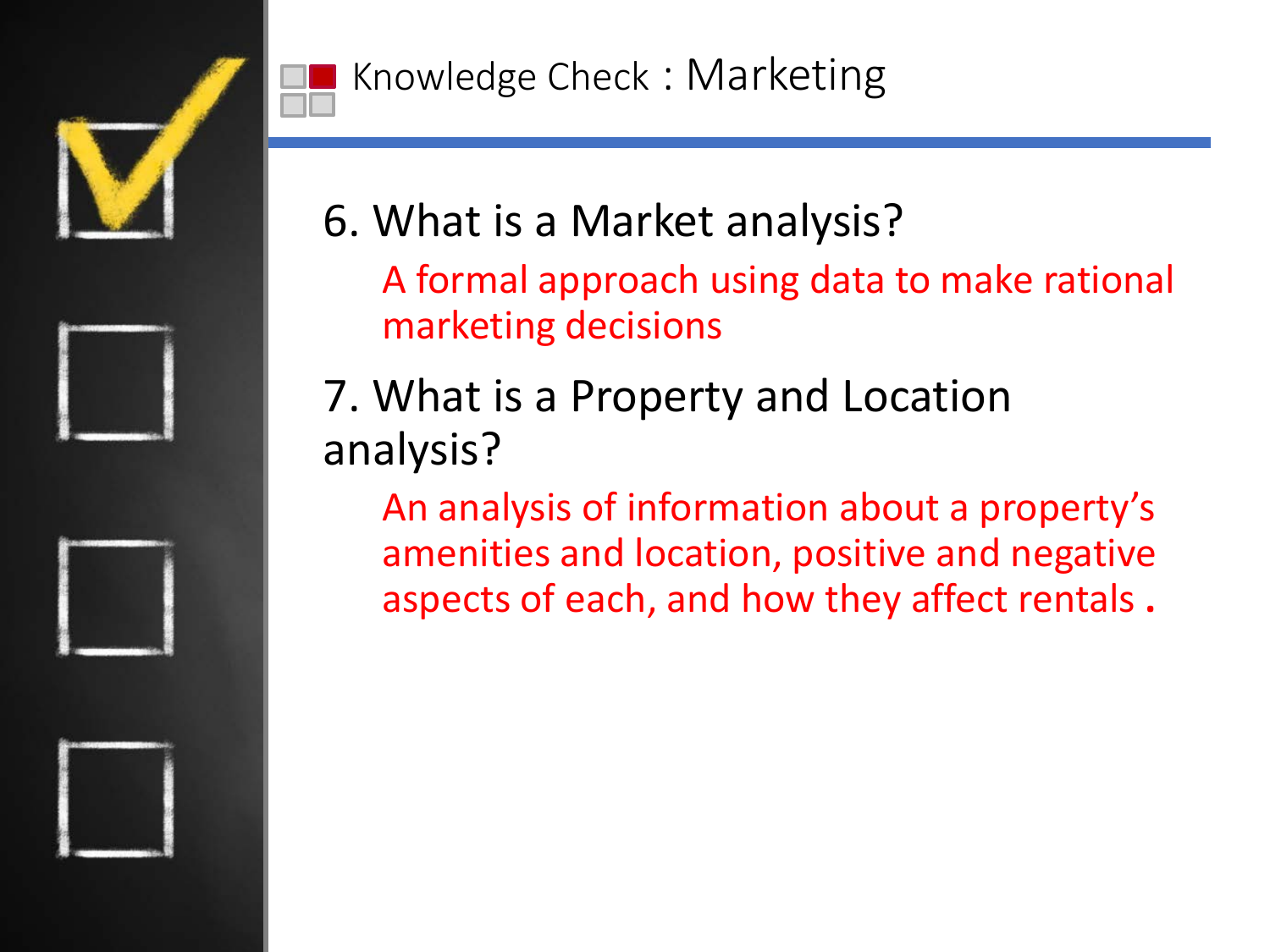## Knowledge Check : Marketing

6. What is a Market analysis?

   A formal approach using data to make rational marketing decisions

7. What is a Property and Location analysis?

   An analysis of information about a property's amenities and location, positive and negative aspects of each, and how they affect rentals .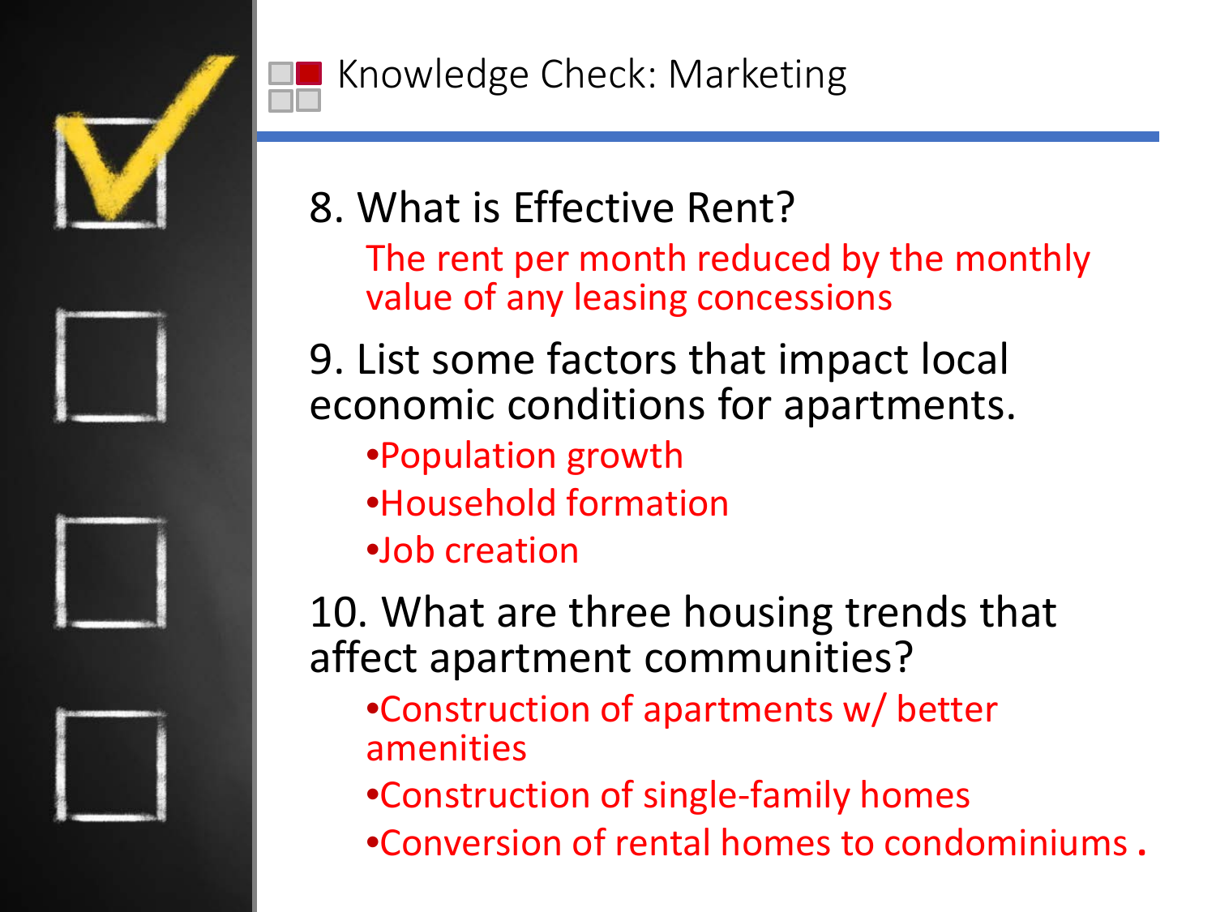# Knowledge Check: Marketing

8. What is Effective Rent?

   The rent per month reduced by the monthly value of any leasing concessions

9. List some factors that impact local economic conditions for apartments.

   - Population growth
   - Household formation
   - Job creation

10. What are three housing trends that affect apartment communities?

    - Construction of apartments w/ better amenities
    - Construction of single-family homes
    - Conversion of rental homes to condominiums.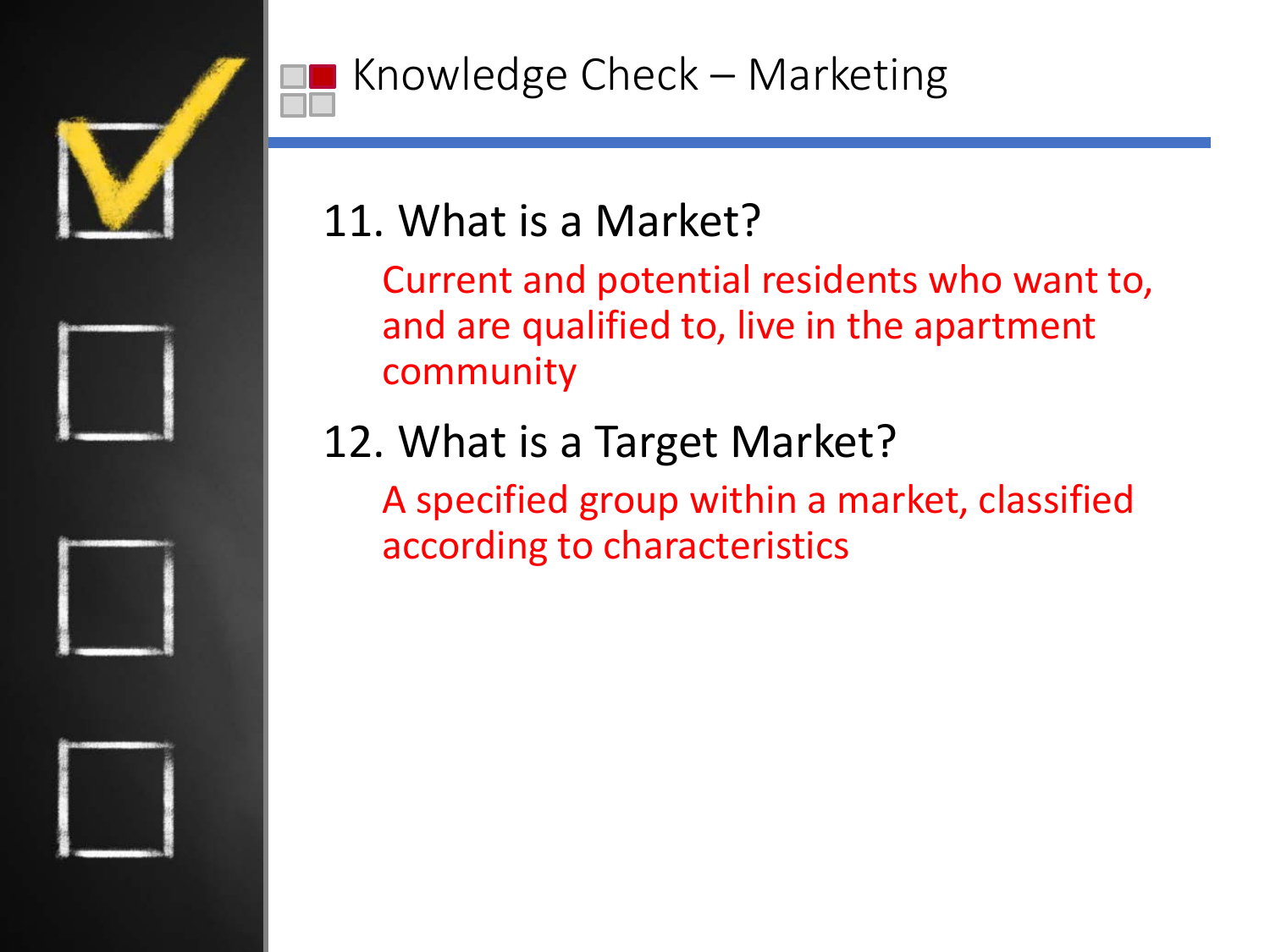# Knowledge Check – Marketing

11. What is a Market?

    Current and potential residents who want to, and are qualified to, live in the apartment community

12. What is a Target Market?

    A specified group within a market, classified according to characteristics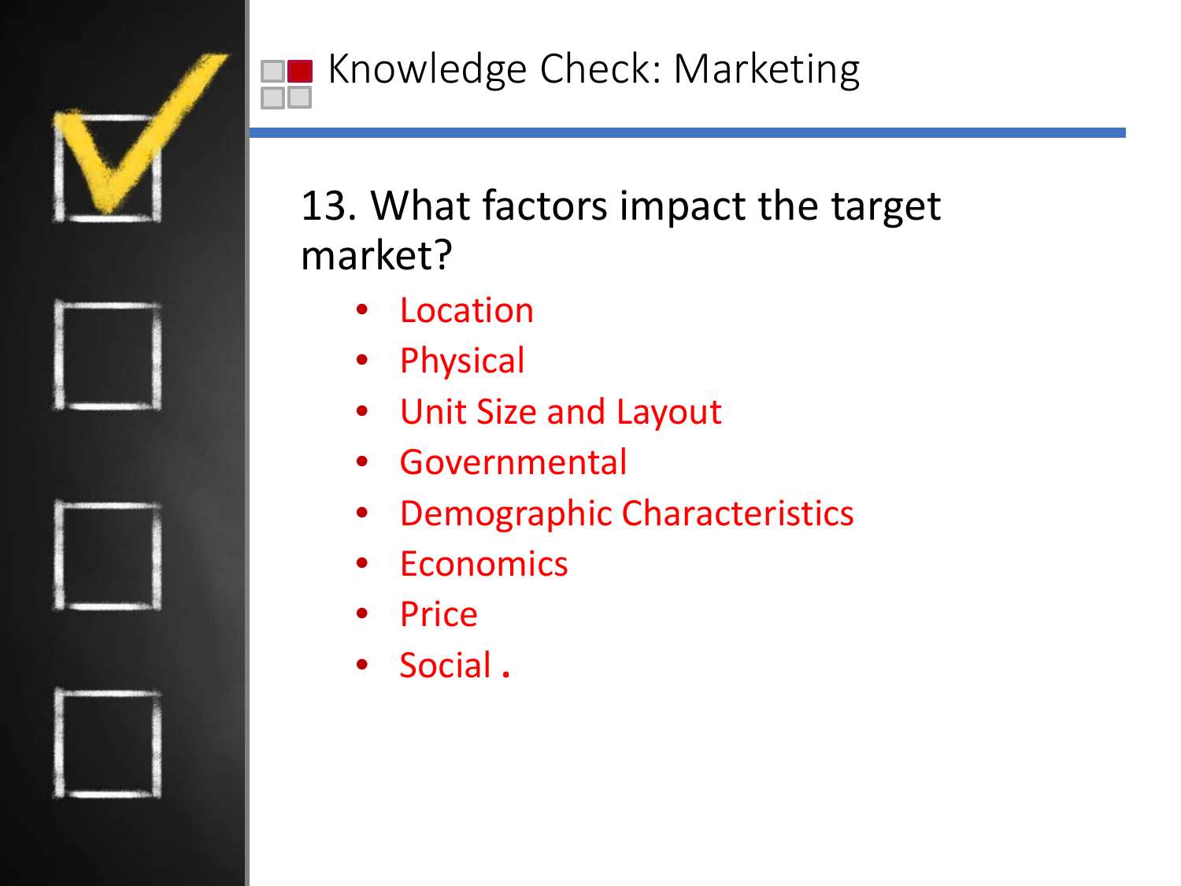# Knowledge Check: Marketing

13. What factors impact the target market?

- Location
- Physical
- Unit Size and Layout
- Governmental
- Demographic Characteristics
- Economics
- Price
- Social .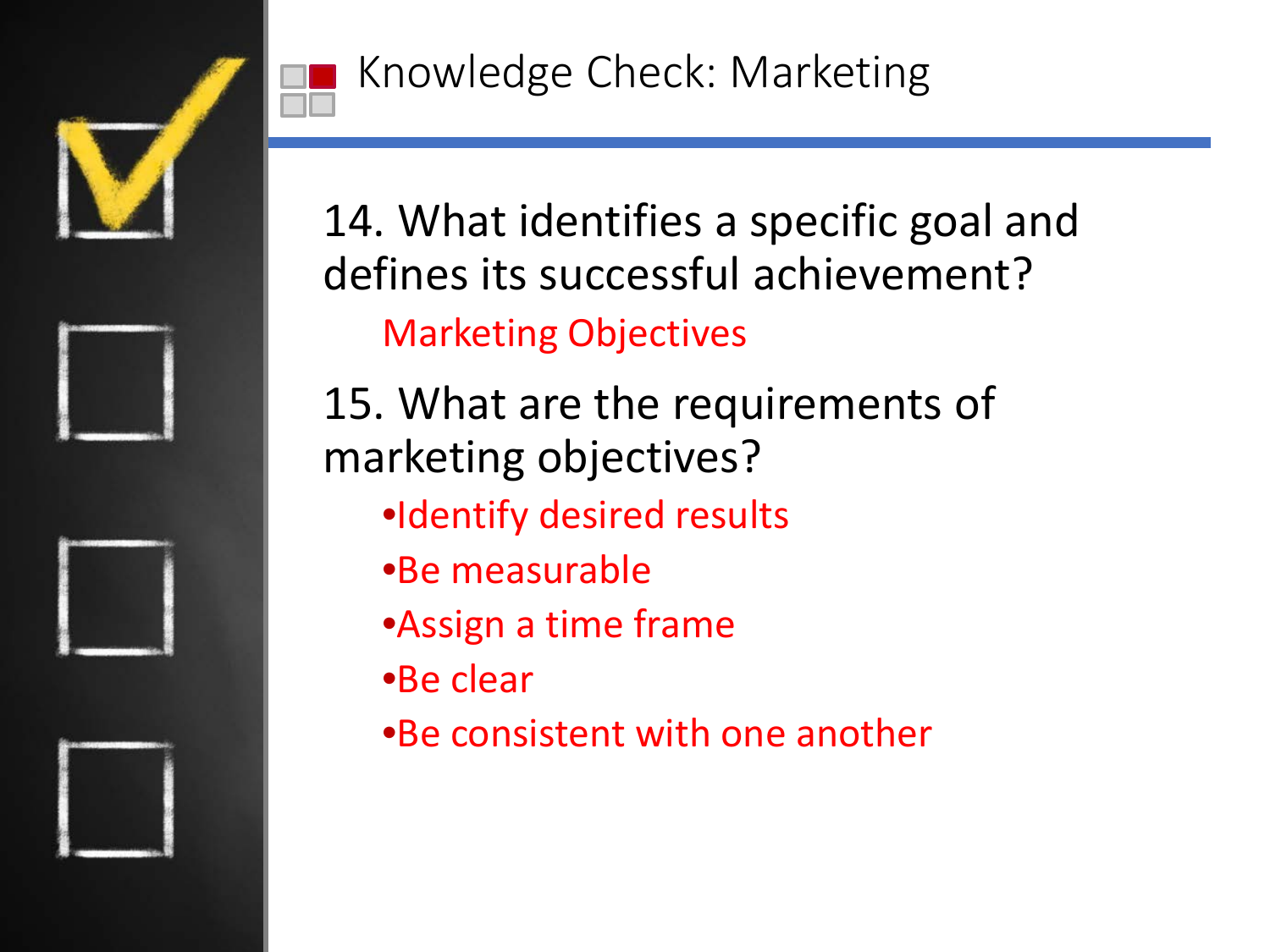# Knowledge Check: Marketing

14. What identifies a specific goal and defines its successful achievement?

    Marketing Objectives

15. What are the requirements of marketing objectives?

    - Identify desired results
    - Be measurable
    - Assign a time frame
    - Be clear
    - Be consistent with one another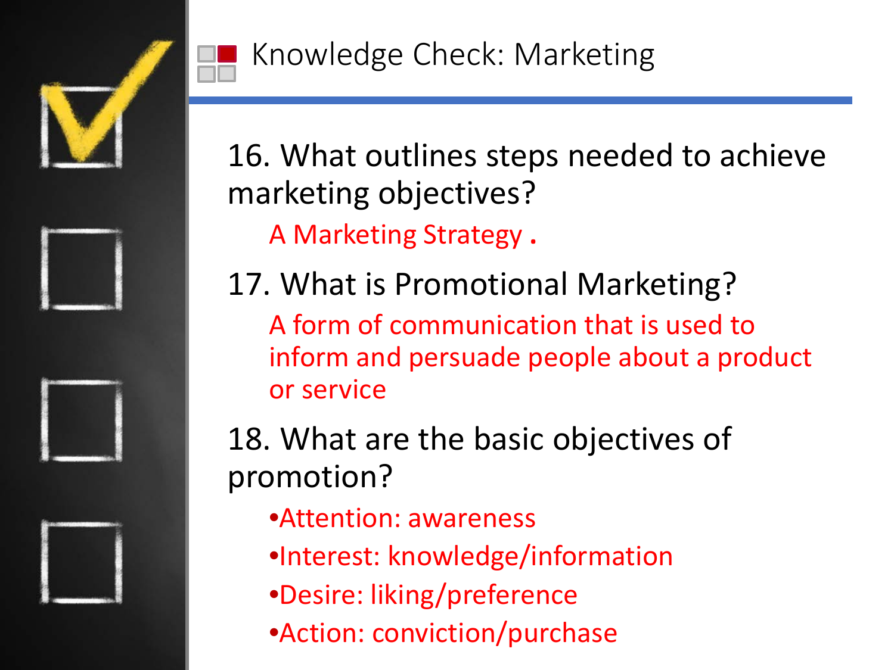# Knowledge Check: Marketing

16. What outlines steps needed to achieve marketing objectives?

    A Marketing Strategy .

17. What is Promotional Marketing?

    A form of communication that is used to inform and persuade people about a product or service

18. What are the basic objectives of promotion?

    - Attention: awareness
    - Interest: knowledge/information
    - Desire: liking/preference
    - Action: conviction/purchase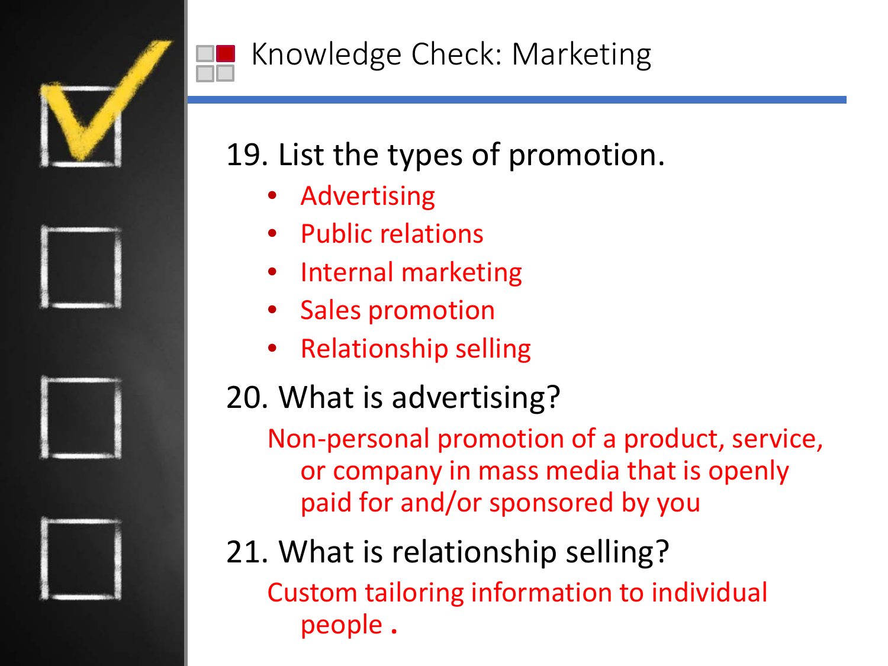# Knowledge Check: Marketing

19. List the types of promotion.
    - Advertising
    - Public relations
    - Internal marketing
    - Sales promotion
    - Relationship selling

20. What is advertising?

    Non-personal promotion of a product, service, or company in mass media that is openly paid for and/or sponsored by you

21. What is relationship selling?

    Custom tailoring information to individual people .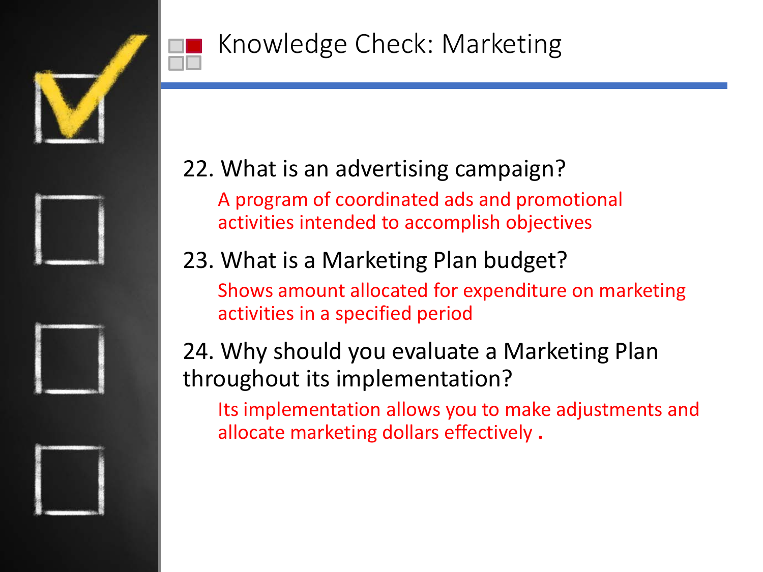# Knowledge Check: Marketing

22. What is an advertising campaign?

    A program of coordinated ads and promotional activities intended to accomplish objectives

23. What is a Marketing Plan budget?

    Shows amount allocated for expenditure on marketing activities in a specified period

24. Why should you evaluate a Marketing Plan throughout its implementation?

    Its implementation allows you to make adjustments and allocate marketing dollars effectively .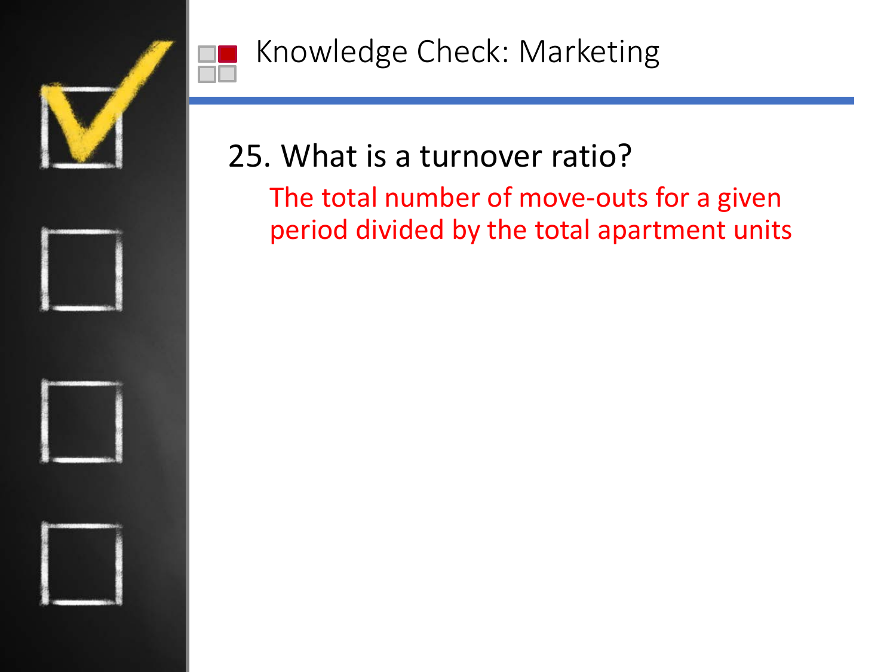# Knowledge Check: Marketing

25. What is a turnover ratio?

    The total number of move-outs for a given period divided by the total apartment units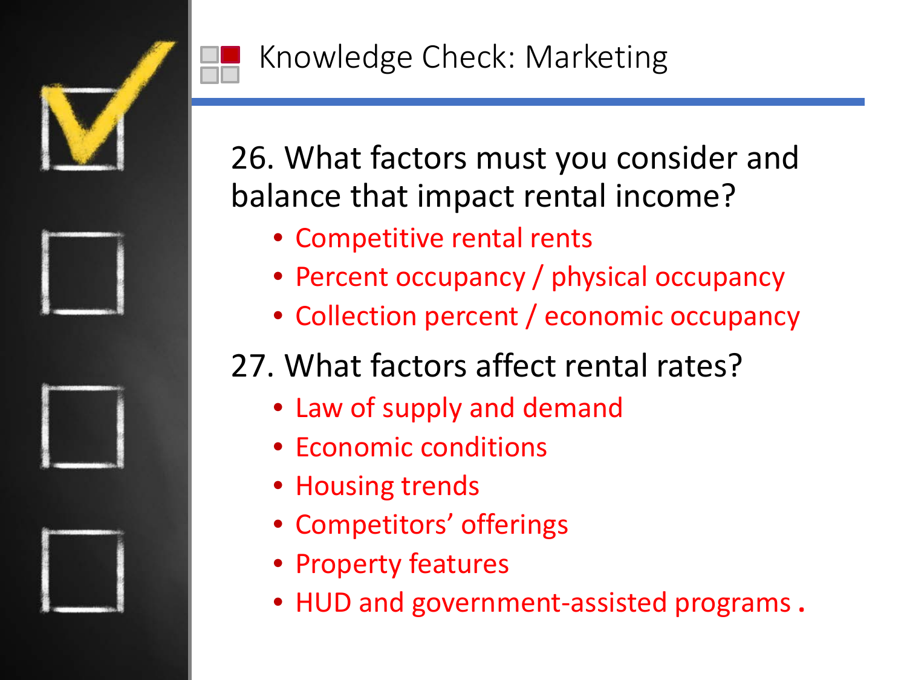# Knowledge Check: Marketing

26. What factors must you consider and balance that impact rental income?

- Competitive rental rents
- Percent occupancy / physical occupancy
- Collection percent / economic occupancy

27. What factors affect rental rates?

- Law of supply and demand
- Economic conditions
- Housing trends
- Competitors' offerings
- Property features
- HUD and government-assisted programs .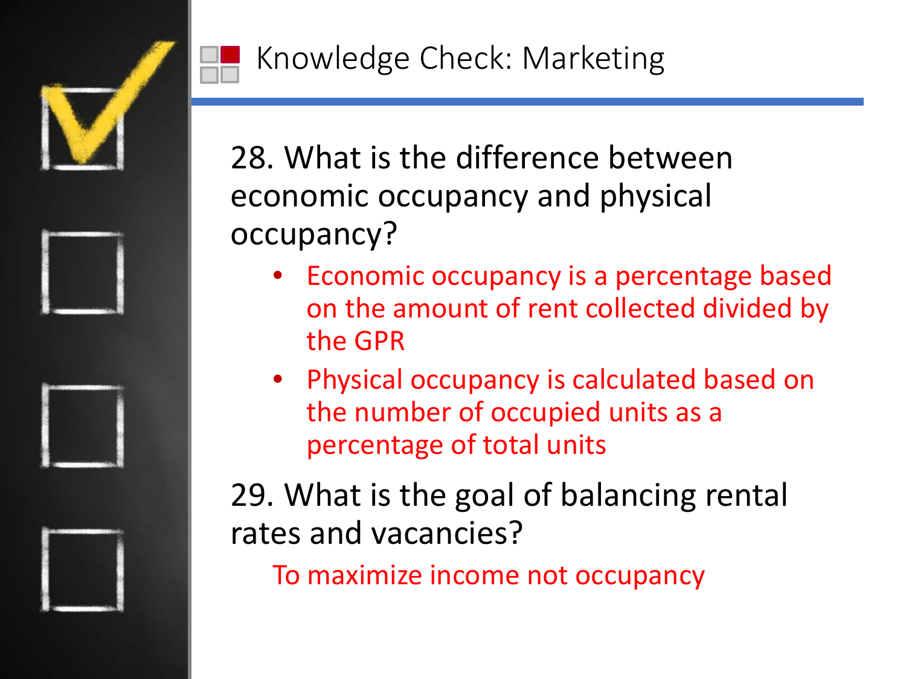# Knowledge Check: Marketing

28. What is the difference between economic occupancy and physical occupancy?

    - Economic occupancy is a percentage based on the amount of rent collected divided by the GPR
    - Physical occupancy is calculated based on the number of occupied units as a percentage of total units

29. What is the goal of balancing rental rates and vacancies?

    To maximize income not occupancy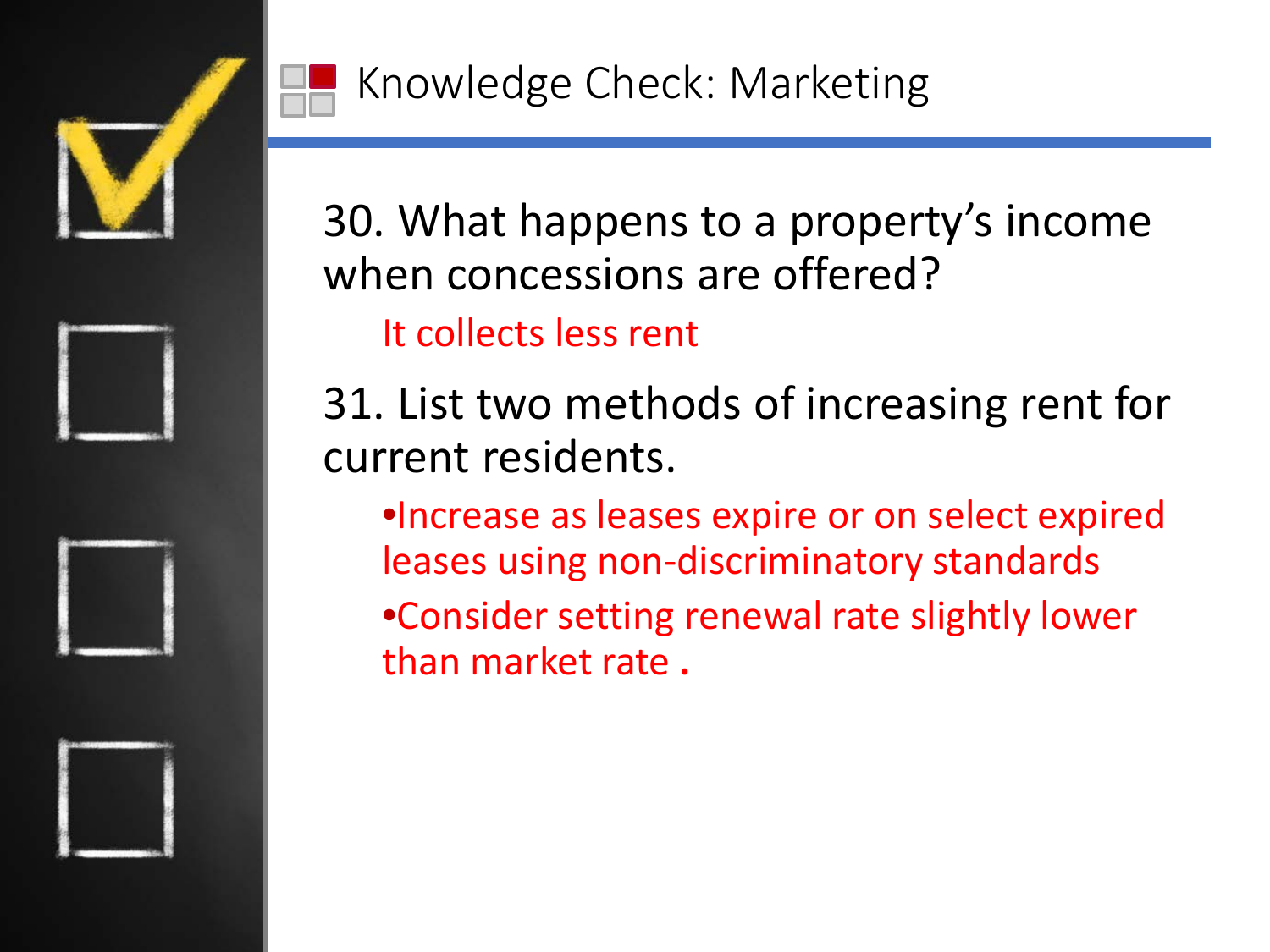# Knowledge Check: Marketing

30. What happens to a property's income when concessions are offered?

    It collects less rent

31. List two methods of increasing rent for current residents.

    - Increase as leases expire or on select expired leases using non-discriminatory standards
    - Consider setting renewal rate slightly lower than market rate .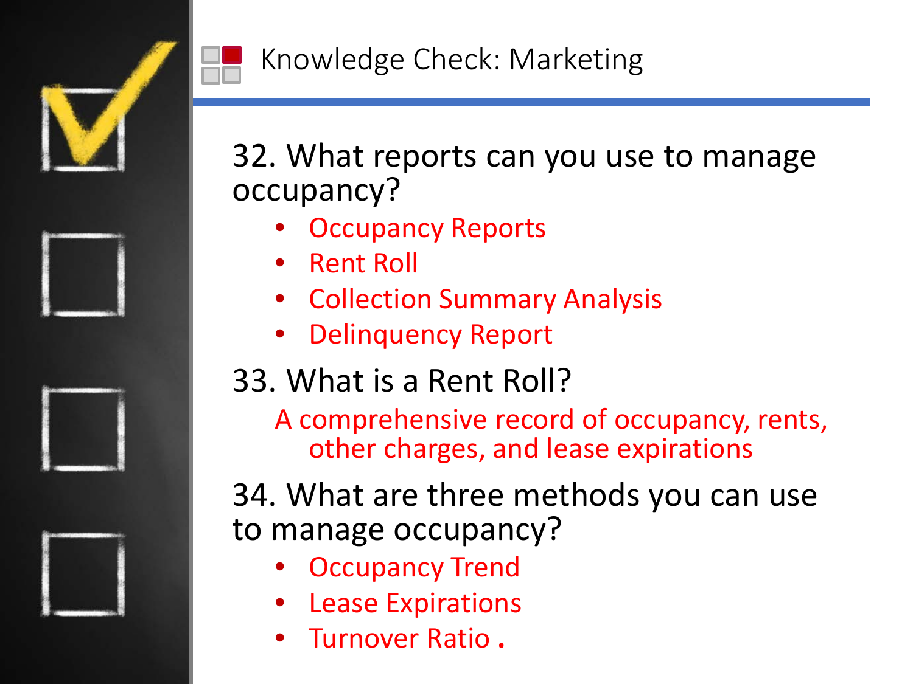# Knowledge Check: Marketing

32. What reports can you use to manage occupancy?

- Occupancy Reports
- Rent Roll
- Collection Summary Analysis
- Delinquency Report

33. What is a Rent Roll?

A comprehensive record of occupancy, rents, other charges, and lease expirations

34. What are three methods you can use to manage occupancy?

- Occupancy Trend
- Lease Expirations
- Turnover Ratio .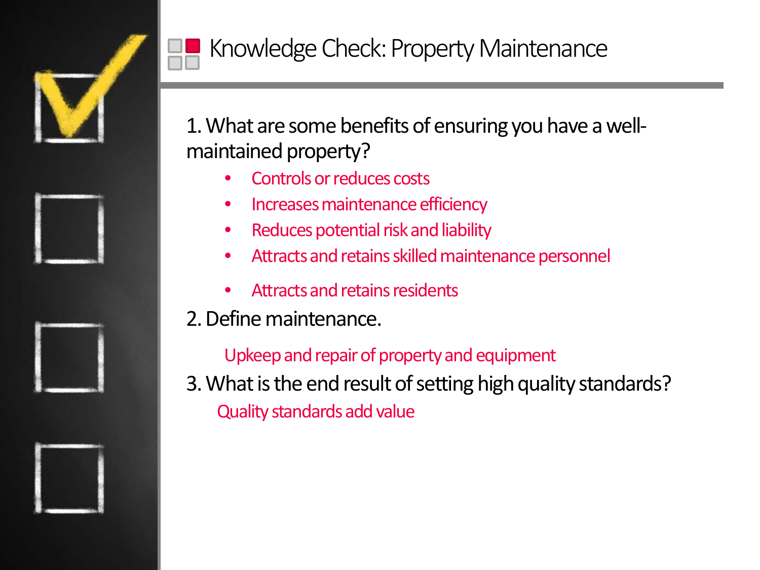# Knowledge Check: Property Maintenance

1. What are some benefits of ensuring you have a well-maintained property?
   - Controls or reduces costs
   - Increases maintenance efficiency
   - Reduces potential risk and liability
   - Attracts and retains skilled maintenance personnel
   - Attracts and retains residents

2. Define maintenance.

   Upkeep and repair of property and equipment

3. What is the end result of setting high quality standards?

   Quality standards add value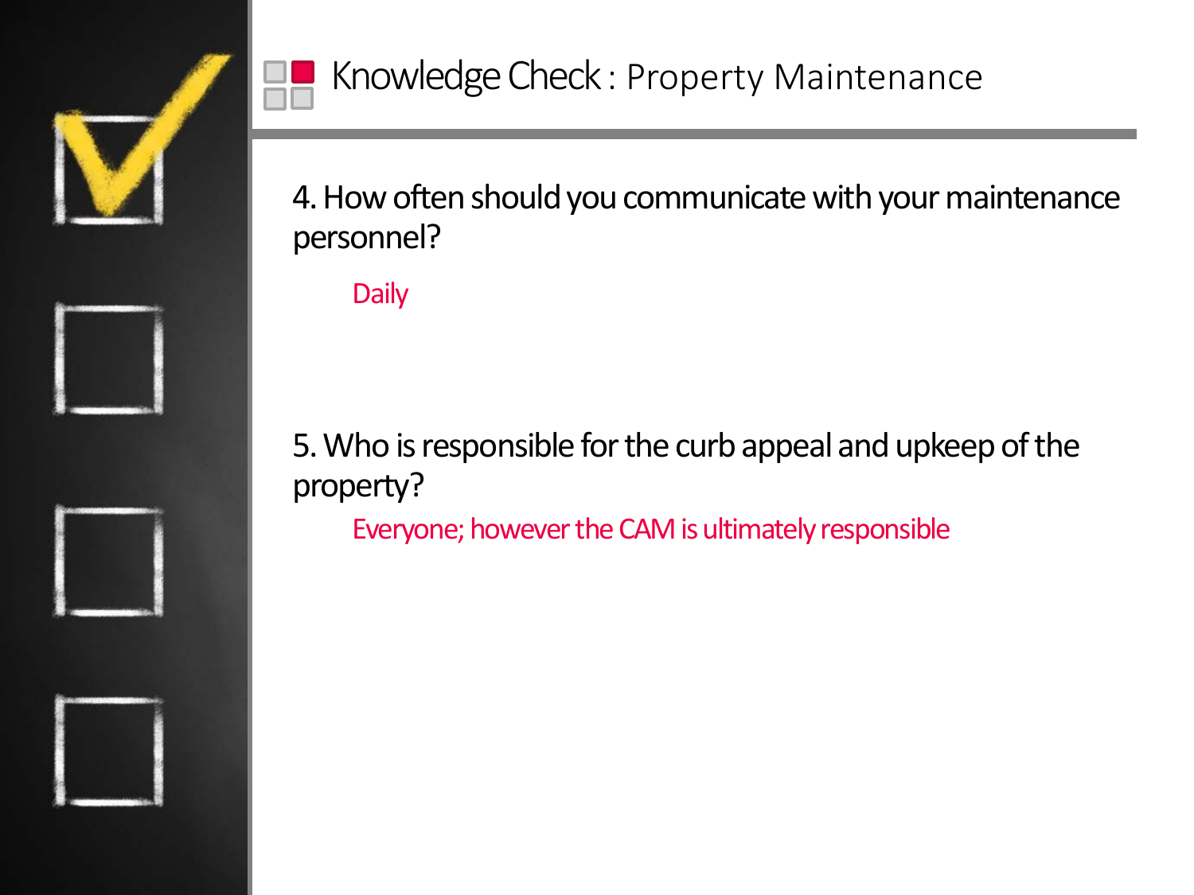## Knowledge Check : Property Maintenance

4. How often should you communicate with your maintenance personnel?

Daily

5. Who is responsible for the curb appeal and upkeep of the property?

Everyone; however the CAM is ultimately responsible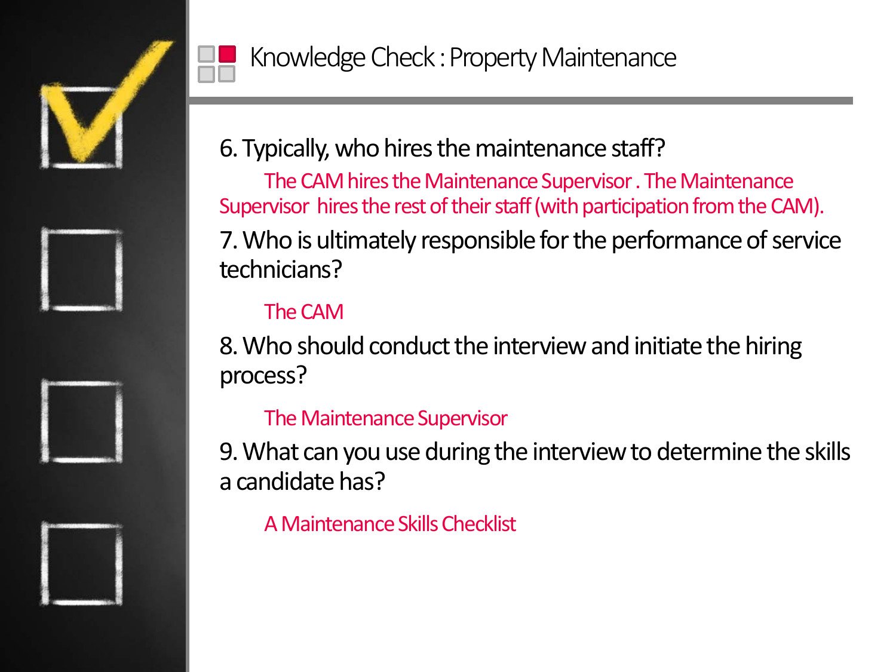# Knowledge Check : Property Maintenance

6. Typically, who hires the maintenance staff?

The CAM hires the Maintenance Supervisor . The Maintenance Supervisor hires the rest of their staff (with participation from the CAM).

7. Who is ultimately responsible for the performance of service technicians?

The CAM

8. Who should conduct the interview and initiate the hiring process?

The Maintenance Supervisor

9. What can you use during the interview to determine the skills a candidate has?

A Maintenance Skills Checklist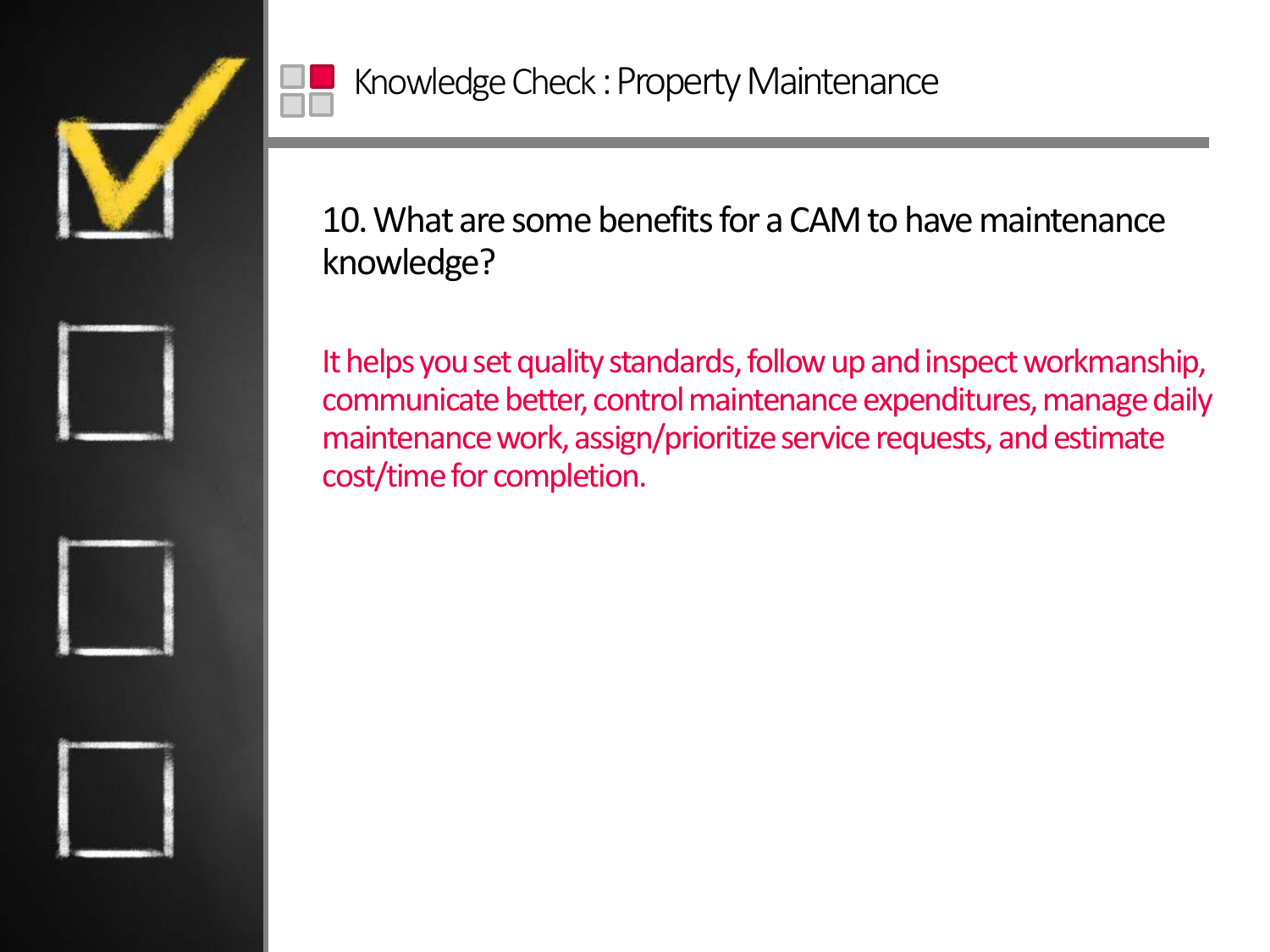# Knowledge Check : Property Maintenance

10. What are some benefits for a CAM to have maintenance knowledge?

It helps you set quality standards, follow up and inspect workmanship, communicate better, control maintenance expenditures, manage daily maintenance work, assign/prioritize service requests, and estimate cost/time for completion.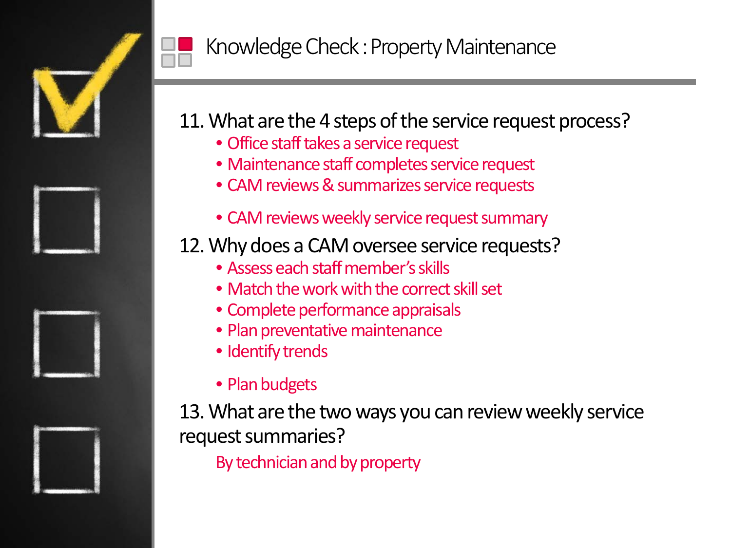# Knowledge Check : Property Maintenance

11. What are the 4 steps of the service request process?
    - Office staff takes a service request
    - Maintenance staff completes service request
    - CAM reviews & summarizes service requests
    - CAM reviews weekly service request summary

12. Why does a CAM oversee service requests?
    - Assess each staff member's skills
    - Match the work with the correct skill set
    - Complete performance appraisals
    - Plan preventative maintenance
    - Identify trends
    - Plan budgets

13. What are the two ways you can review weekly service request summaries?

    By technician and by property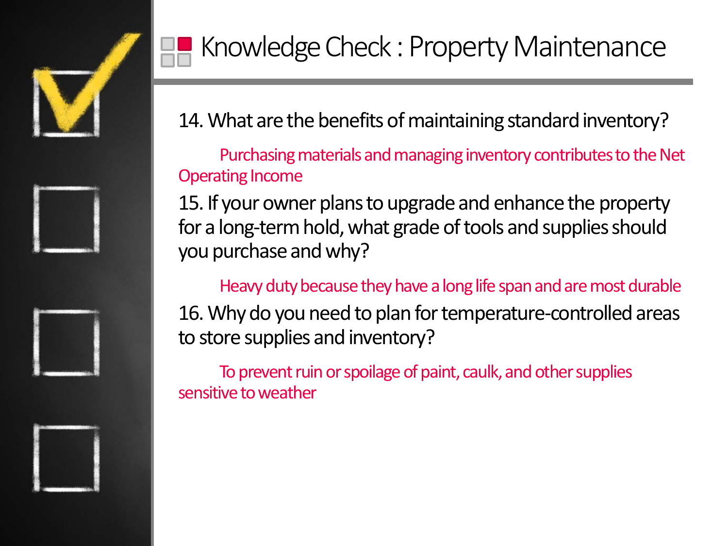# Knowledge Check : Property Maintenance

14. What are the benefits of maintaining standard inventory?

    Purchasing materials and managing inventory contributes to the Net Operating Income

15. If your owner plans to upgrade and enhance the property for a long-term hold, what grade of tools and supplies should you purchase and why?

    Heavy duty because they have a long life span and are most durable

16. Why do you need to plan for temperature-controlled areas to store supplies and inventory?

    To prevent ruin or spoilage of paint, caulk, and other supplies sensitive to weather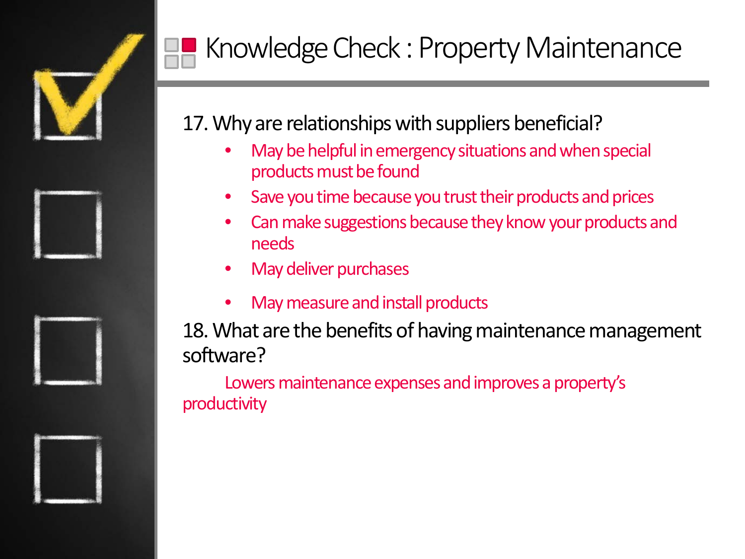# Knowledge Check : Property Maintenance

17. Why are relationships with suppliers beneficial?

- May be helpful in emergency situations and when special products must be found
- Save you time because you trust their products and prices
- Can make suggestions because they know your products and needs
- May deliver purchases
- May measure and install products

18. What are the benefits of having maintenance management software?

Lowers maintenance expenses and improves a property's productivity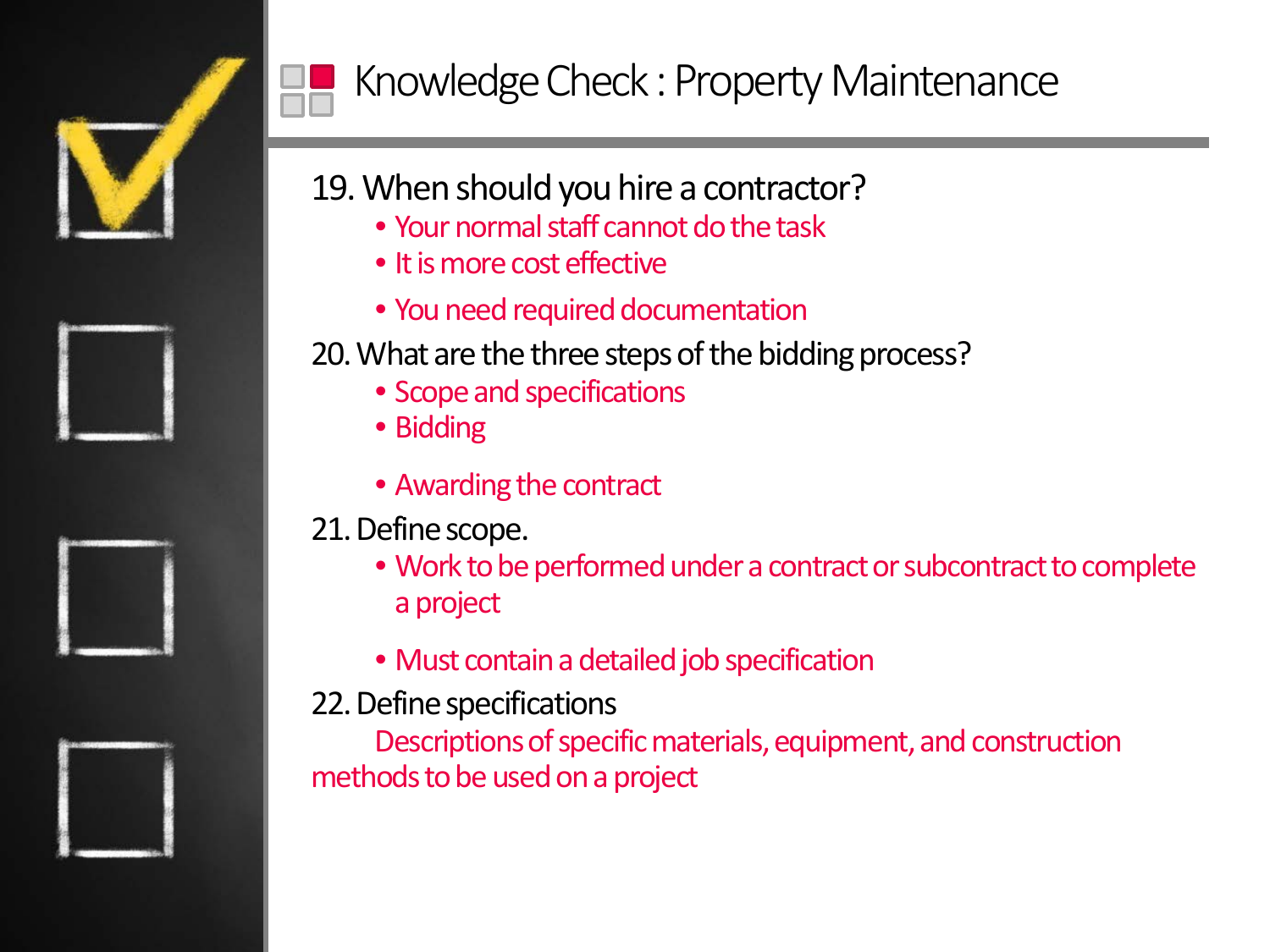# Knowledge Check : Property Maintenance

19. When should you hire a contractor?
    - Your normal staff cannot do the task
    - It is more cost effective
    - You need required documentation

20. What are the three steps of the bidding process?
    - Scope and specifications
    - Bidding
    - Awarding the contract

21. Define scope.
    - Work to be performed under a contract or subcontract to complete a project
    - Must contain a detailed job specification

22. Define specifications

    Descriptions of specific materials, equipment, and construction methods to be used on a project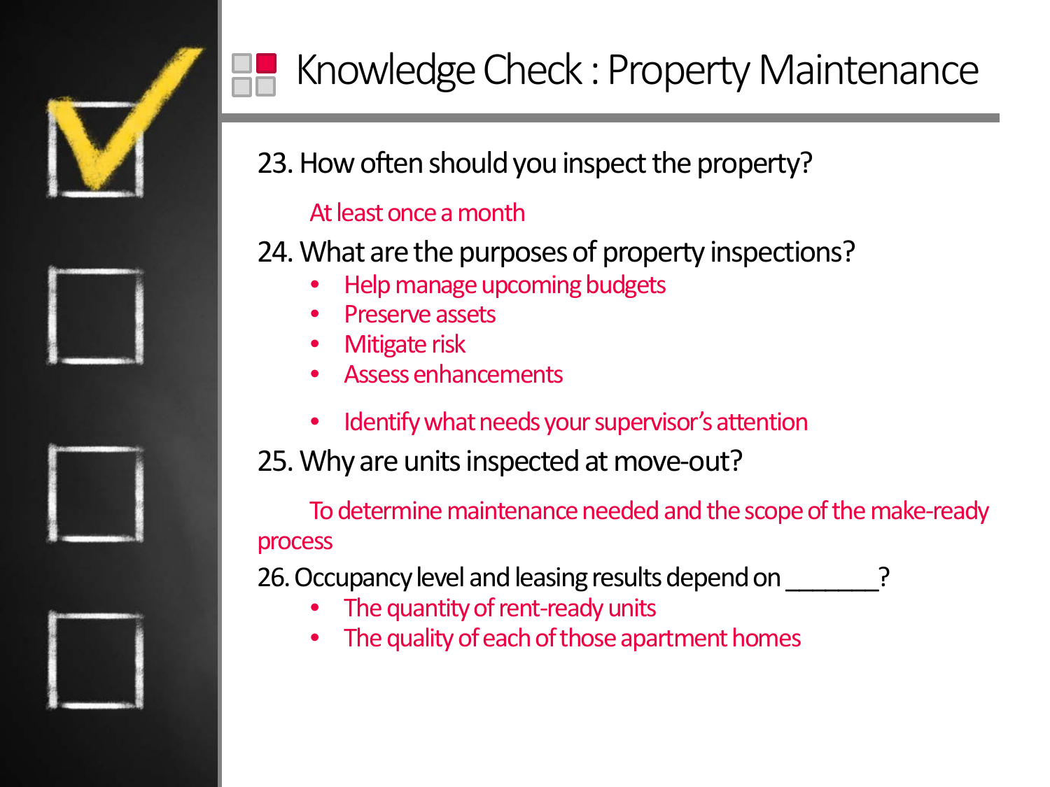# Knowledge Check : Property Maintenance

23. How often should you inspect the property?

    At least once a month

24. What are the purposes of property inspections?
    - Help manage upcoming budgets
    - Preserve assets
    - Mitigate risk
    - Assess enhancements
    - Identify what needs your supervisor's attention

25. Why are units inspected at move-out?

    To determine maintenance needed and the scope of the make-ready process

26. Occupancy level and leasing results depend on _______?
    - The quantity of rent-ready units
    - The quality of each of those apartment homes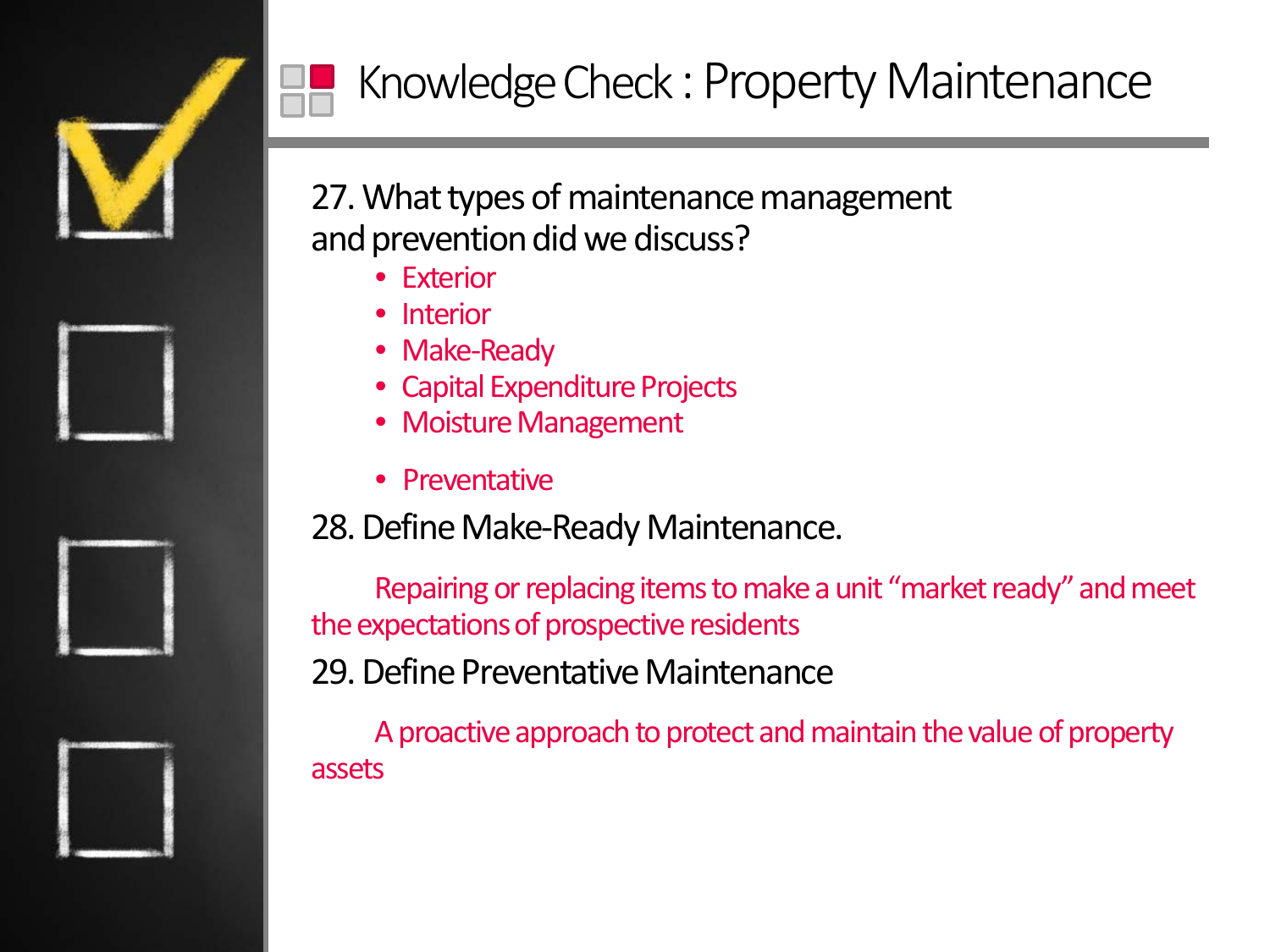# Knowledge Check : Property Maintenance

27. What types of maintenance management and prevention did we discuss?

- Exterior
- Interior
- Make-Ready
- Capital Expenditure Projects
- Moisture Management
- Preventative

28. Define Make-Ready Maintenance.

Repairing or replacing items to make a unit "market ready" and meet the expectations of prospective residents

29. Define Preventative Maintenance

A proactive approach to protect and maintain the value of property assets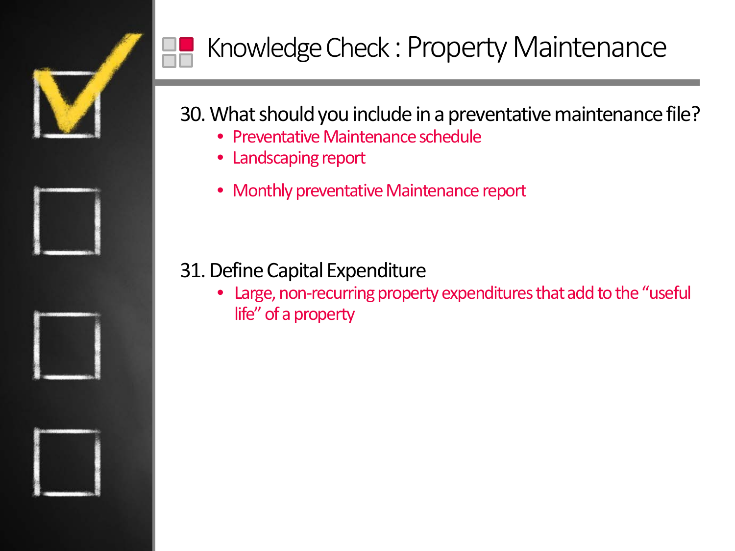# Knowledge Check : Property Maintenance

30. What should you include in a preventative maintenance file?

- Preventative Maintenance schedule
- Landscaping report
- Monthly preventative Maintenance report

31. Define Capital Expenditure

- Large, non-recurring property expenditures that add to the "useful life" of a property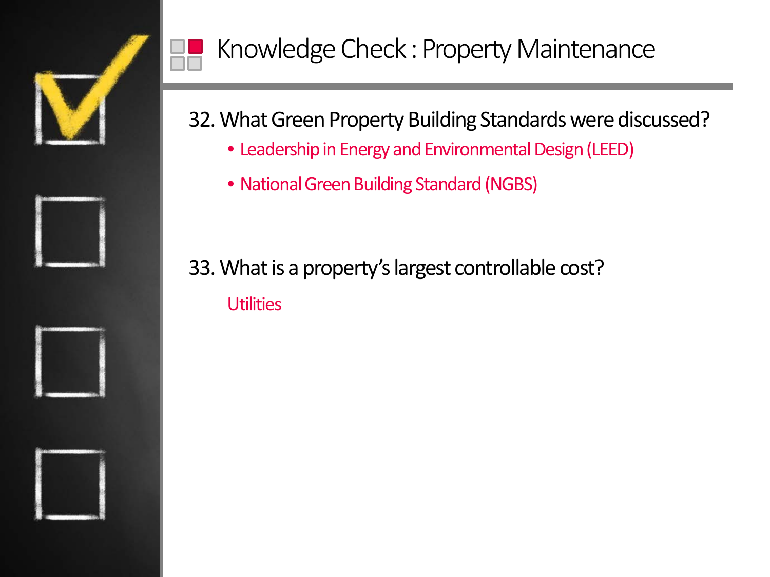# Knowledge Check : Property Maintenance

32. What Green Property Building Standards were discussed?

- Leadership in Energy and Environmental Design (LEED)
- National Green Building Standard (NGBS)

33. What is a property's largest controllable cost?

Utilities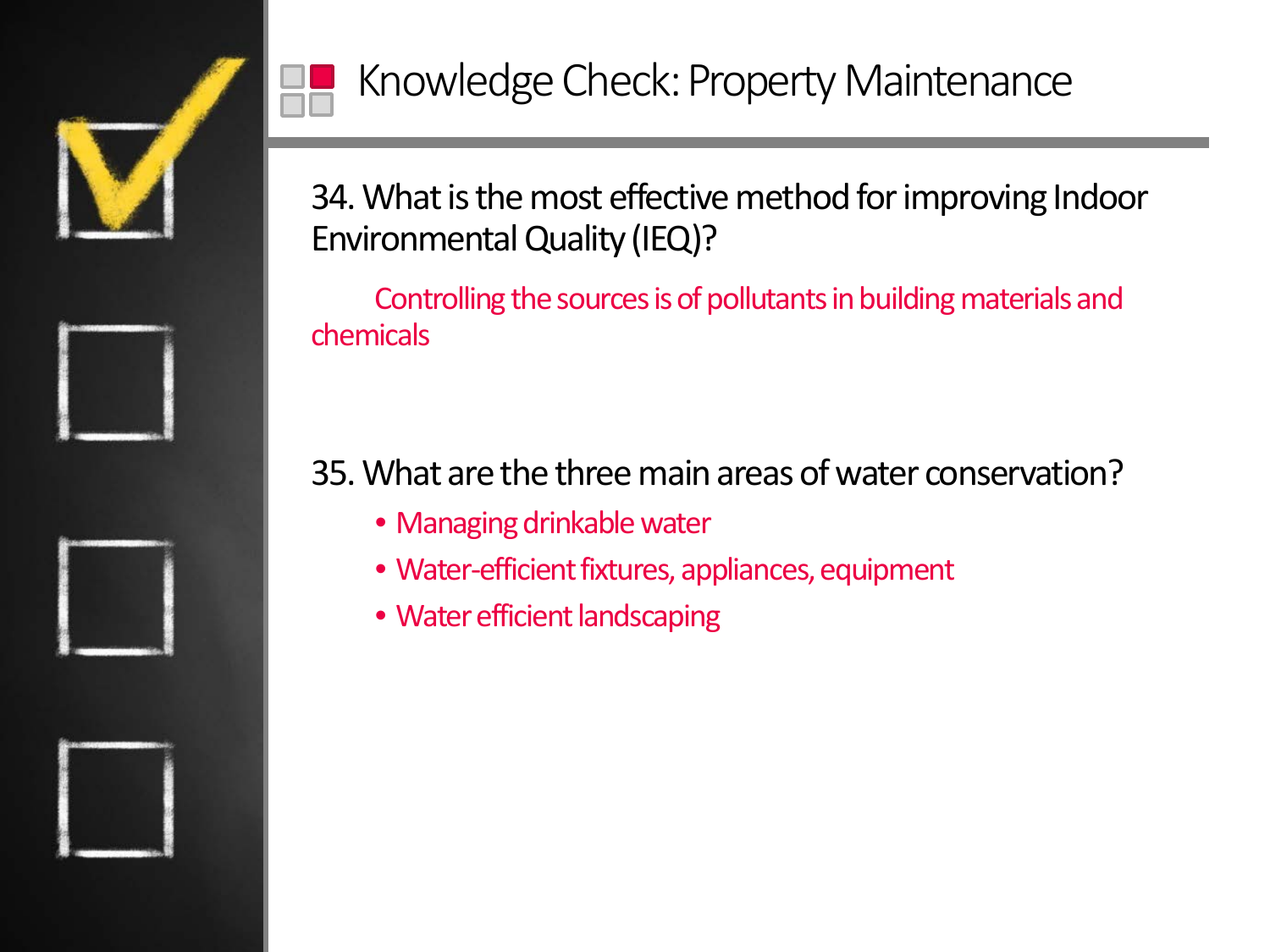# Knowledge Check: Property Maintenance

34. What is the most effective method for improving Indoor Environmental Quality (IEQ)?

Controlling the sources is of pollutants in building materials and chemicals

35. What are the three main areas of water conservation?

- Managing drinkable water
- Water-efficient fixtures, appliances, equipment
- Water efficient landscaping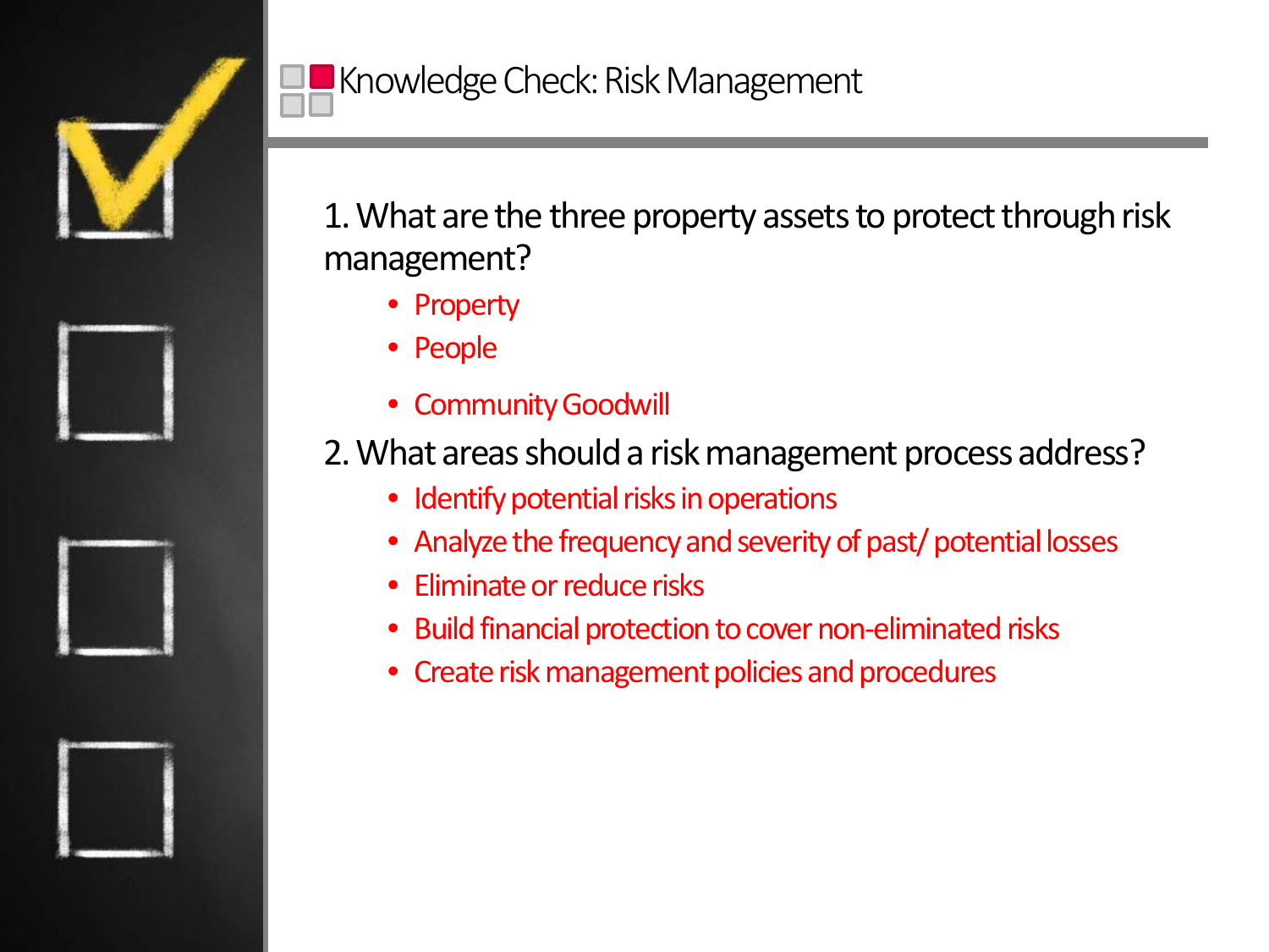# Knowledge Check: Risk Management

1. What are the three property assets to protect through risk management?
   - Property
   - People
   - Community Goodwill

2. What areas should a risk management process address?
   - Identify potential risks in operations
   - Analyze the frequency and severity of past/ potential losses
   - Eliminate or reduce risks
   - Build financial protection to cover non-eliminated risks
   - Create risk management policies and procedures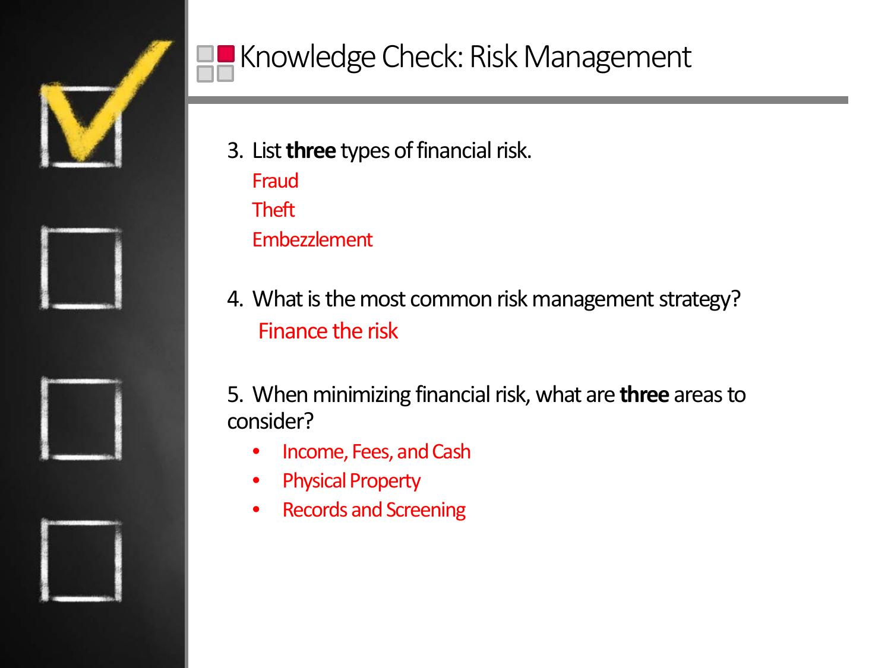# Knowledge Check: Risk Management

3. List **three** types of financial risk.

   Fraud

   Theft

   Embezzlement

4. What is the most common risk management strategy?

   Finance the risk

5. When minimizing financial risk, what are **three** areas to consider?

   - Income, Fees, and Cash
   - Physical Property
   - Records and Screening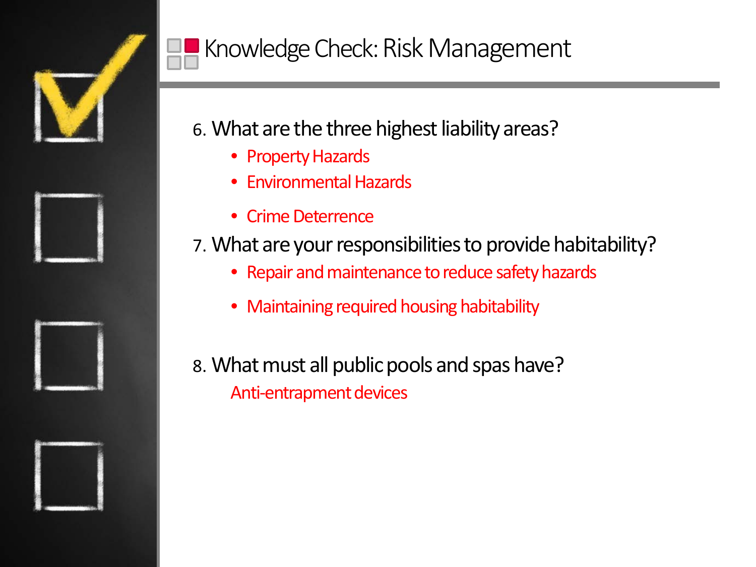# Knowledge Check: Risk Management

6. What are the three highest liability areas?
    - Property Hazards
    - Environmental Hazards
    - Crime Deterrence
7. What are your responsibilities to provide habitability?
    - Repair and maintenance to reduce safety hazards
    - Maintaining required housing habitability
8. What must all public pools and spas have?

    Anti-entrapment devices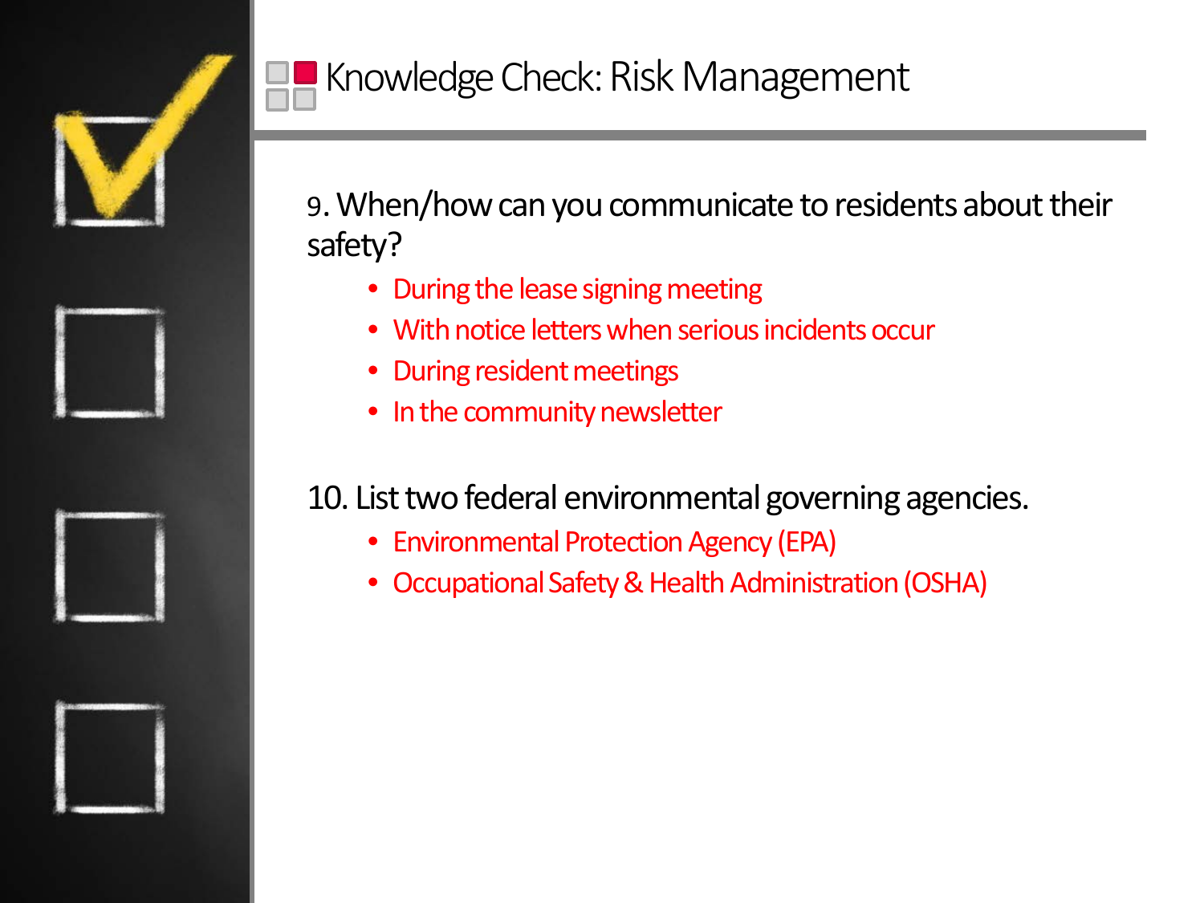# Knowledge Check: Risk Management

9. When/how can you communicate to residents about their safety?

- During the lease signing meeting
- With notice letters when serious incidents occur
- During resident meetings
- In the community newsletter

10. List two federal environmental governing agencies.

- Environmental Protection Agency (EPA)
- Occupational Safety & Health Administration (OSHA)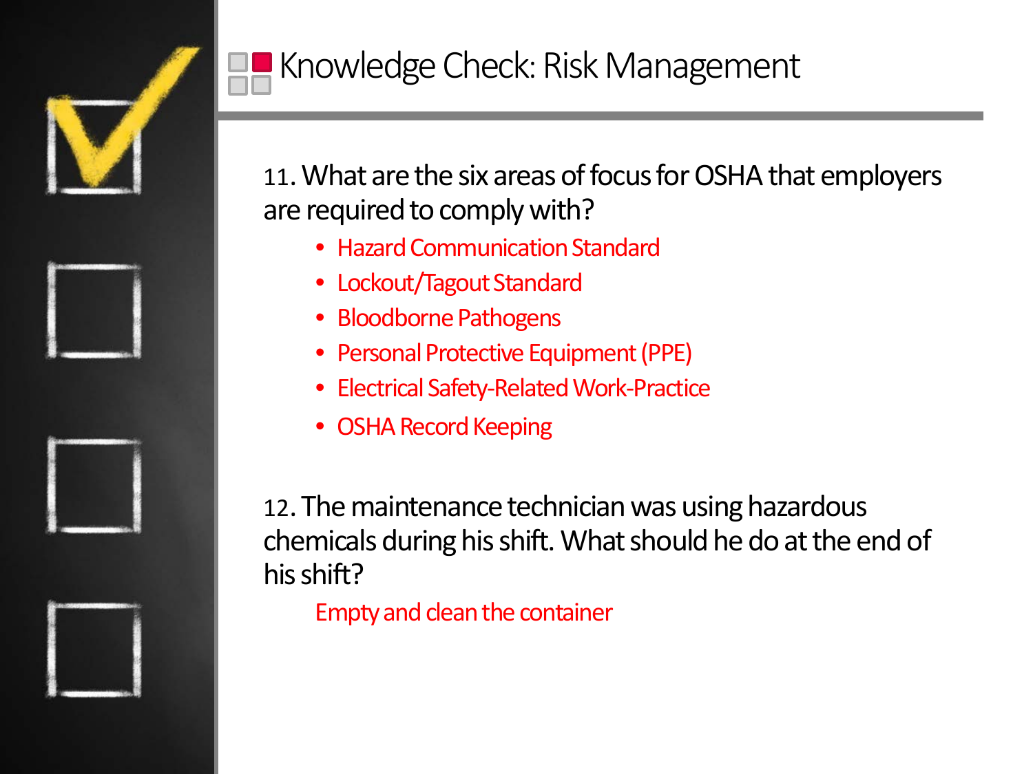# Knowledge Check: Risk Management

11. What are the six areas of focus for OSHA that employers are required to comply with?

- Hazard Communication Standard
- Lockout/Tagout Standard
- Bloodborne Pathogens
- Personal Protective Equipment (PPE)
- Electrical Safety-Related Work-Practice
- OSHA Record Keeping

12. The maintenance technician was using hazardous chemicals during his shift. What should he do at the end of his shift?

Empty and clean the container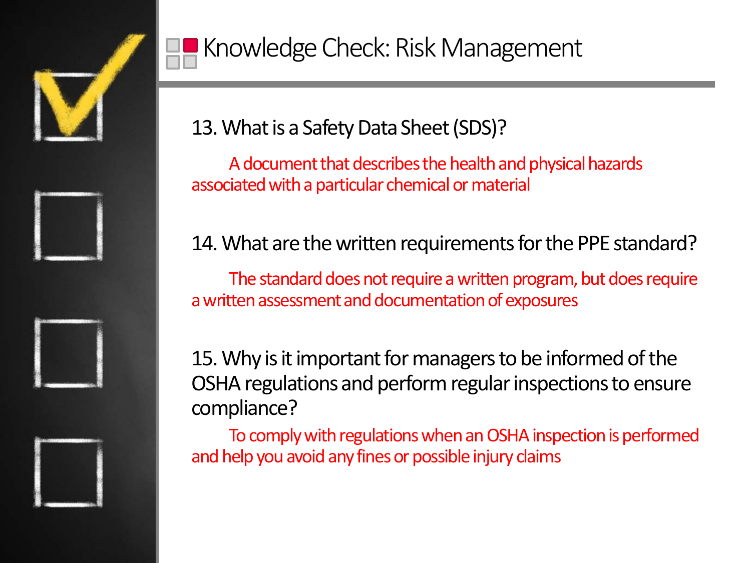# Knowledge Check: Risk Management

13. What is a Safety Data Sheet (SDS)?

A document that describes the health and physical hazards associated with a particular chemical or material

14. What are the written requirements for the PPE standard?

The standard does not require a written program, but does require a written assessment and documentation of exposures

15. Why is it important for managers to be informed of the OSHA regulations and perform regular inspections to ensure compliance?

To comply with regulations when an OSHA inspection is performed and help you avoid any fines or possible injury claims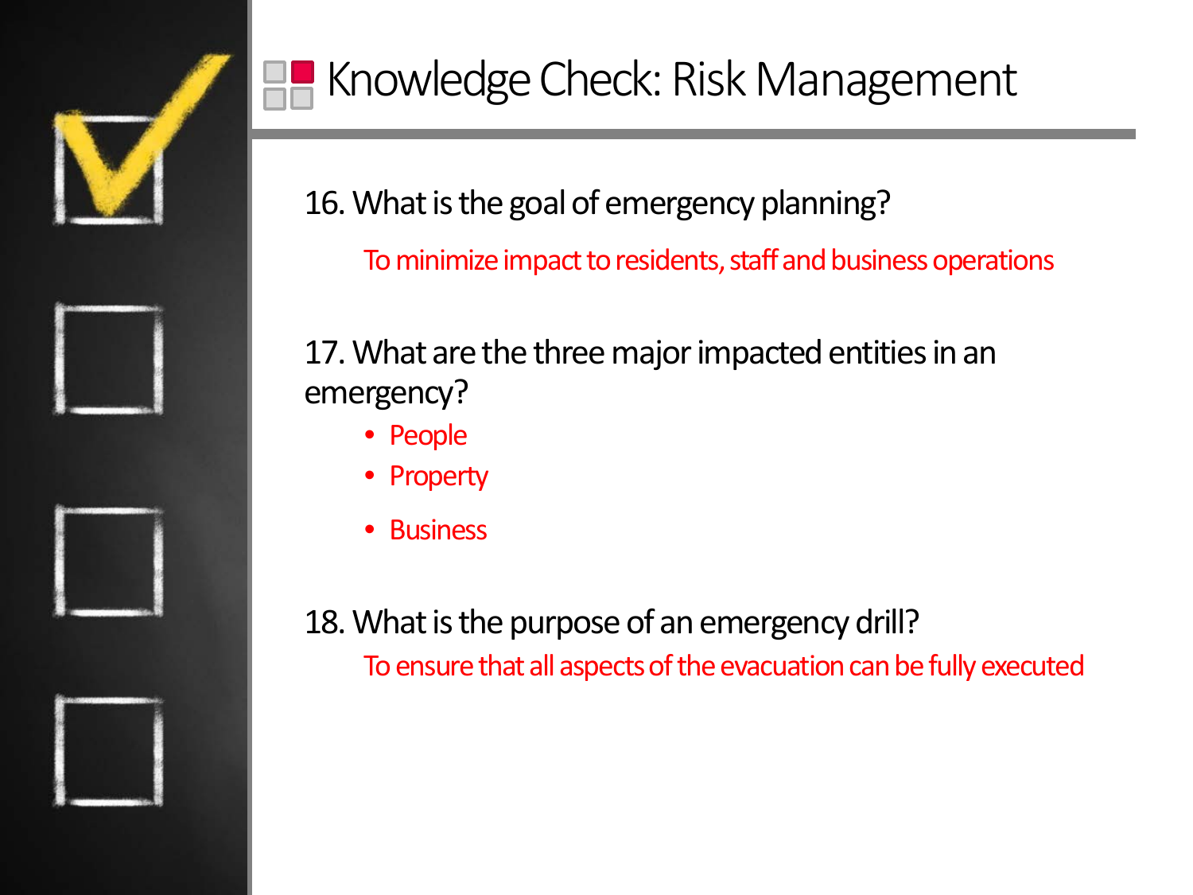# Knowledge Check: Risk Management

16. What is the goal of emergency planning?

    To minimize impact to residents, staff and business operations

17. What are the three major impacted entities in an emergency?

    - People
    - Property
    - Business

18. What is the purpose of an emergency drill?

    To ensure that all aspects of the evacuation can be fully executed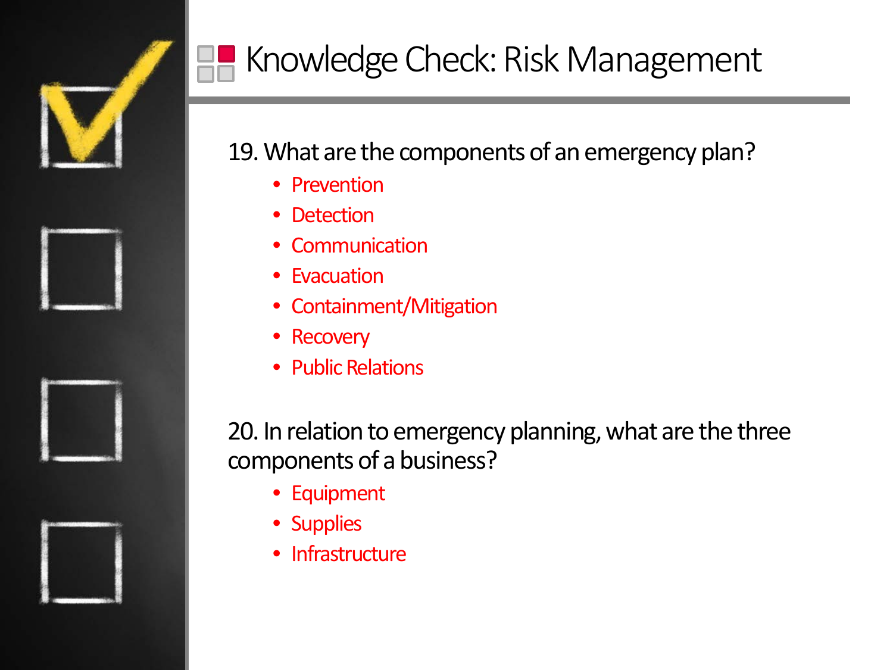# Knowledge Check: Risk Management

19. What are the components of an emergency plan?

- Prevention
- Detection
- Communication
- Evacuation
- Containment/Mitigation
- Recovery
- Public Relations

20. In relation to emergency planning, what are the three components of a business?

- Equipment
- Supplies
- Infrastructure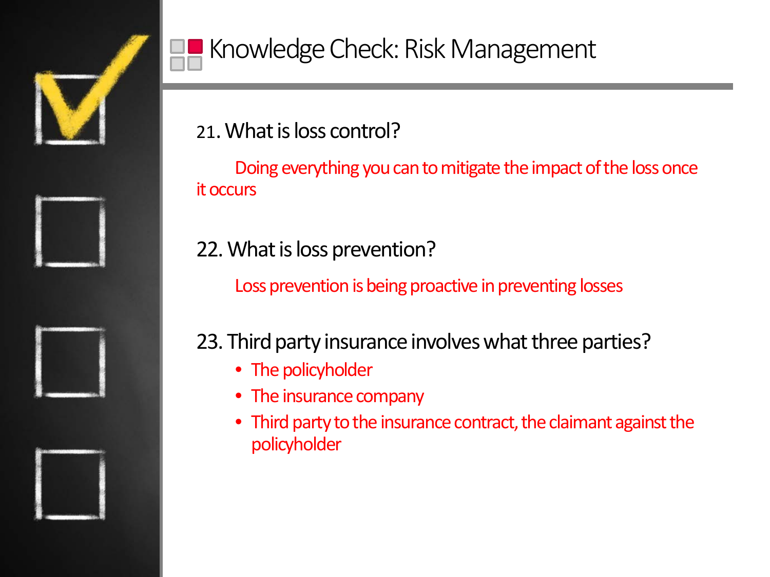# Knowledge Check: Risk Management

21. What is loss control?

Doing everything you can to mitigate the impact of the loss once it occurs

22. What is loss prevention?

Loss prevention is being proactive in preventing losses

23. Third party insurance involves what three parties?

- The policyholder
- The insurance company
- Third party to the insurance contract, the claimant against the policyholder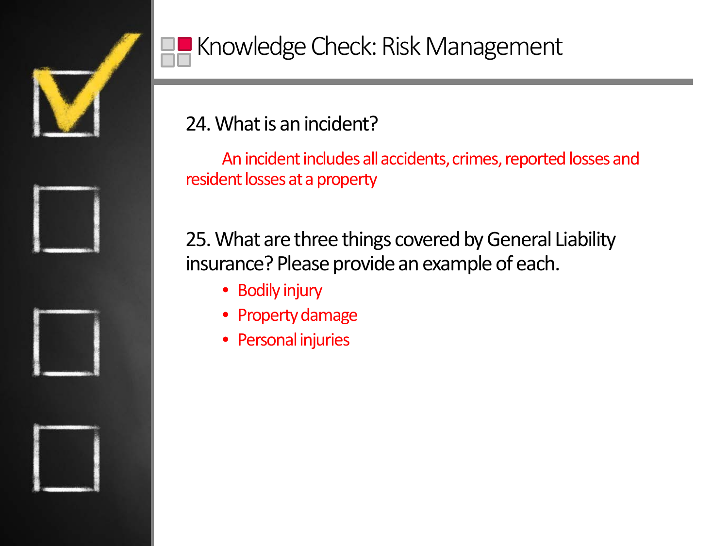# Knowledge Check: Risk Management

24. What is an incident?

An incident includes all accidents, crimes, reported losses and resident losses at a property

25. What are three things covered by General Liability insurance? Please provide an example of each.

- Bodily injury
- Property damage
- Personal injuries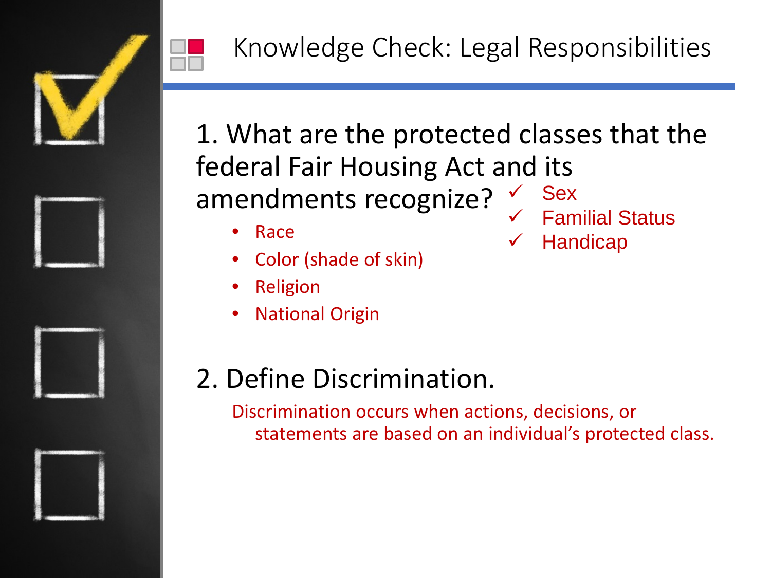# Knowledge Check: Legal Responsibilities

1. What are the protected classes that the federal Fair Housing Act and its amendments recognize?

- Race
- Color (shade of skin)
- Religion
- National Origin
- ✓ Sex
- ✓ Familial Status
- ✓ Handicap

2. Define Discrimination.

Discrimination occurs when actions, decisions, or statements are based on an individual's protected class.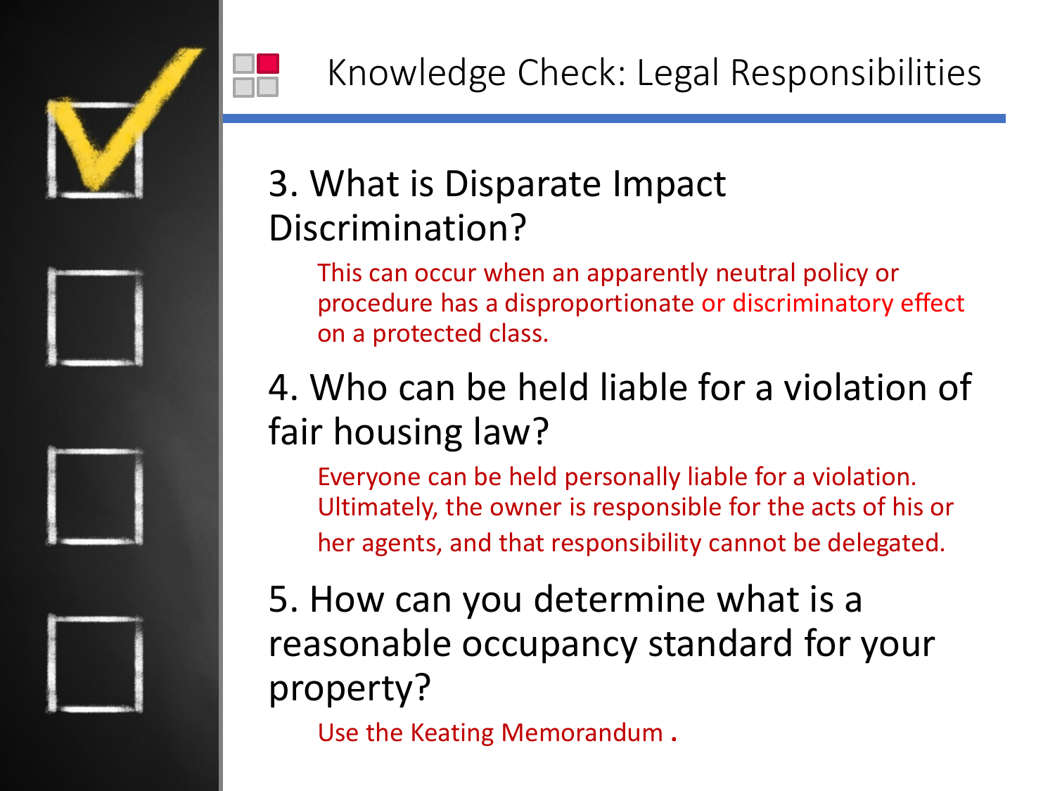# Knowledge Check: Legal Responsibilities

## 3. What is Disparate Impact Discrimination?

This can occur when an apparently neutral policy or procedure has a disproportionate or discriminatory effect on a protected class.

## 4. Who can be held liable for a violation of fair housing law?

Everyone can be held personally liable for a violation. Ultimately, the owner is responsible for the acts of his or her agents, and that responsibility cannot be delegated.

## 5. How can you determine what is a reasonable occupancy standard for your property?

Use the Keating Memorandum .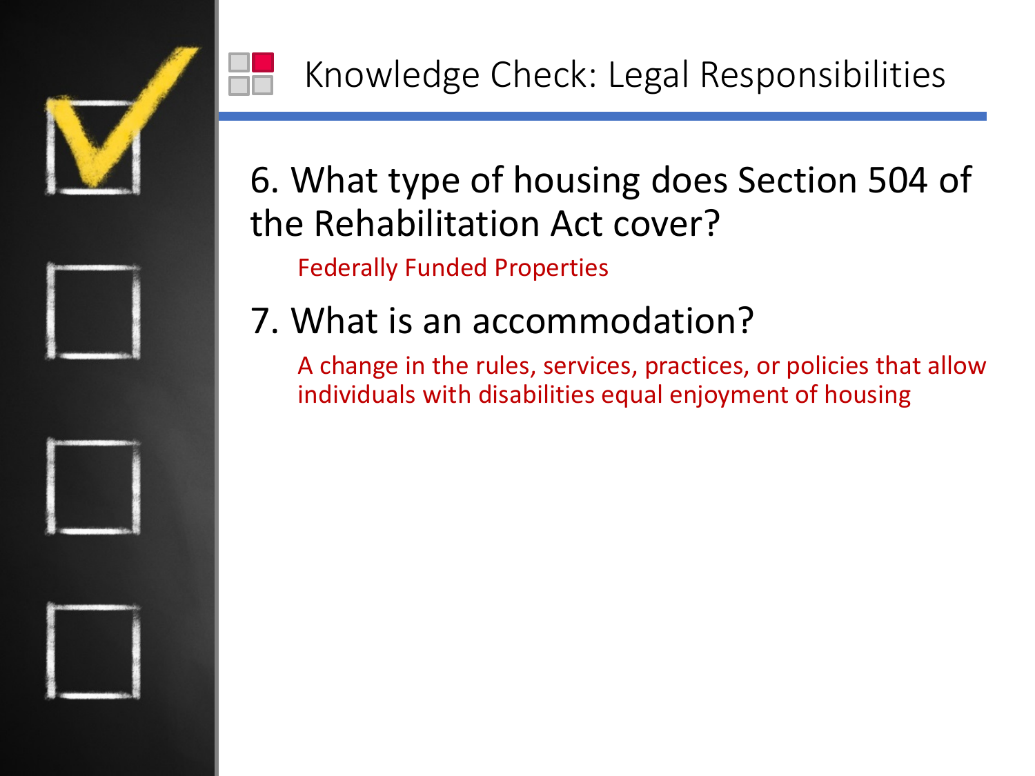# Knowledge Check: Legal Responsibilities

6. What type of housing does Section 504 of the Rehabilitation Act cover?

   Federally Funded Properties

7. What is an accommodation?

   A change in the rules, services, practices, or policies that allow individuals with disabilities equal enjoyment of housing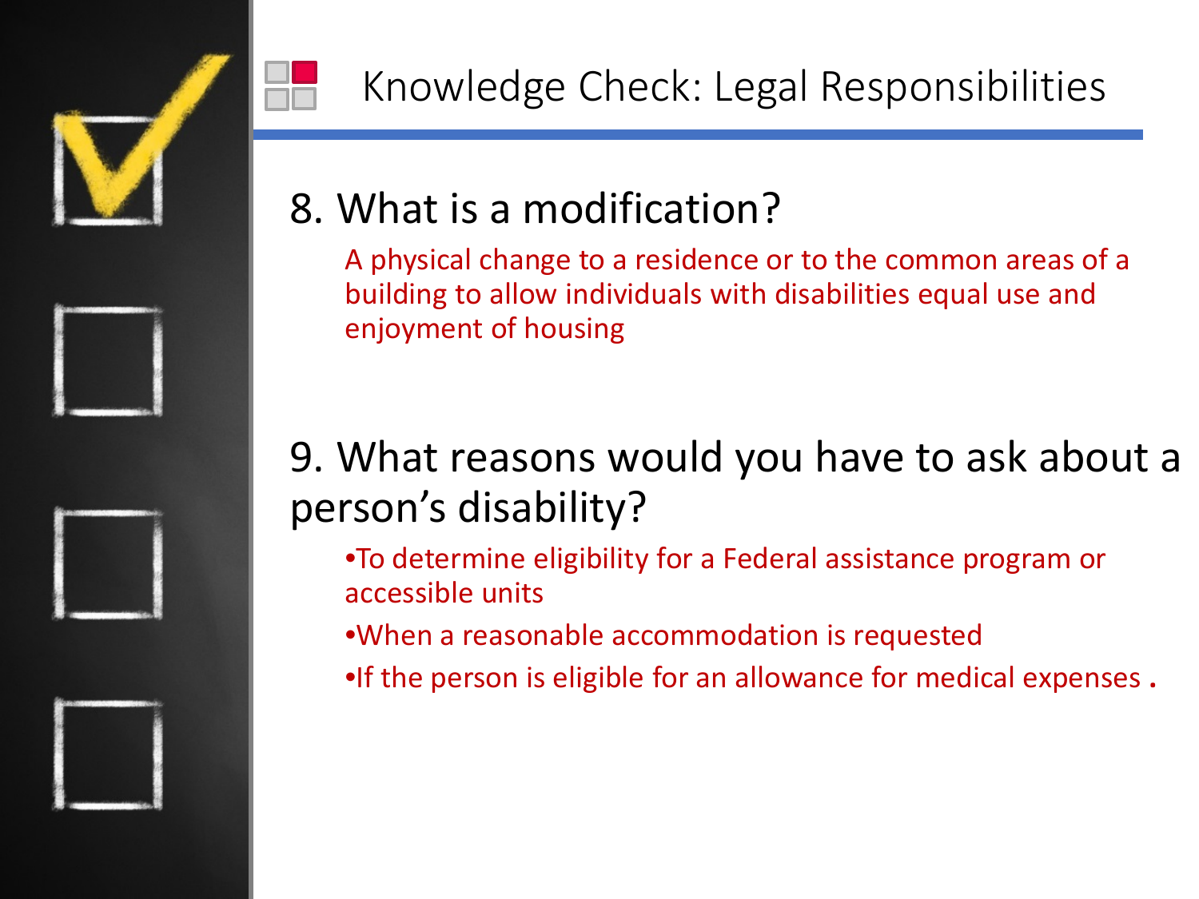# Knowledge Check: Legal Responsibilities

## 8. What is a modification?

A physical change to a residence or to the common areas of a building to allow individuals with disabilities equal use and enjoyment of housing

## 9. What reasons would you have to ask about a person's disability?

- To determine eligibility for a Federal assistance program or accessible units
- When a reasonable accommodation is requested
- If the person is eligible for an allowance for medical expenses .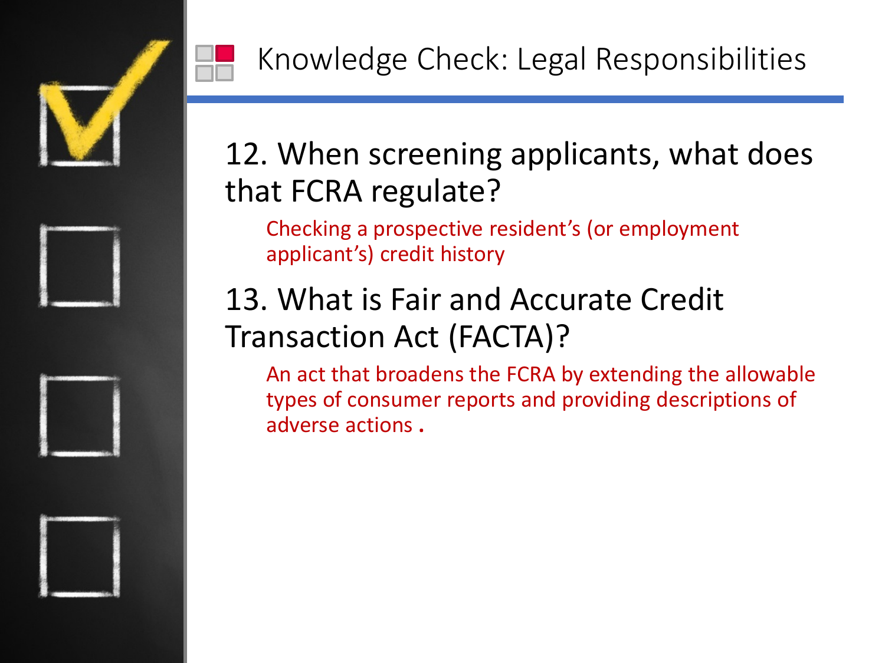# Knowledge Check: Legal Responsibilities

12. When screening applicants, what does that FCRA regulate?

    Checking a prospective resident's (or employment applicant's) credit history

13. What is Fair and Accurate Credit Transaction Act (FACTA)?

    An act that broadens the FCRA by extending the allowable types of consumer reports and providing descriptions of adverse actions .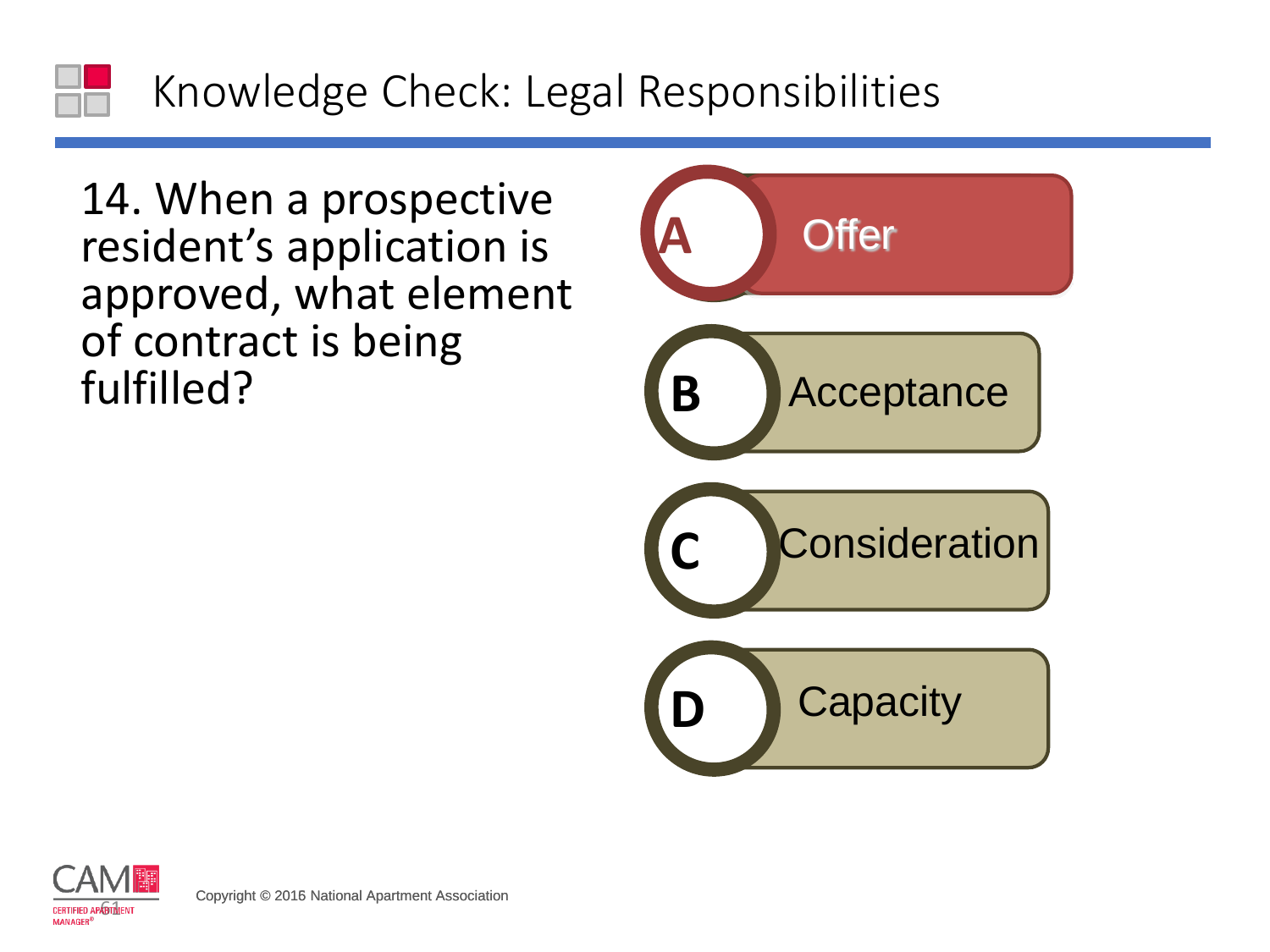# Knowledge Check: Legal Responsibilities

14. When a prospective resident's application is approved, what element of contract is being fulfilled?

- **A** Offer
- **B** Acceptance
- **C** Consideration
- **D** Capacity

Copyright © 2016 National Apartment Association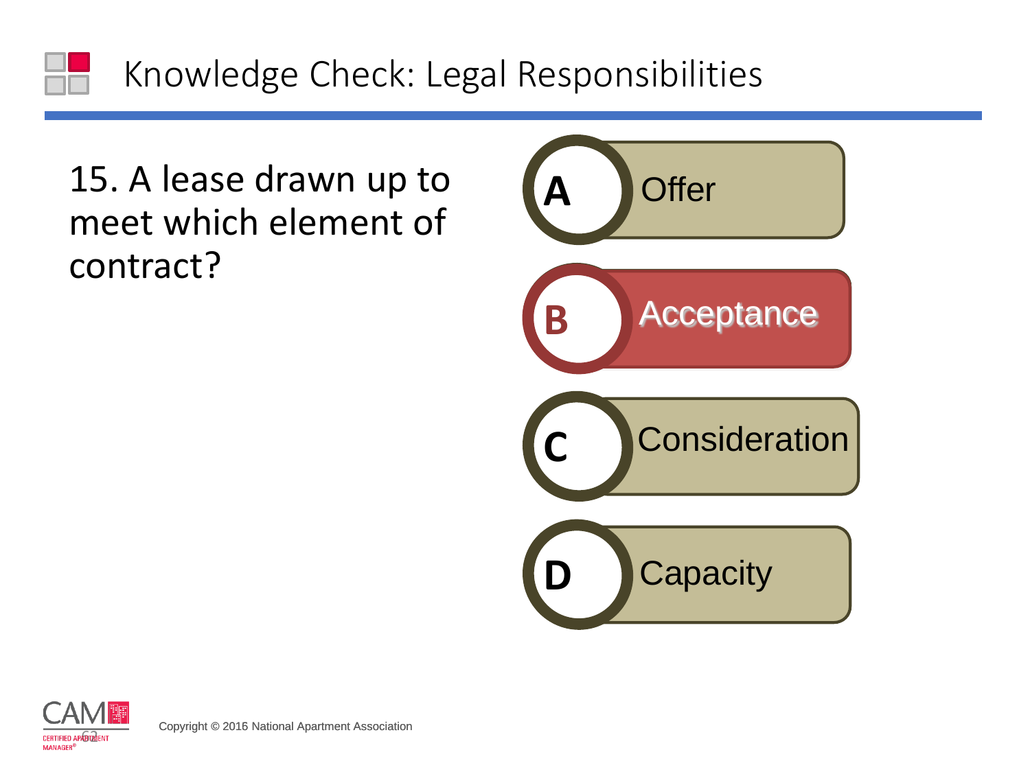# Knowledge Check: Legal Responsibilities

15. A lease drawn up to meet which element of contract?

- **A** Offer
- **B** Acceptance
- **C** Consideration
- **D** Capacity

Copyright © 2016 National Apartment Association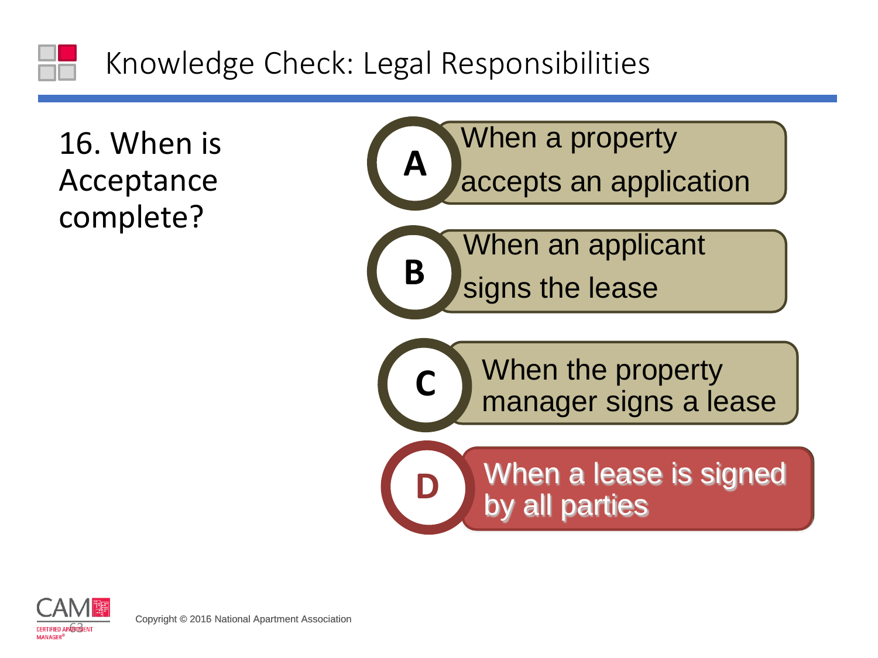# Knowledge Check: Legal Responsibilities

16. When is Acceptance complete?

- **A** When a property accepts an application
- **B** When an applicant signs the lease
- **C** When the property manager signs a lease
- **D** When a lease is signed by all parties

Copyright © 2016 National Apartment Association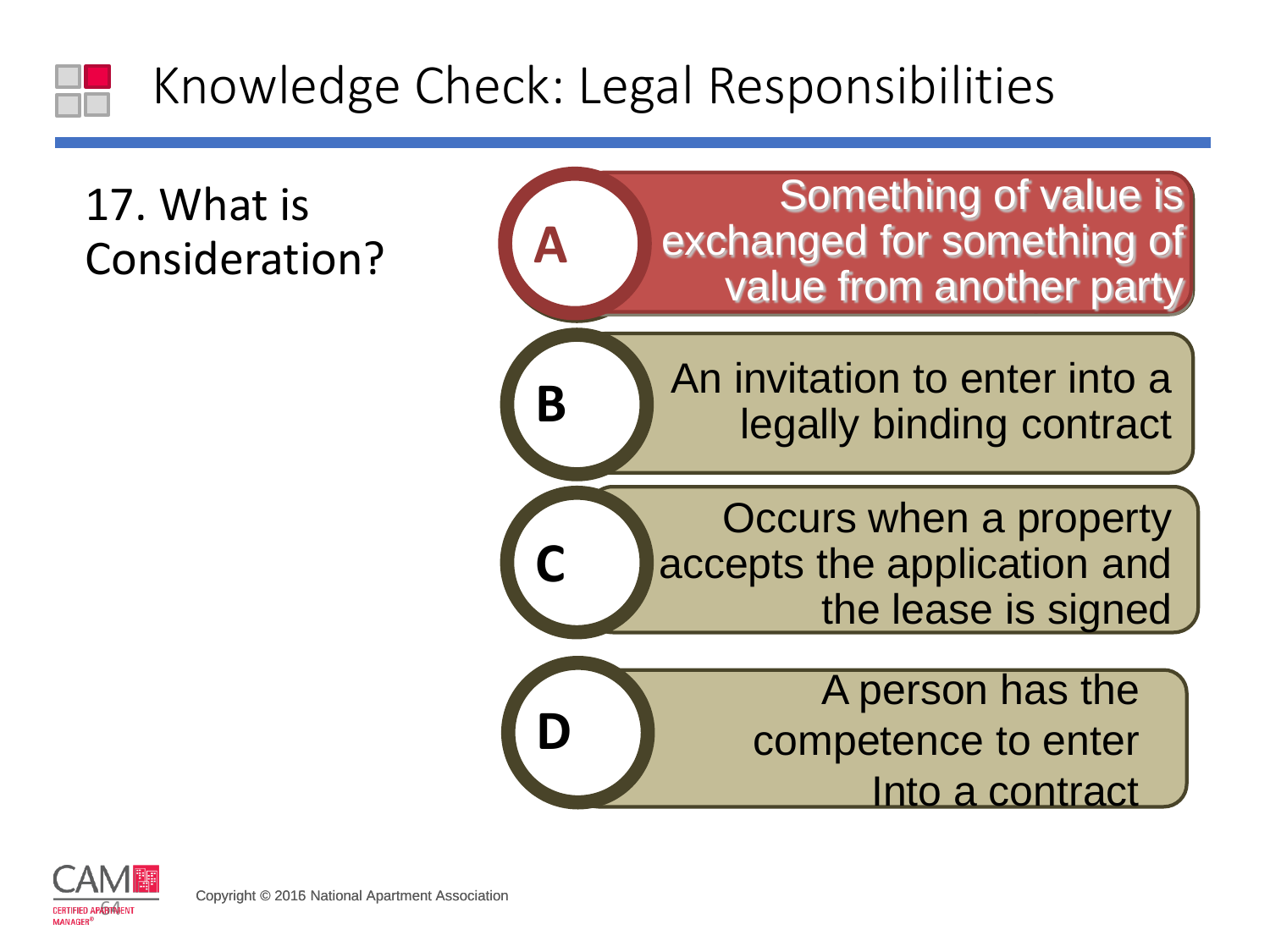# Knowledge Check: Legal Responsibilities

17. What is Consideration?

**A** Something of value is exchanged for something of value from another party

**B** An invitation to enter into a legally binding contract

**C** Occurs when a property accepts the application and the lease is signed

**D** A person has the competence to enter Into a contract

Copyright © 2016 National Apartment Association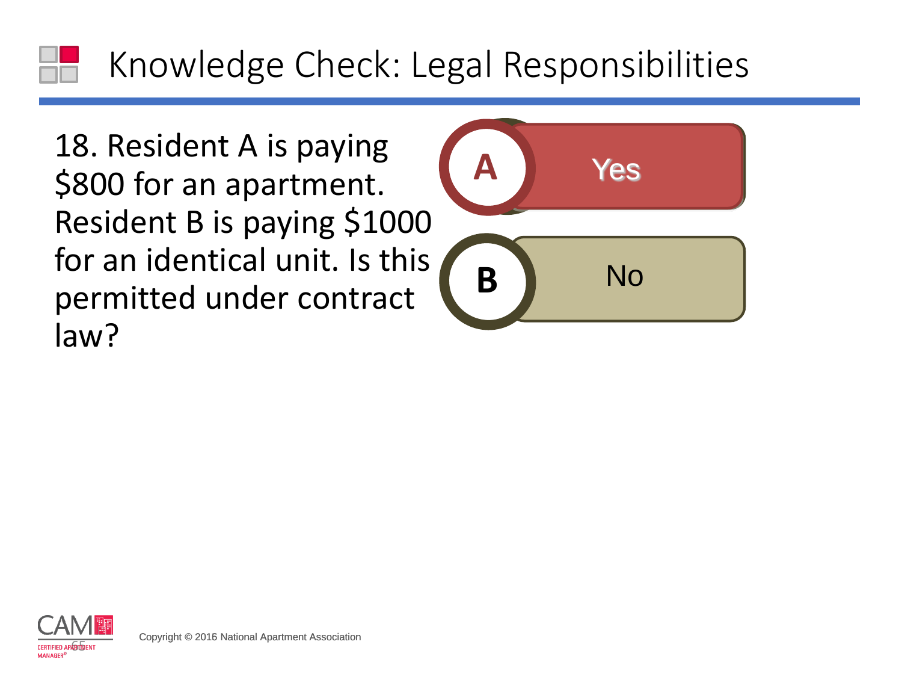# Knowledge Check: Legal Responsibilities

18. Resident A is paying $800 for an apartment. Resident B is paying $1000 for an identical unit. Is this permitted under contract law?

**A** Yes

**B** No

Copyright © 2016 National Apartment Association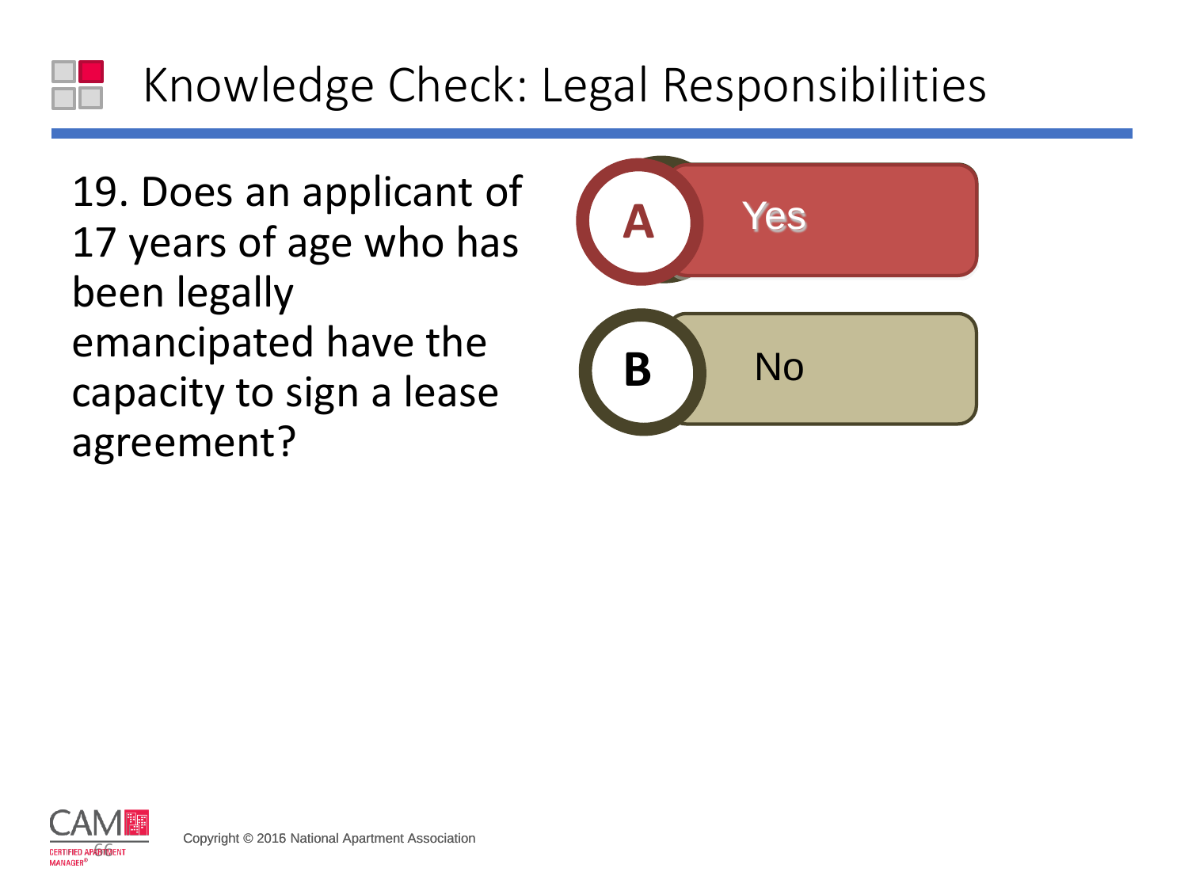# Knowledge Check: Legal Responsibilities

19. Does an applicant of 17 years of age who has been legally emancipated have the capacity to sign a lease agreement?

- **A** Yes
- **B** No

Copyright © 2016 National Apartment Association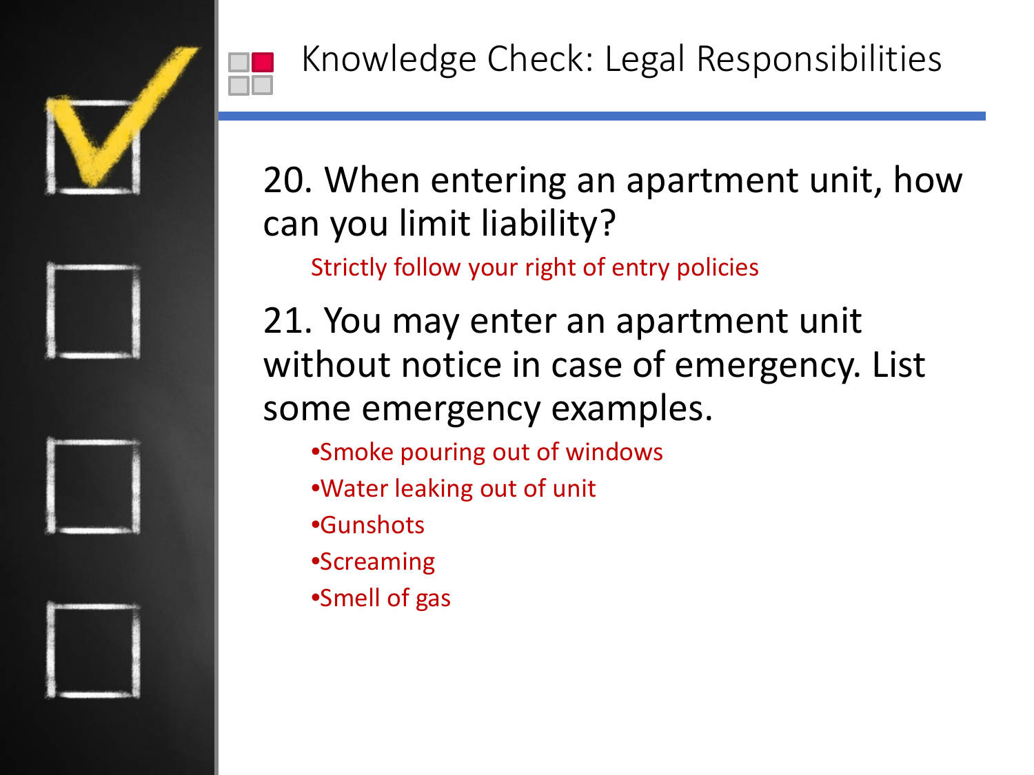# Knowledge Check: Legal Responsibilities

20. When entering an apartment unit, how can you limit liability?

    Strictly follow your right of entry policies

21. You may enter an apartment unit without notice in case of emergency. List some emergency examples.

    - Smoke pouring out of windows
    - Water leaking out of unit
    - Gunshots
    - Screaming
    - Smell of gas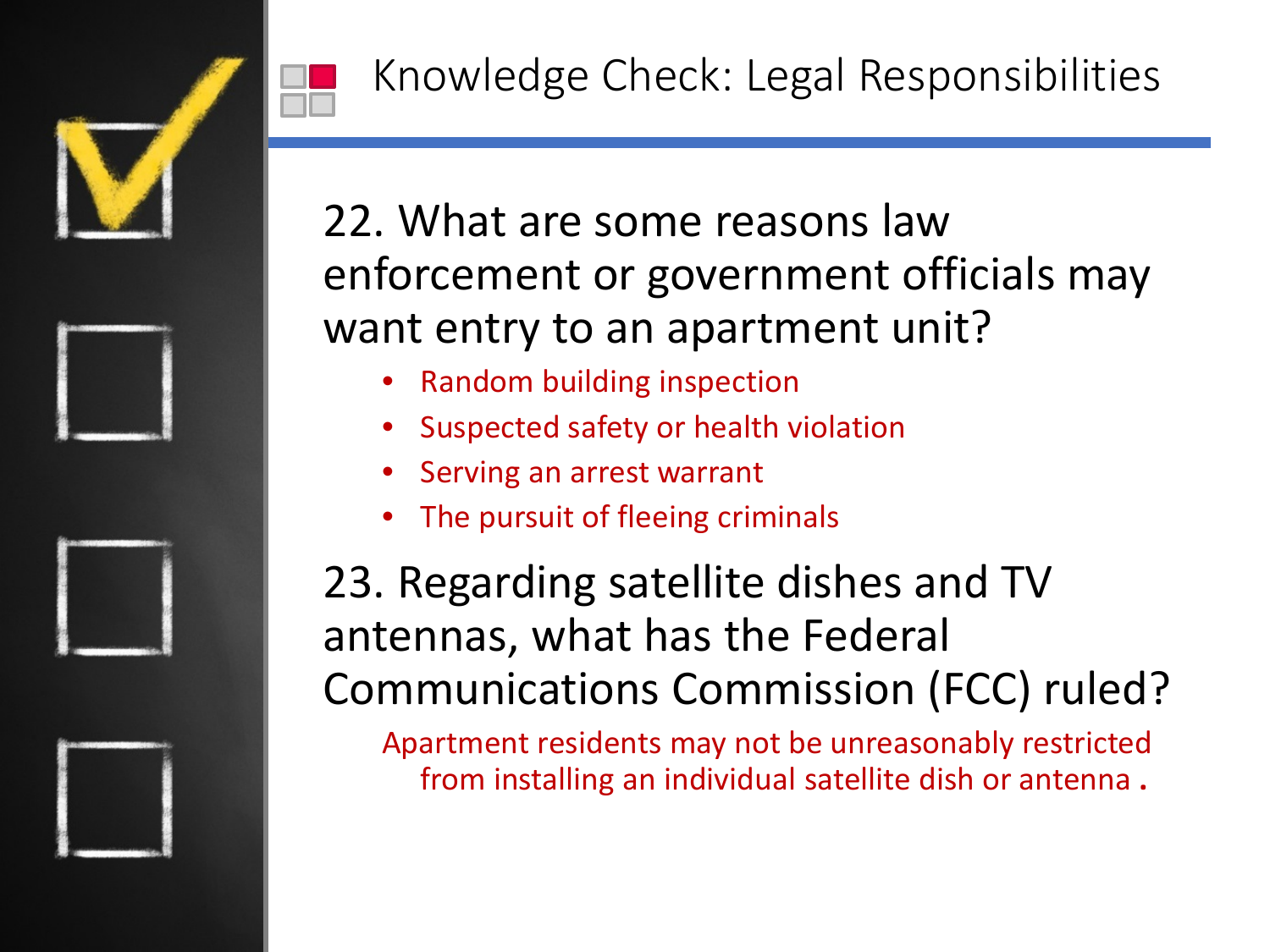# Knowledge Check: Legal Responsibilities

22. What are some reasons law enforcement or government officials may want entry to an apartment unit?

- Random building inspection
- Suspected safety or health violation
- Serving an arrest warrant
- The pursuit of fleeing criminals

23. Regarding satellite dishes and TV antennas, what has the Federal Communications Commission (FCC) ruled?

Apartment residents may not be unreasonably restricted from installing an individual satellite dish or antenna .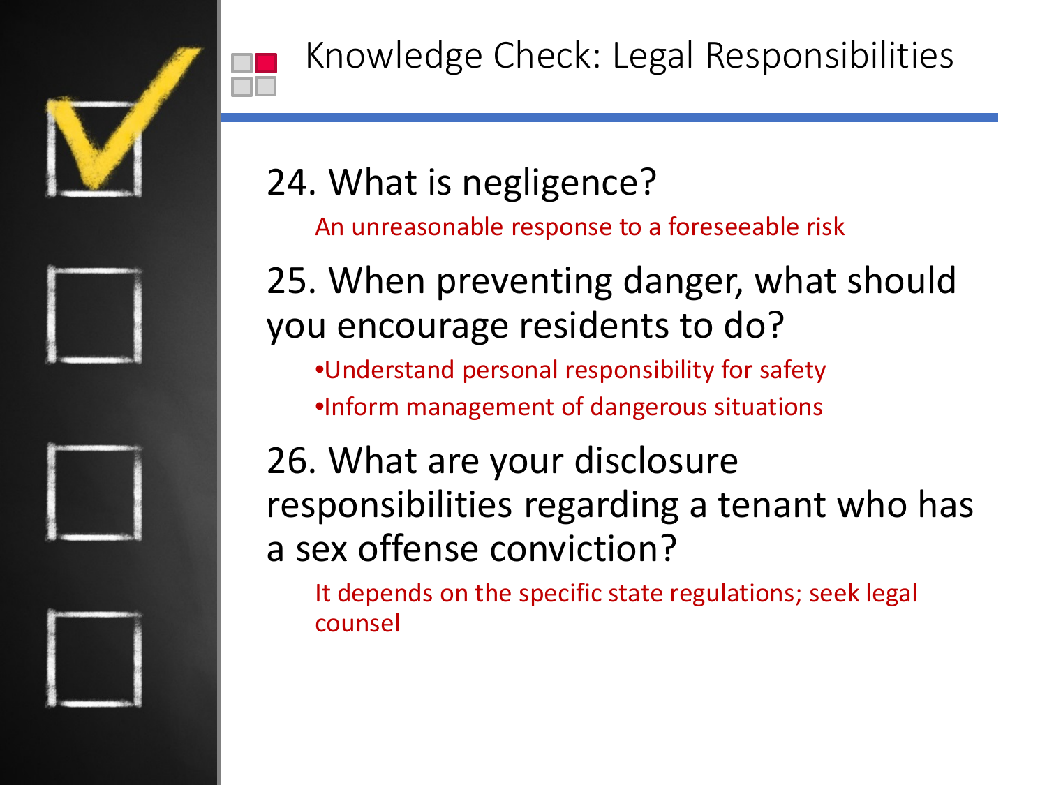# Knowledge Check: Legal Responsibilities

24. What is negligence?

    An unreasonable response to a foreseeable risk

25. When preventing danger, what should you encourage residents to do?

    - Understand personal responsibility for safety
    - Inform management of dangerous situations

26. What are your disclosure responsibilities regarding a tenant who has a sex offense conviction?

    It depends on the specific state regulations; seek legal counsel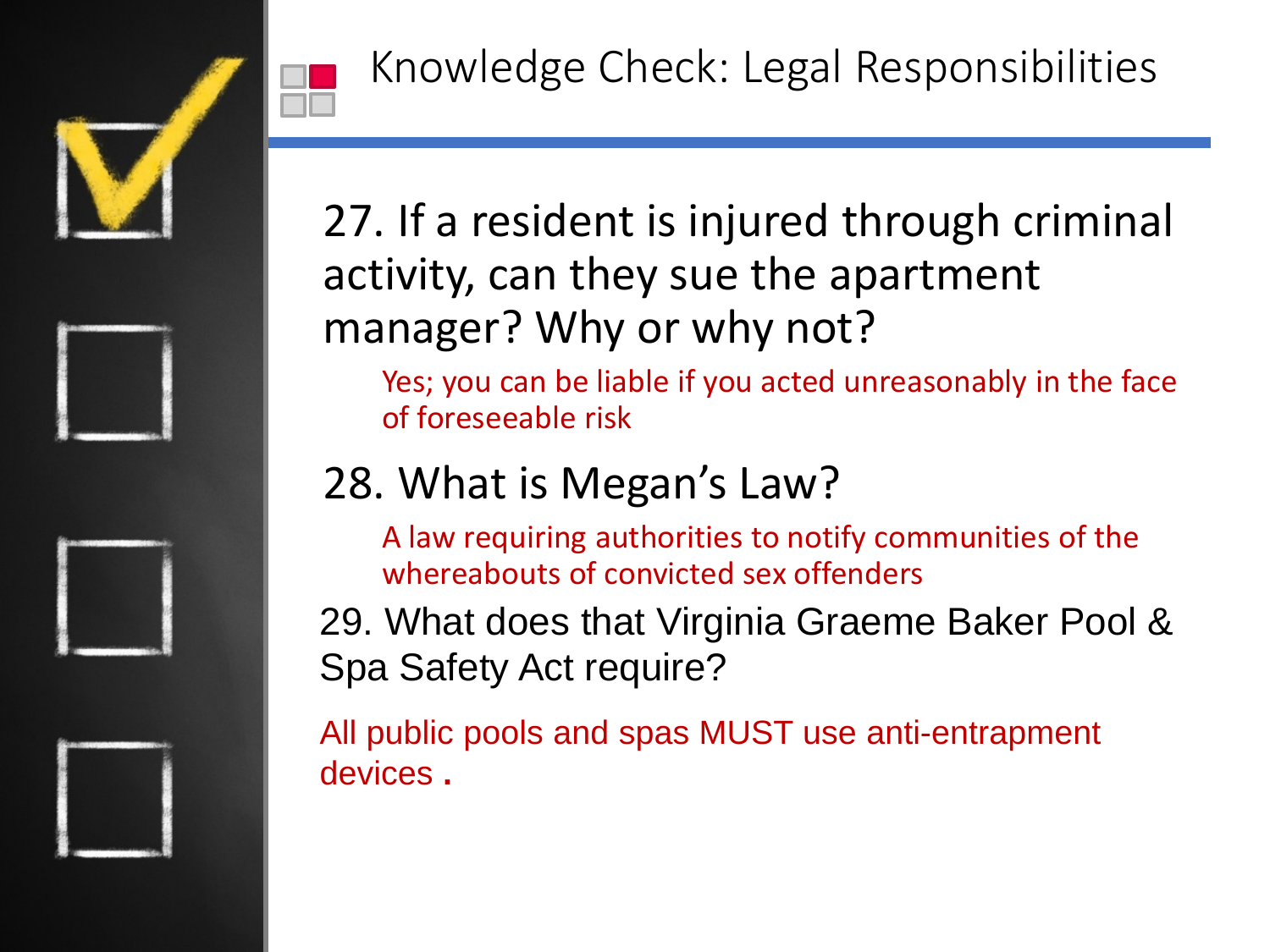# Knowledge Check: Legal Responsibilities

27. If a resident is injured through criminal activity, can they sue the apartment manager? Why or why not?

    Yes; you can be liable if you acted unreasonably in the face of foreseeable risk

28. What is Megan's Law?

    A law requiring authorities to notify communities of the whereabouts of convicted sex offenders

29. What does that Virginia Graeme Baker Pool & Spa Safety Act require?

All public pools and spas MUST use anti-entrapment devices .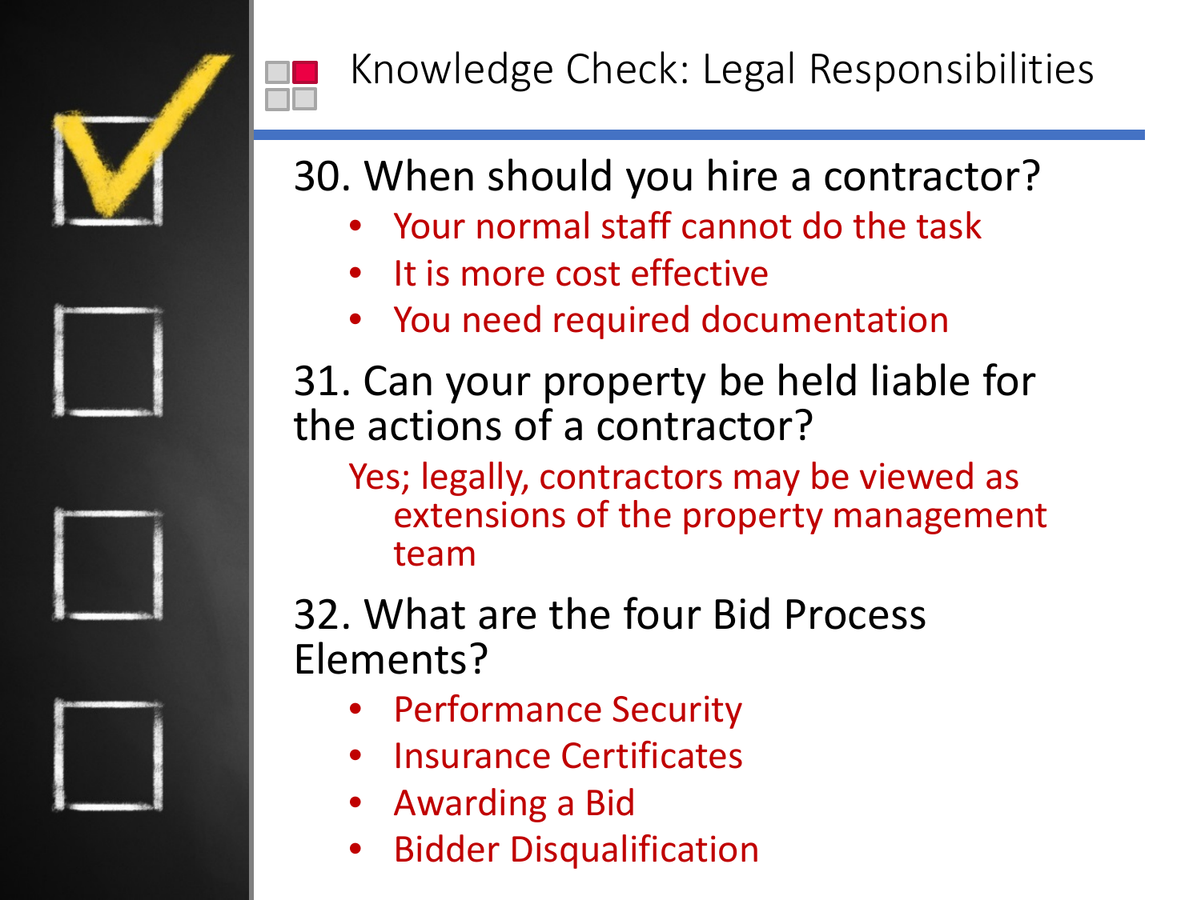# Knowledge Check: Legal Responsibilities

30. When should you hire a contractor?
    - Your normal staff cannot do the task
    - It is more cost effective
    - You need required documentation

31. Can your property be held liable for the actions of a contractor?

    Yes; legally, contractors may be viewed as extensions of the property management team

32. What are the four Bid Process Elements?
    - Performance Security
    - Insurance Certificates
    - Awarding a Bid
    - Bidder Disqualification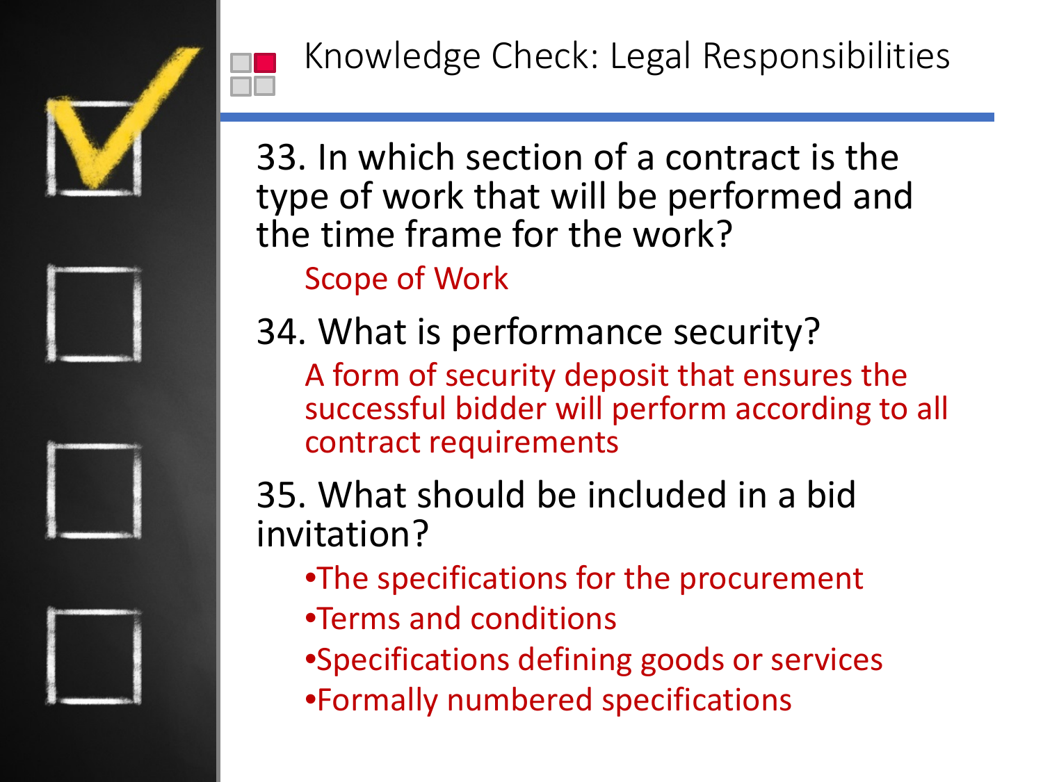# Knowledge Check: Legal Responsibilities

33. In which section of a contract is the type of work that will be performed and the time frame for the work?

    Scope of Work

34. What is performance security?

    A form of security deposit that ensures the successful bidder will perform according to all contract requirements

35. What should be included in a bid invitation?

    - The specifications for the procurement
    - Terms and conditions
    - Specifications defining goods or services
    - Formally numbered specifications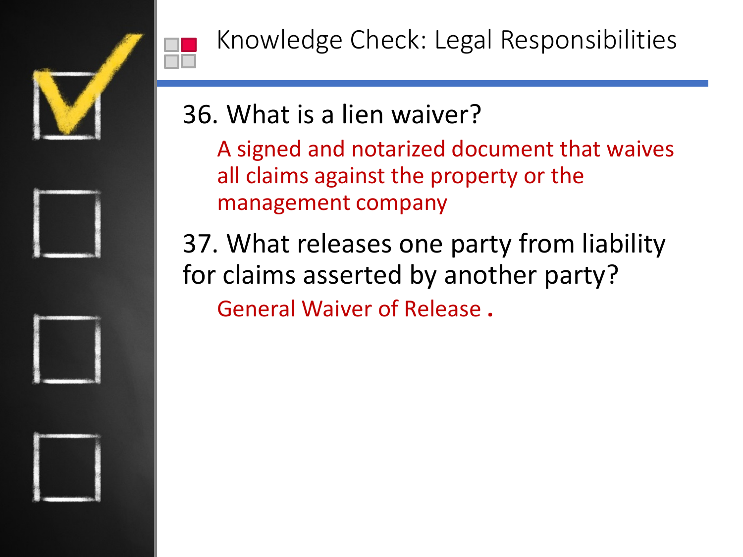# Knowledge Check: Legal Responsibilities

36. What is a lien waiver?

    A signed and notarized document that waives all claims against the property or the management company

37. What releases one party from liability for claims asserted by another party?

    General Waiver of Release .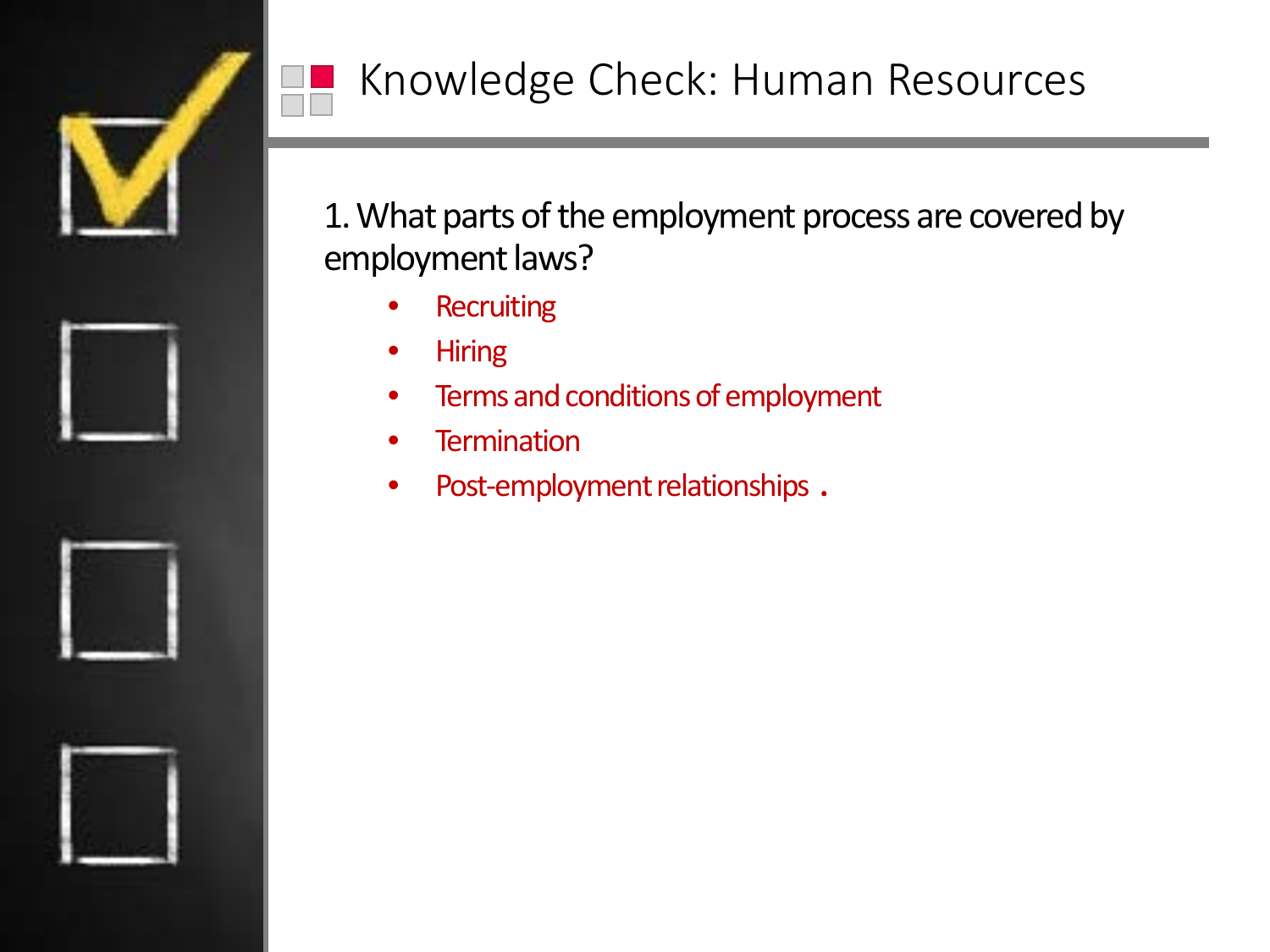# Knowledge Check: Human Resources

1. What parts of the employment process are covered by employment laws?

- Recruiting
- Hiring
- Terms and conditions of employment
- Termination
- Post-employment relationships .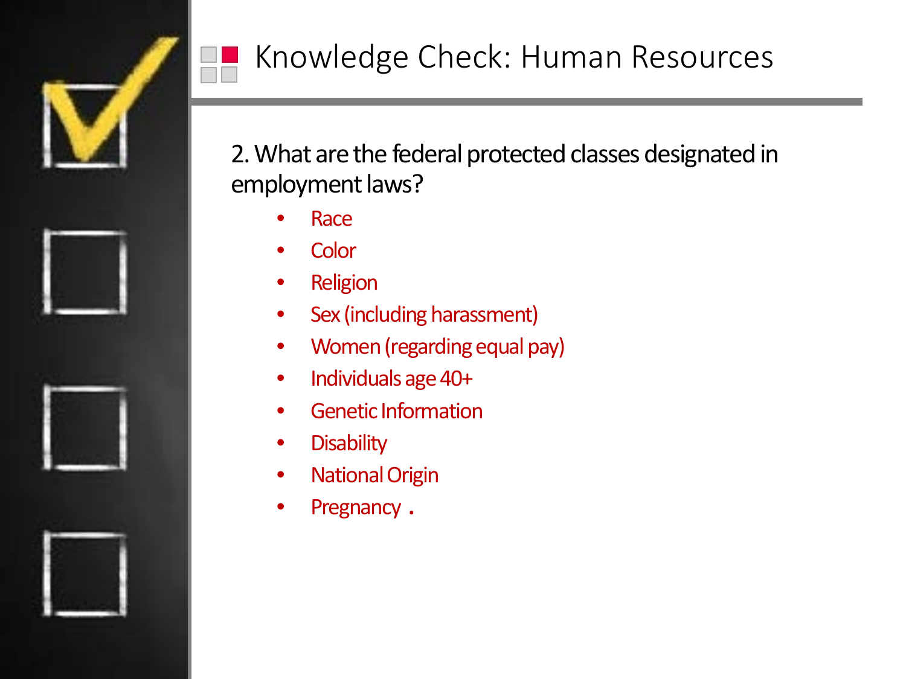# Knowledge Check: Human Resources

2. What are the federal protected classes designated in employment laws?

- Race
- Color
- Religion
- Sex (including harassment)
- Women (regarding equal pay)
- Individuals age 40+
- Genetic Information
- Disability
- National Origin
- Pregnancy .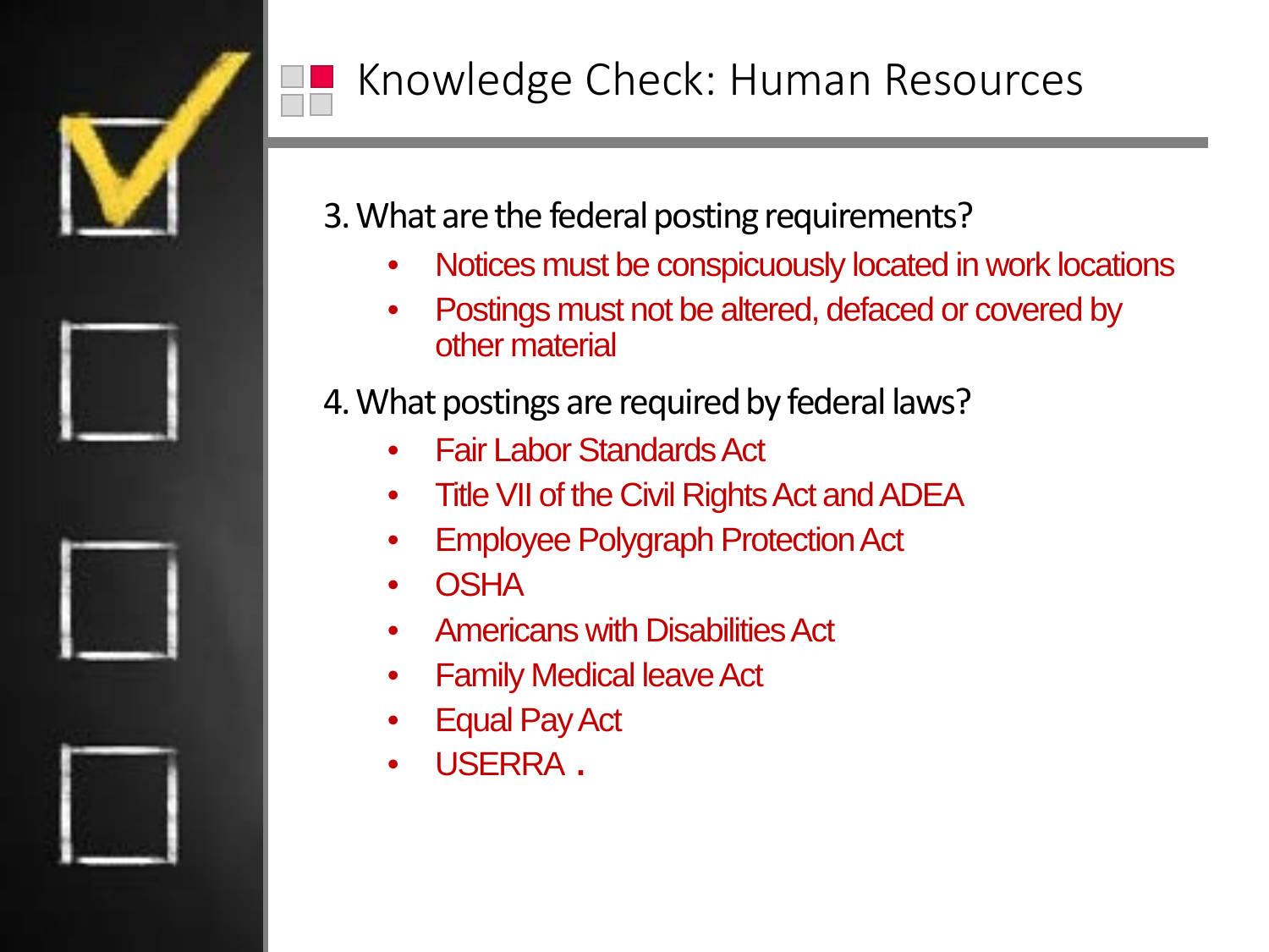# Knowledge Check: Human Resources

3. What are the federal posting requirements?
   - Notices must be conspicuously located in work locations
   - Postings must not be altered, defaced or covered by other material

4. What postings are required by federal laws?
   - Fair Labor Standards Act
   - Title VII of the Civil Rights Act and ADEA
   - Employee Polygraph Protection Act
   - OSHA
   - Americans with Disabilities Act
   - Family Medical leave Act
   - Equal Pay Act
   - USERRA .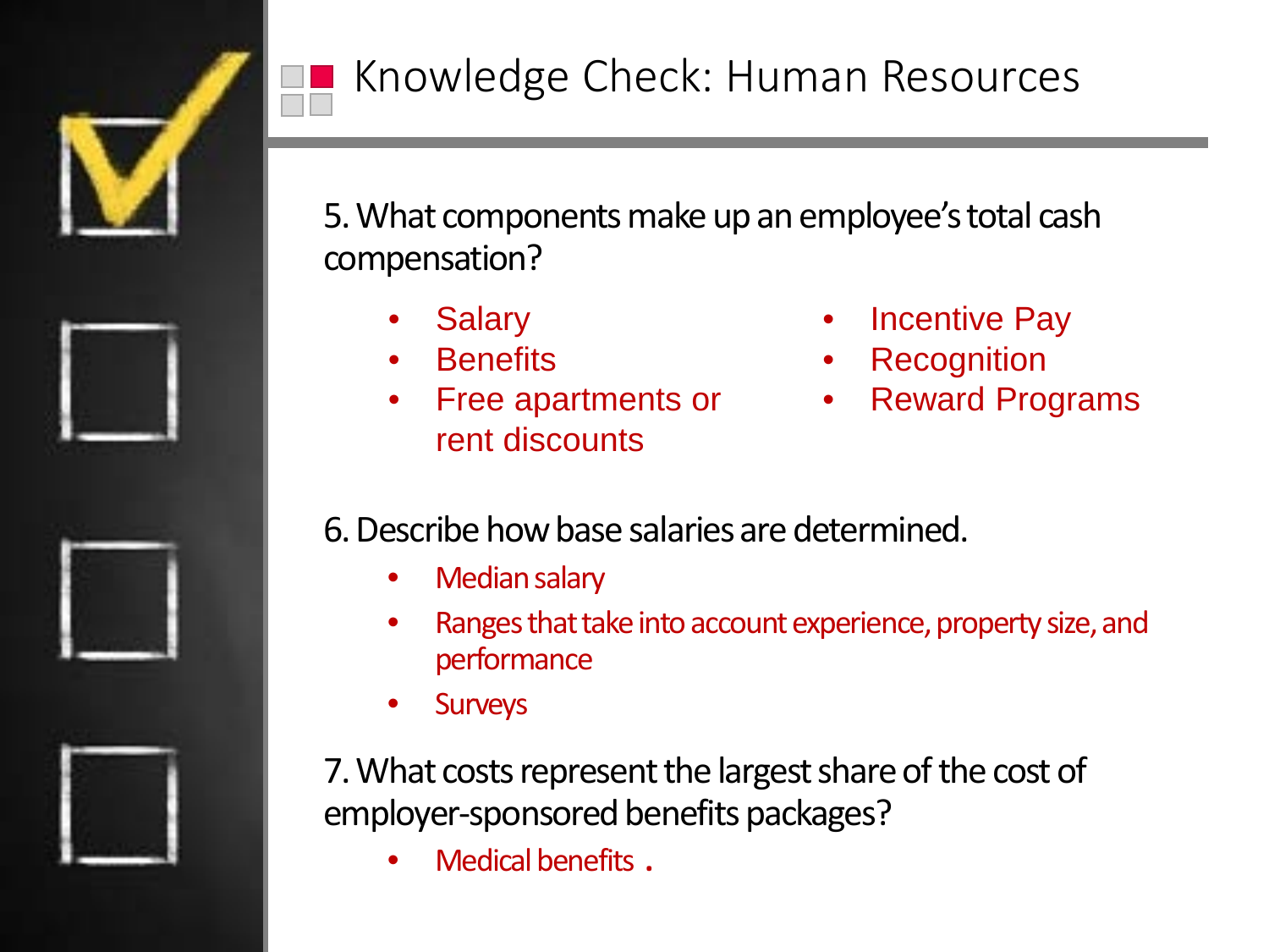# Knowledge Check: Human Resources

5. What components make up an employee's total cash compensation?

- Salary
- Benefits
- Free apartments or rent discounts
- Incentive Pay
- Recognition
- Reward Programs

6. Describe how base salaries are determined.

- Median salary
- Ranges that take into account experience, property size, and performance
- Surveys

7. What costs represent the largest share of the cost of employer-sponsored benefits packages?

- Medical benefits .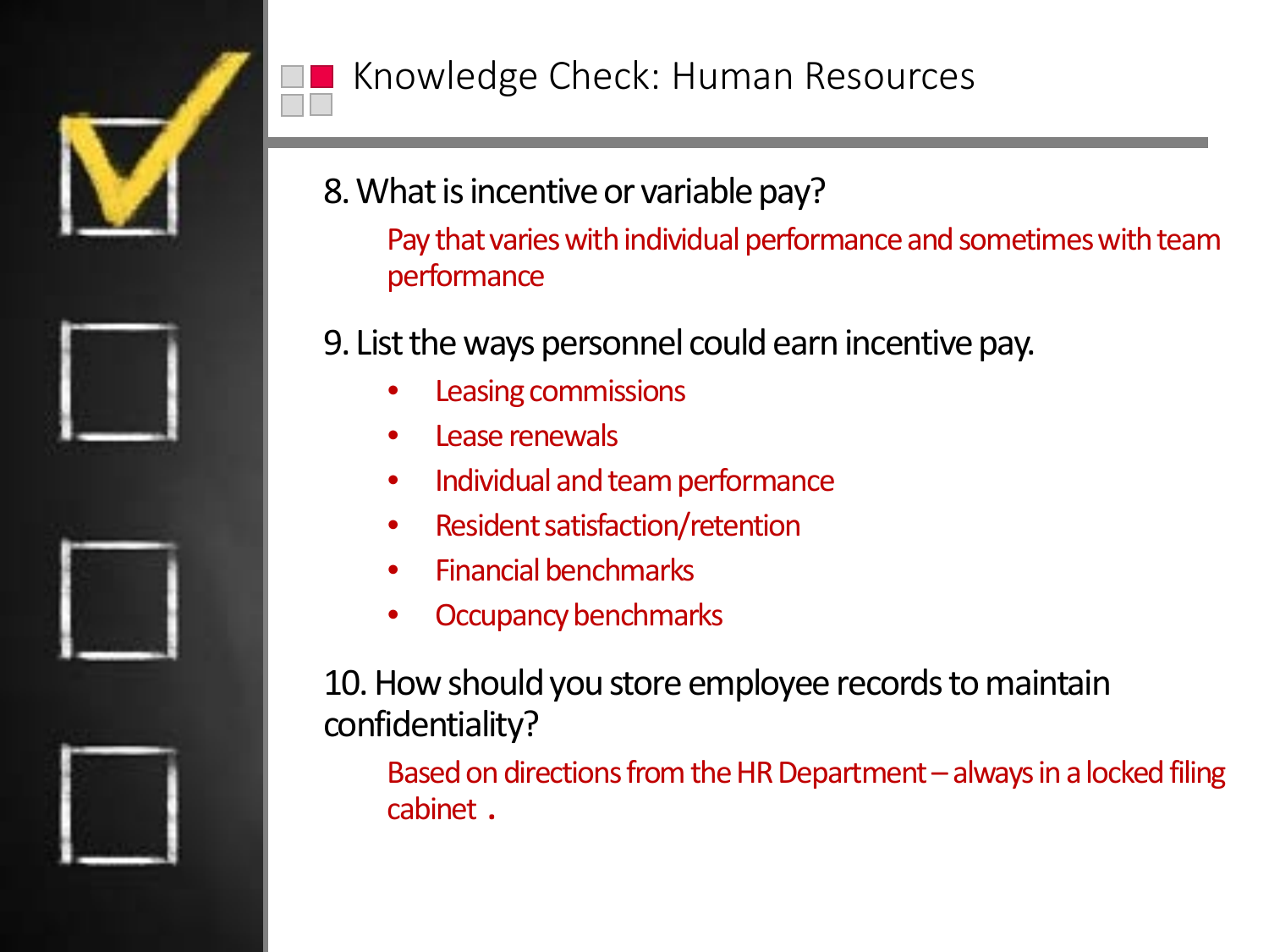# Knowledge Check: Human Resources

8. What is incentive or variable pay?

   Pay that varies with individual performance and sometimes with team performance

9. List the ways personnel could earn incentive pay.

   - Leasing commissions
   - Lease renewals
   - Individual and team performance
   - Resident satisfaction/retention
   - Financial benchmarks
   - Occupancy benchmarks

10. How should you store employee records to maintain confidentiality?

    Based on directions from the HR Department – always in a locked filing cabinet .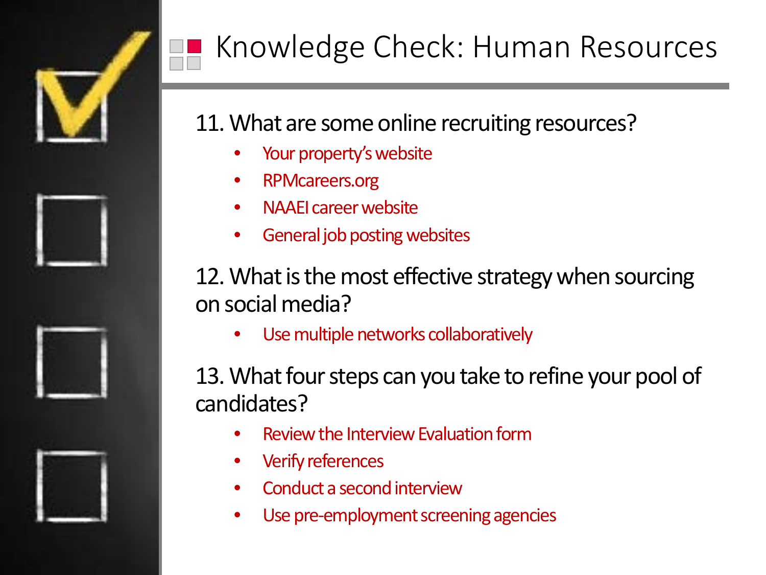# Knowledge Check: Human Resources

11. What are some online recruiting resources?
    - Your property's website
    - RPMcareers.org
    - NAAEI career website
    - General job posting websites

12. What is the most effective strategy when sourcing on social media?
    - Use multiple networks collaboratively

13. What four steps can you take to refine your pool of candidates?
    - Review the Interview Evaluation form
    - Verify references
    - Conduct a second interview
    - Use pre-employment screening agencies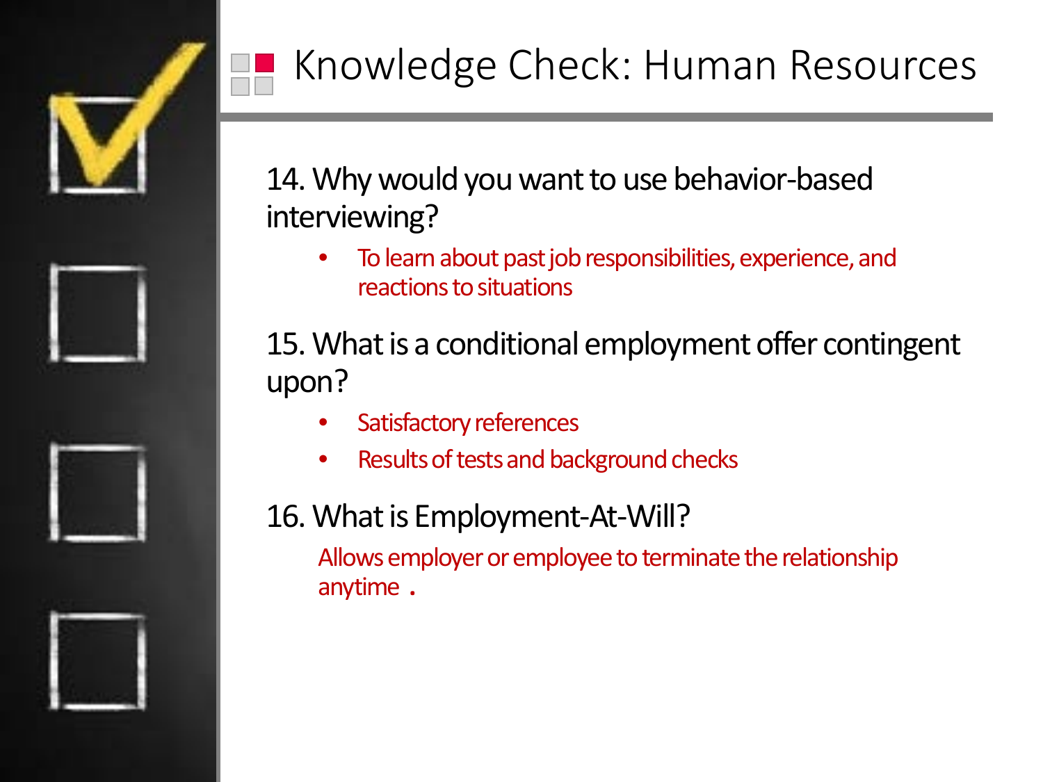# Knowledge Check: Human Resources

14. Why would you want to use behavior-based interviewing?

- To learn about past job responsibilities, experience, and reactions to situations

15. What is a conditional employment offer contingent upon?

- Satisfactory references
- Results of tests and background checks

16. What is Employment-At-Will?

Allows employer or employee to terminate the relationship anytime .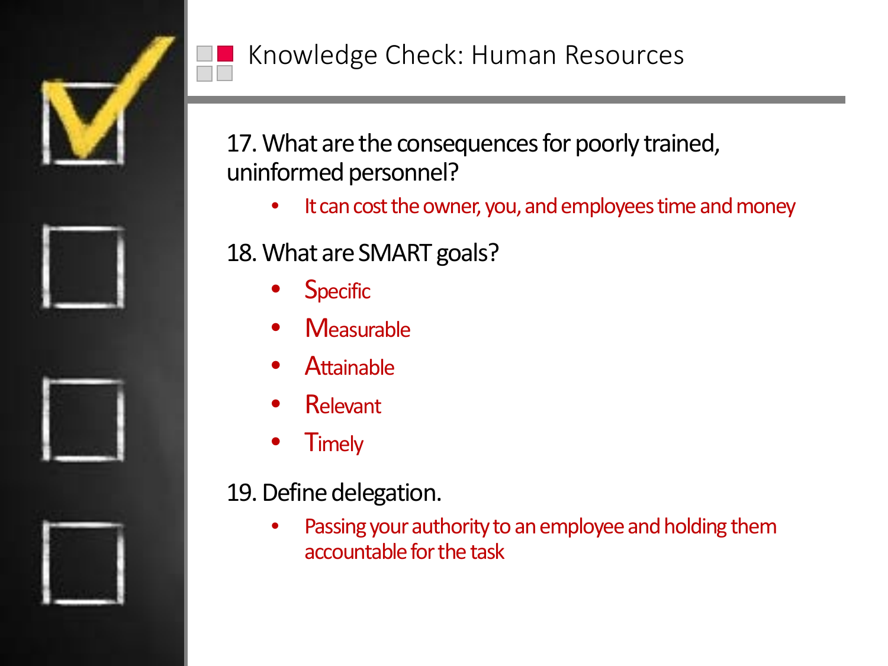# Knowledge Check: Human Resources

17. What are the consequences for poorly trained, uninformed personnel?

- It can cost the owner, you, and employees time and money

18. What are SMART goals?

- Specific
- Measurable
- Attainable
- Relevant
- Timely

19. Define delegation.

- Passing your authority to an employee and holding them accountable for the task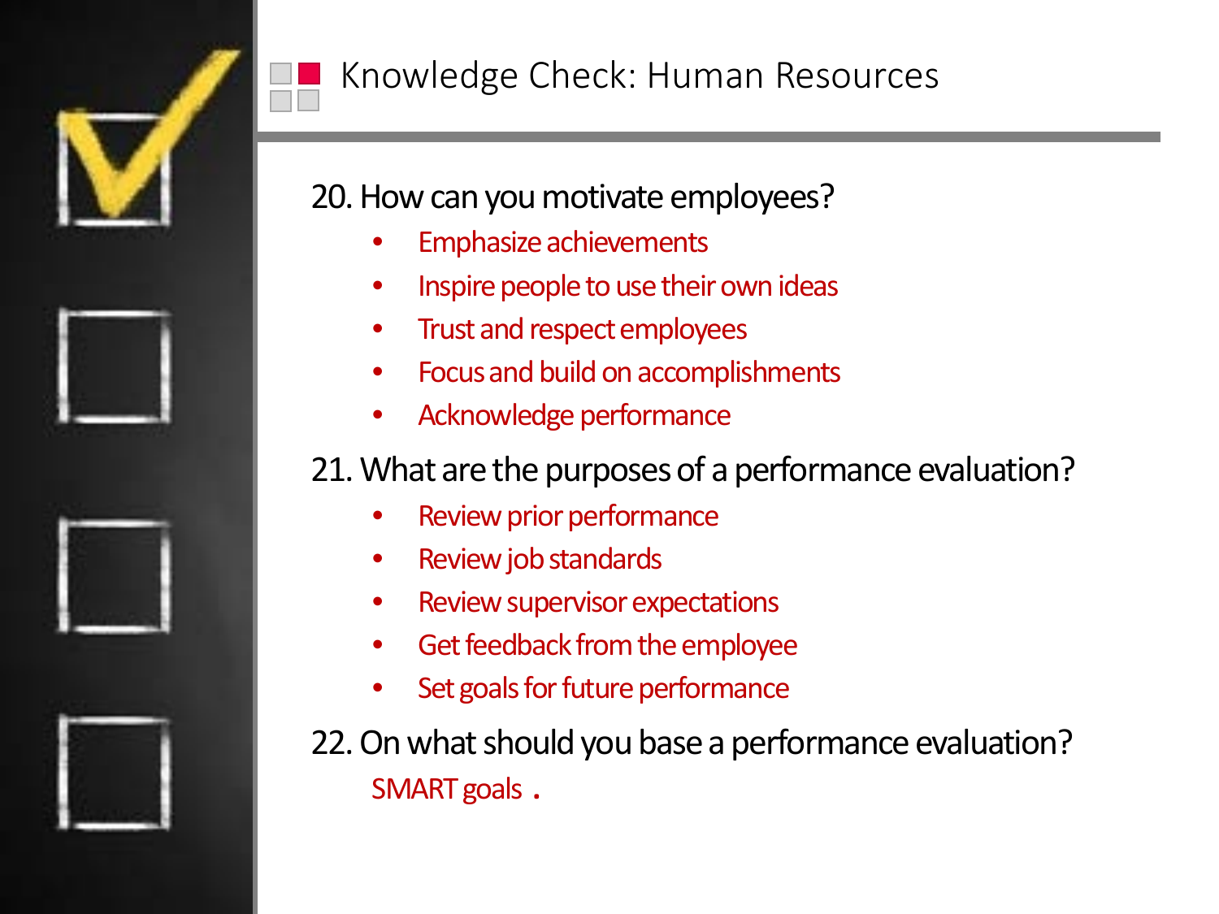# Knowledge Check: Human Resources

20. How can you motivate employees?

- Emphasize achievements
- Inspire people to use their own ideas
- Trust and respect employees
- Focus and build on accomplishments
- Acknowledge performance

21. What are the purposes of a performance evaluation?

- Review prior performance
- Review job standards
- Review supervisor expectations
- Get feedback from the employee
- Set goals for future performance

22. On what should you base a performance evaluation?

SMART goals .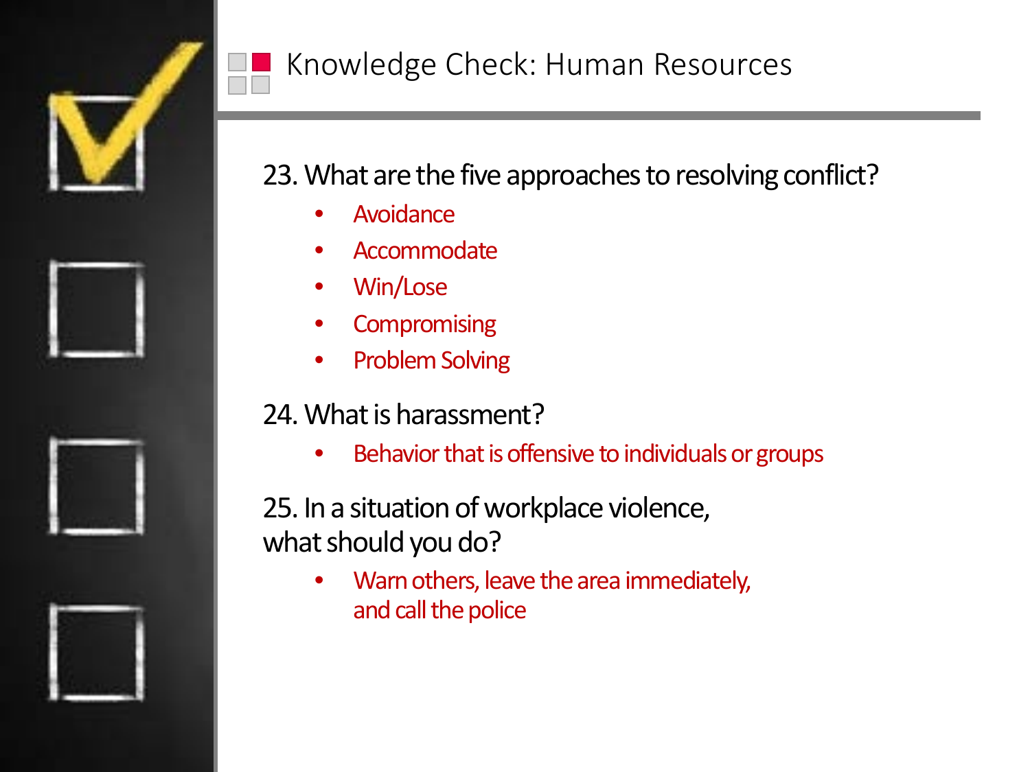# Knowledge Check: Human Resources

23. What are the five approaches to resolving conflict?

- Avoidance
- Accommodate
- Win/Lose
- Compromising
- Problem Solving

24. What is harassment?

- Behavior that is offensive to individuals or groups

25. In a situation of workplace violence, what should you do?

- Warn others, leave the area immediately, and call the police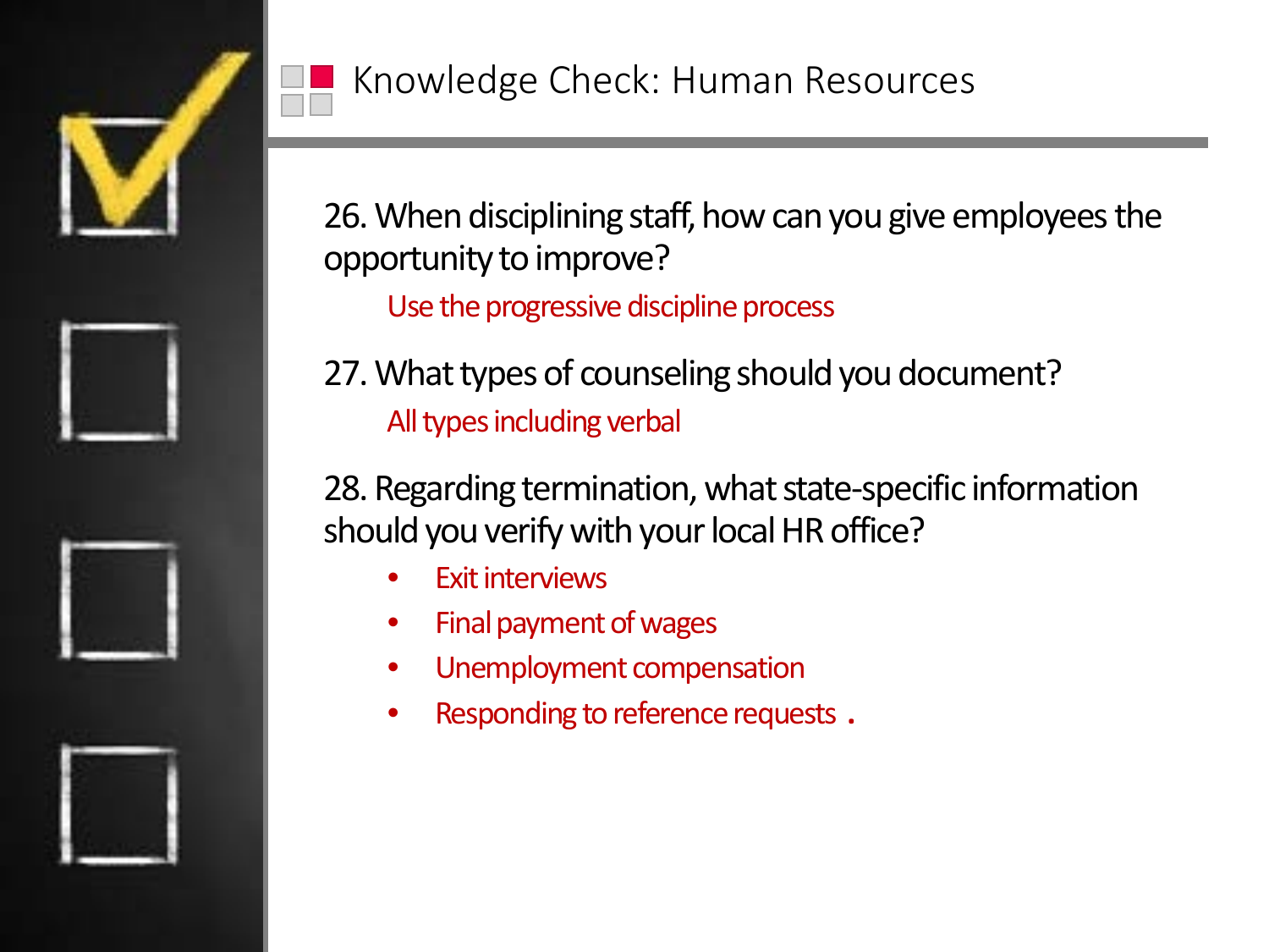# Knowledge Check: Human Resources

26. When disciplining staff, how can you give employees the opportunity to improve?

    Use the progressive discipline process

27. What types of counseling should you document?

    All types including verbal

28. Regarding termination, what state-specific information should you verify with your local HR office?

    - Exit interviews
    - Final payment of wages
    - Unemployment compensation
    - Responding to reference requests .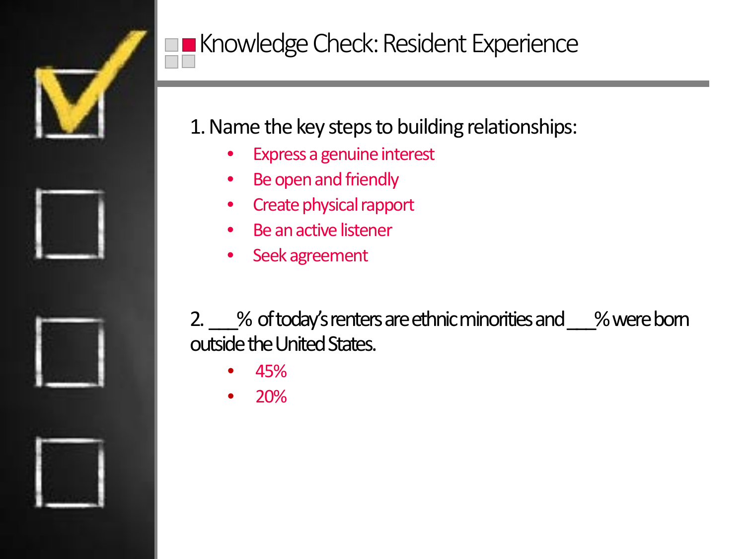# Knowledge Check: Resident Experience

1. Name the key steps to building relationships:
   - Express a genuine interest
   - Be open and friendly
   - Create physical rapport
   - Be an active listener
   - Seek agreement

2. ___% of today's renters are ethnic minorities and ___% were born outside the United States.
   - 45%
   - 20%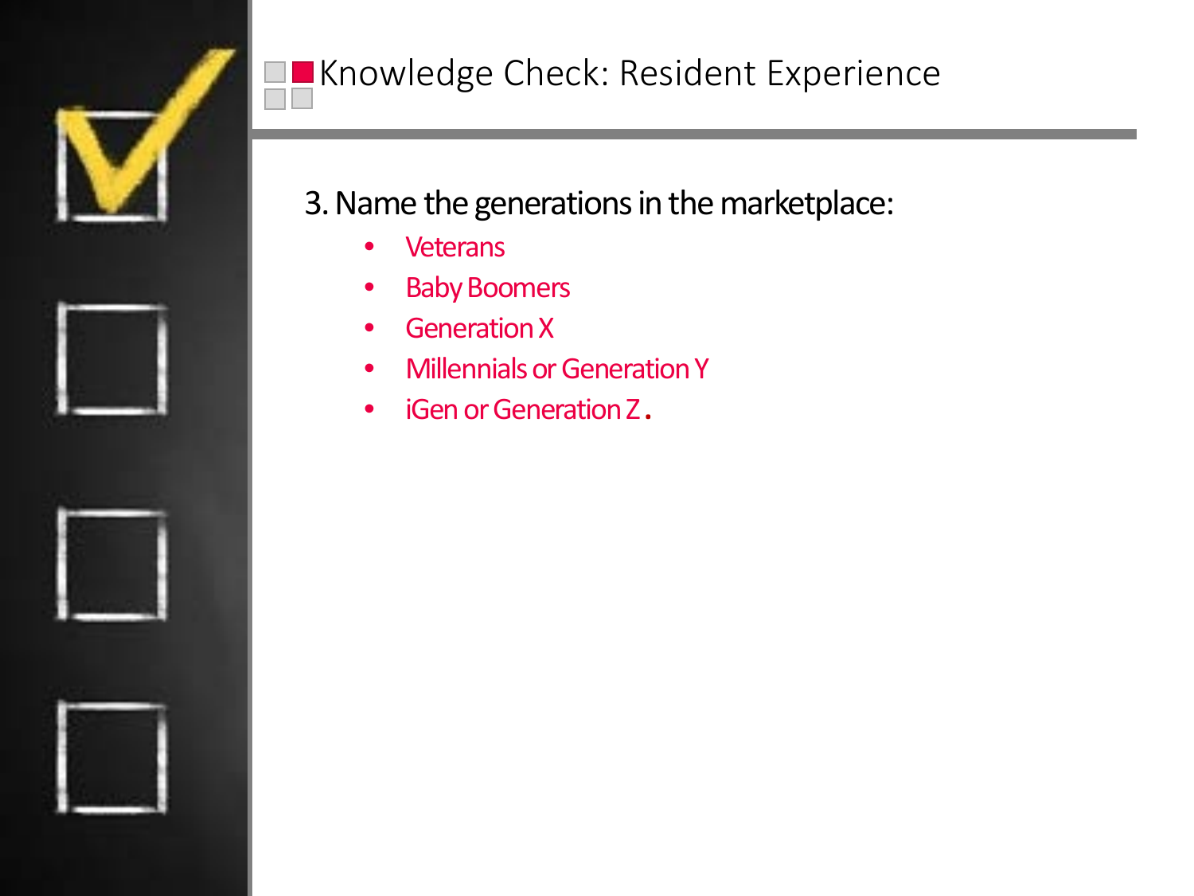# Knowledge Check: Resident Experience

3. Name the generations in the marketplace:

- Veterans
- Baby Boomers
- Generation X
- Millennials or Generation Y
- iGen or Generation Z.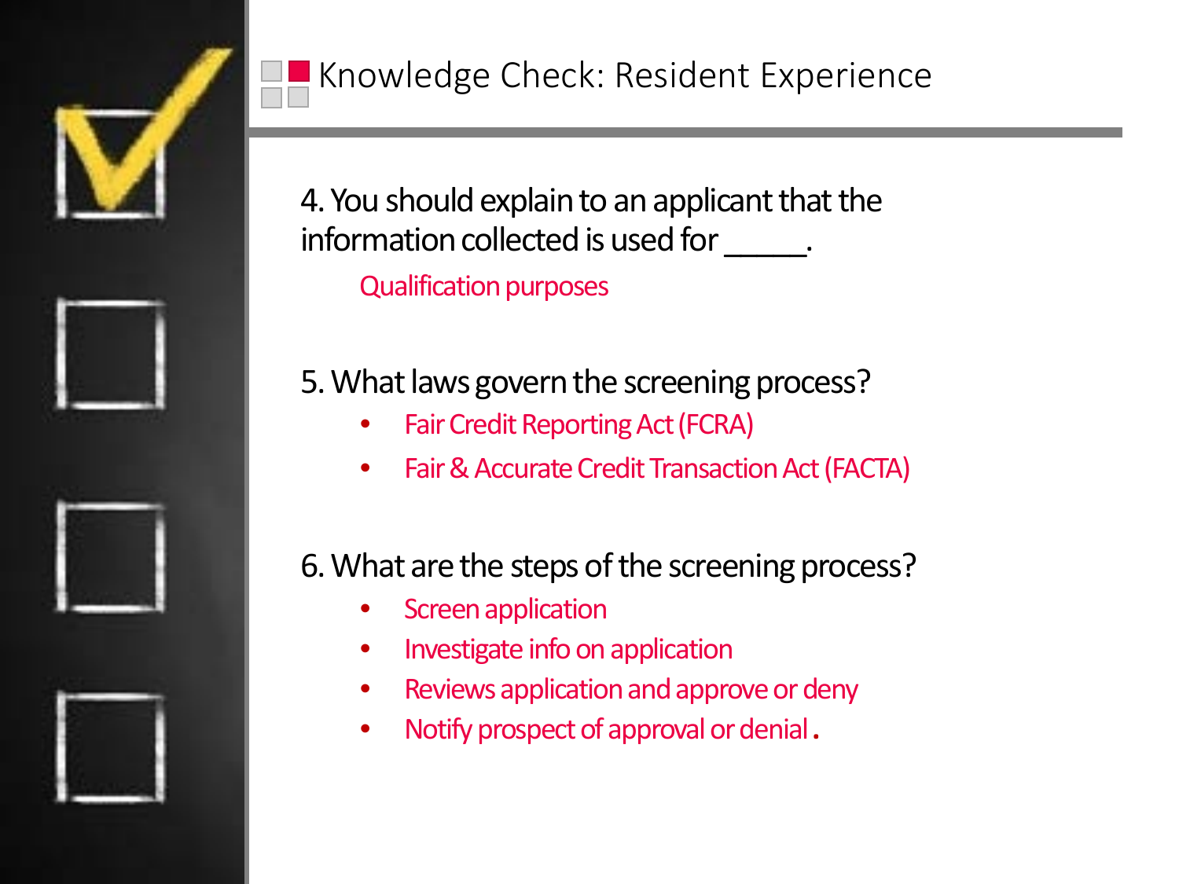# Knowledge Check: Resident Experience

4. You should explain to an applicant that the information collected is used for _____.

   Qualification purposes

5. What laws govern the screening process?
   - Fair Credit Reporting Act (FCRA)
   - Fair & Accurate Credit Transaction Act (FACTA)

6. What are the steps of the screening process?
   - Screen application
   - Investigate info on application
   - Reviews application and approve or deny
   - Notify prospect of approval or denial.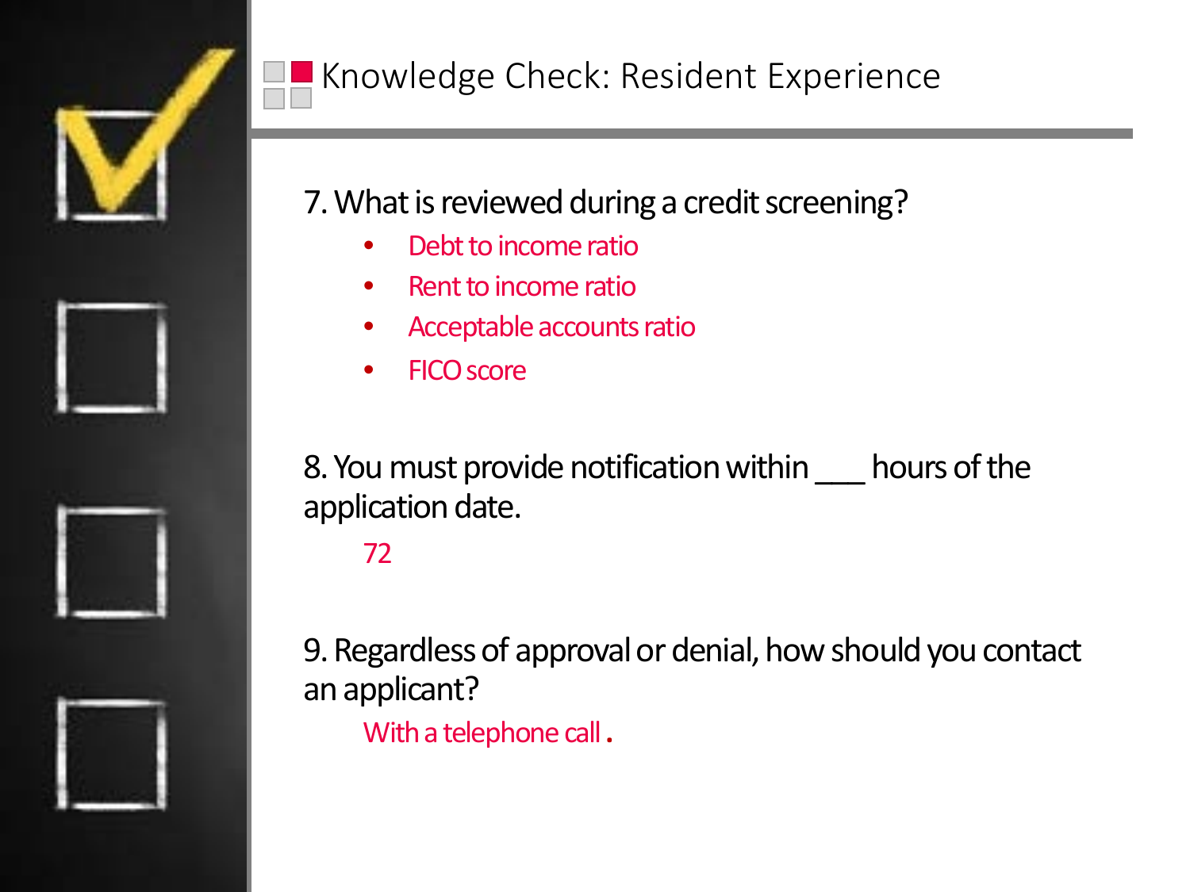# Knowledge Check: Resident Experience

7. What is reviewed during a credit screening?

- Debt to income ratio
- Rent to income ratio
- Acceptable accounts ratio
- FICO score

8. You must provide notification within ___ hours of the application date.

   72

9. Regardless of approval or denial, how should you contact an applicant?

   With a telephone call.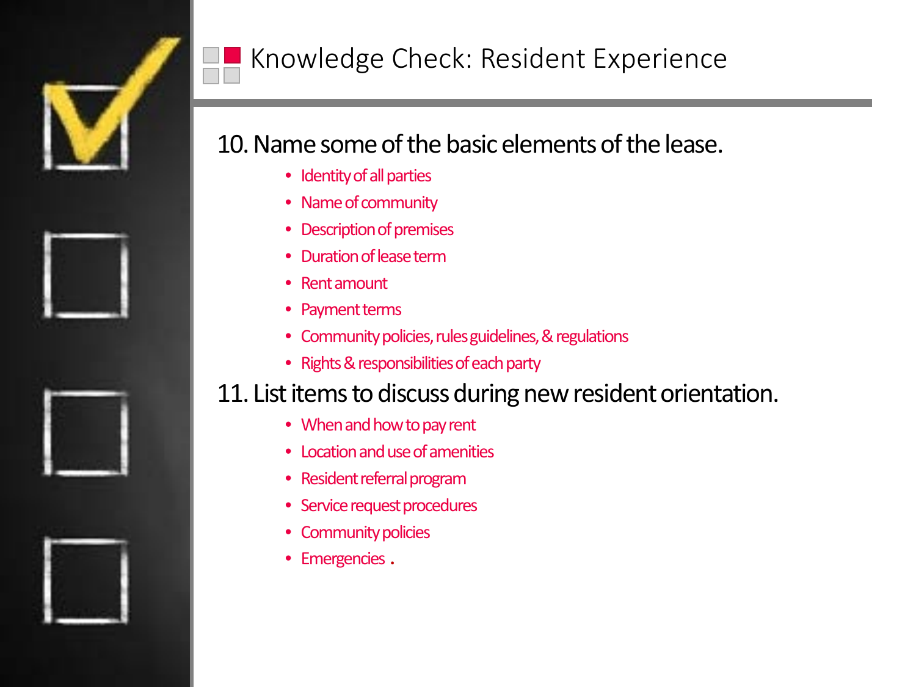# Knowledge Check: Resident Experience

## 10. Name some of the basic elements of the lease.

- Identity of all parties
- Name of community
- Description of premises
- Duration of lease term
- Rent amount
- Payment terms
- Community policies, rules guidelines, & regulations
- Rights & responsibilities of each party

## 11. List items to discuss during new resident orientation.

- When and how to pay rent
- Location and use of amenities
- Resident referral program
- Service request procedures
- Community policies
- Emergencies .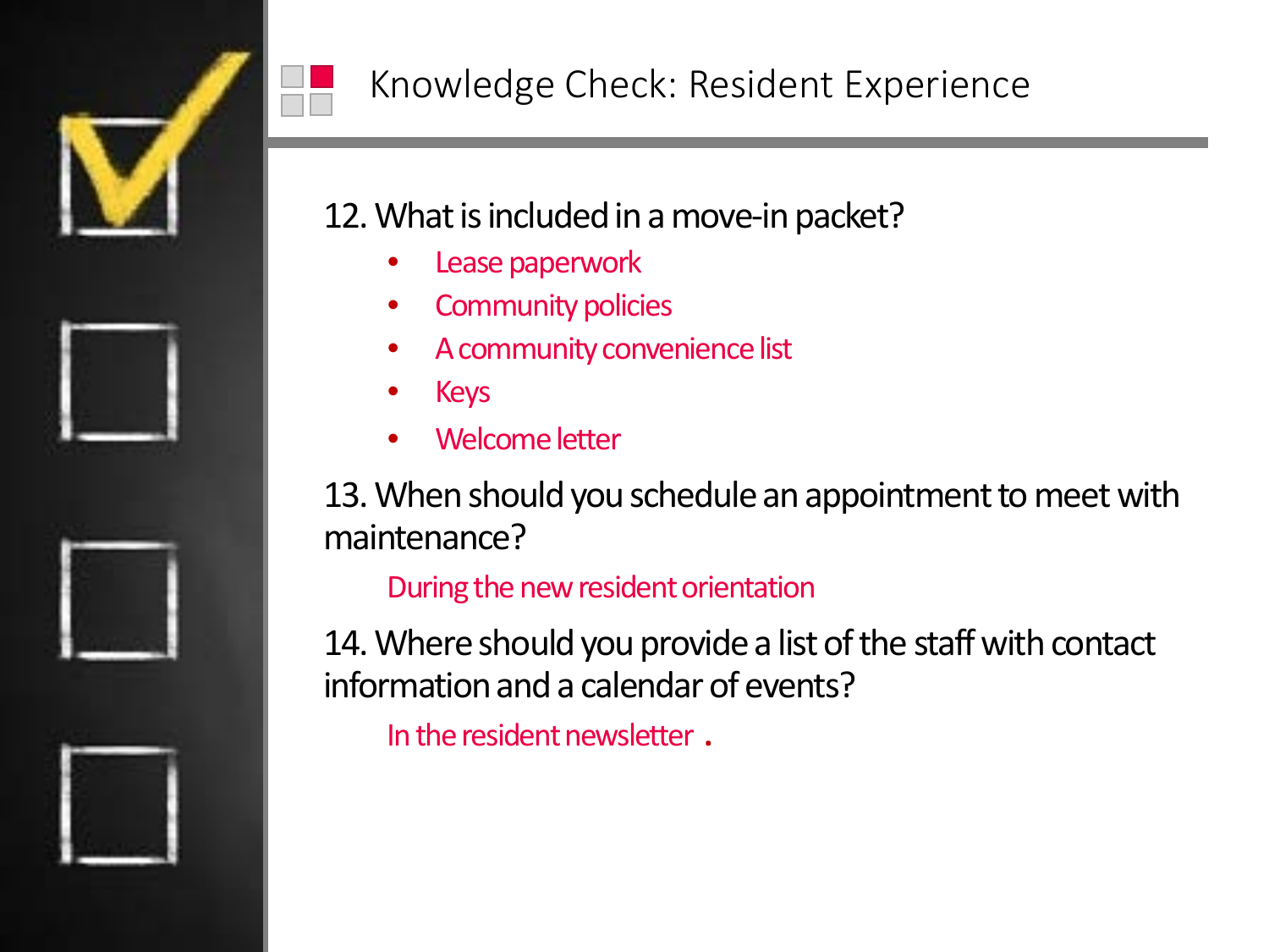# Knowledge Check: Resident Experience

12. What is included in a move-in packet?

- Lease paperwork
- Community policies
- A community convenience list
- Keys
- Welcome letter

13. When should you schedule an appointment to meet with maintenance?

During the new resident orientation

14. Where should you provide a list of the staff with contact information and a calendar of events?

In the resident newsletter .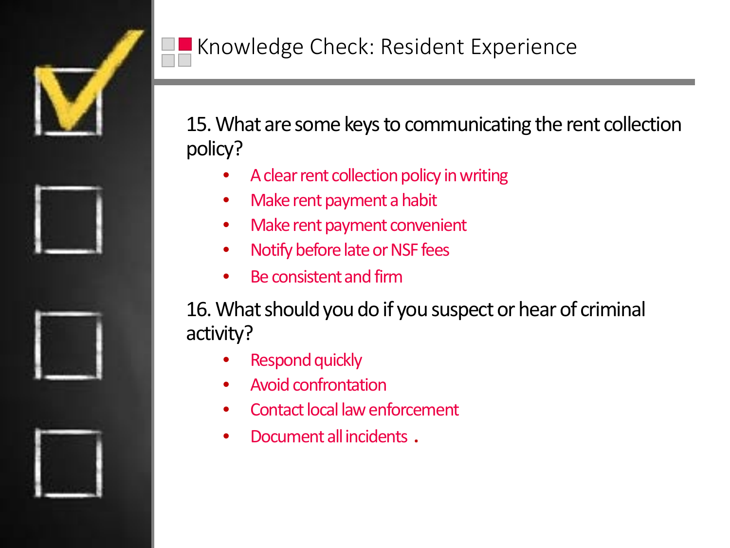# Knowledge Check: Resident Experience

15. What are some keys to communicating the rent collection policy?

- A clear rent collection policy in writing
- Make rent payment a habit
- Make rent payment convenient
- Notify before late or NSF fees
- Be consistent and firm

16. What should you do if you suspect or hear of criminal activity?

- Respond quickly
- Avoid confrontation
- Contact local law enforcement
- Document all incidents .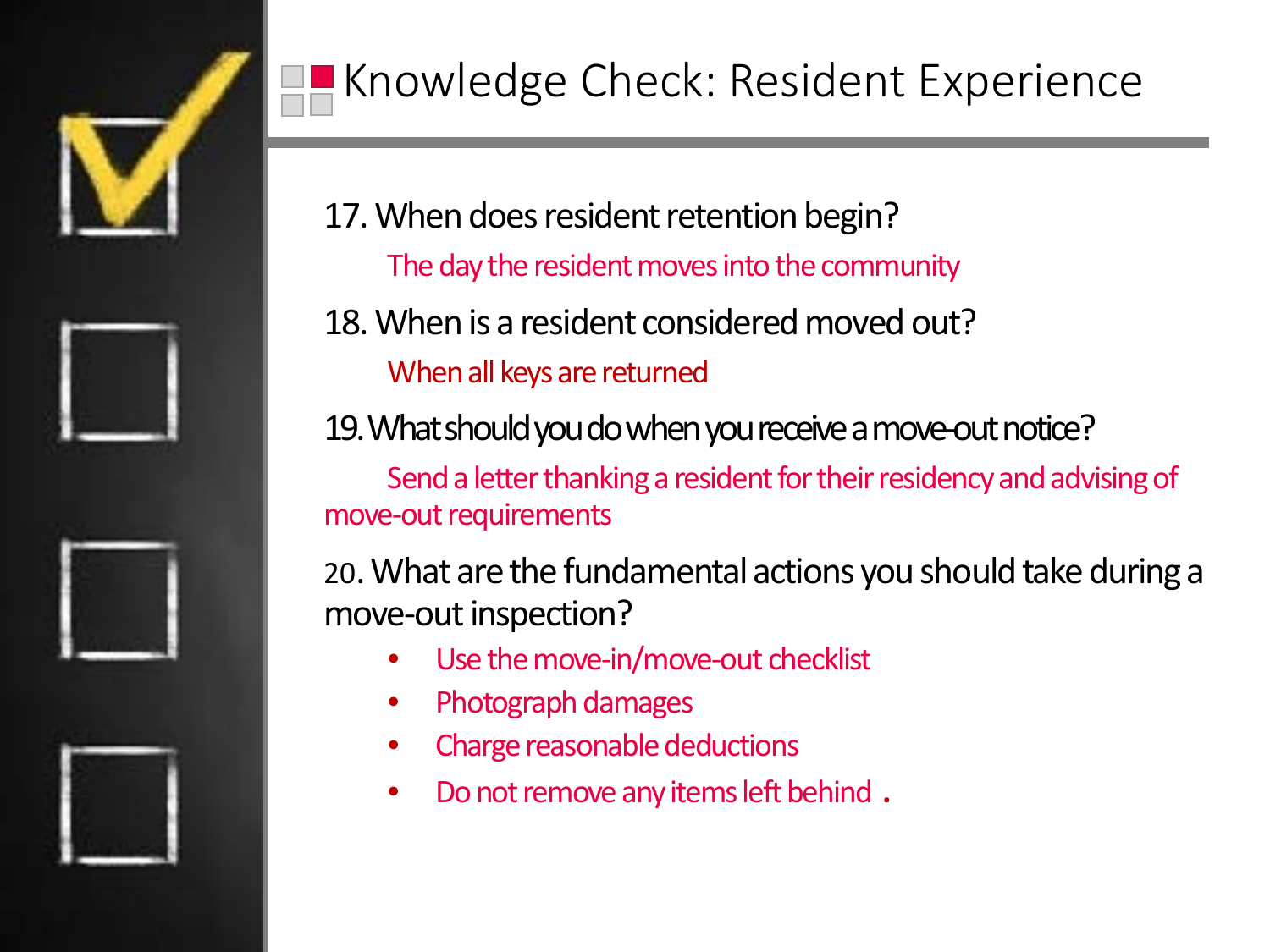# Knowledge Check: Resident Experience

17. When does resident retention begin?

    The day the resident moves into the community

18. When is a resident considered moved out?

    When all keys are returned

19. What should you do when you receive a move-out notice?

    Send a letter thanking a resident for their residency and advising of move-out requirements

20. What are the fundamental actions you should take during a move-out inspection?

    - Use the move-in/move-out checklist
    - Photograph damages
    - Charge reasonable deductions
    - Do not remove any items left behind .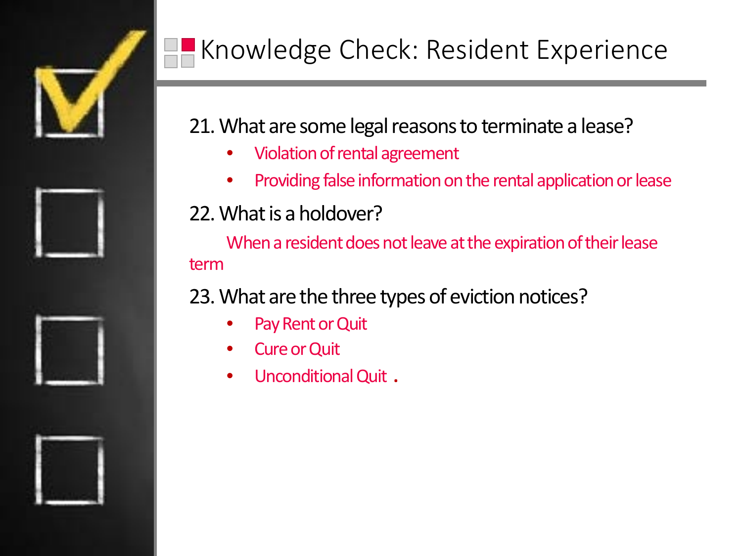# Knowledge Check: Resident Experience

21. What are some legal reasons to terminate a lease?
    - Violation of rental agreement
    - Providing false information on the rental application or lease

22. What is a holdover?

    When a resident does not leave at the expiration of their lease term

23. What are the three types of eviction notices?
    - Pay Rent or Quit
    - Cure or Quit
    - Unconditional Quit .